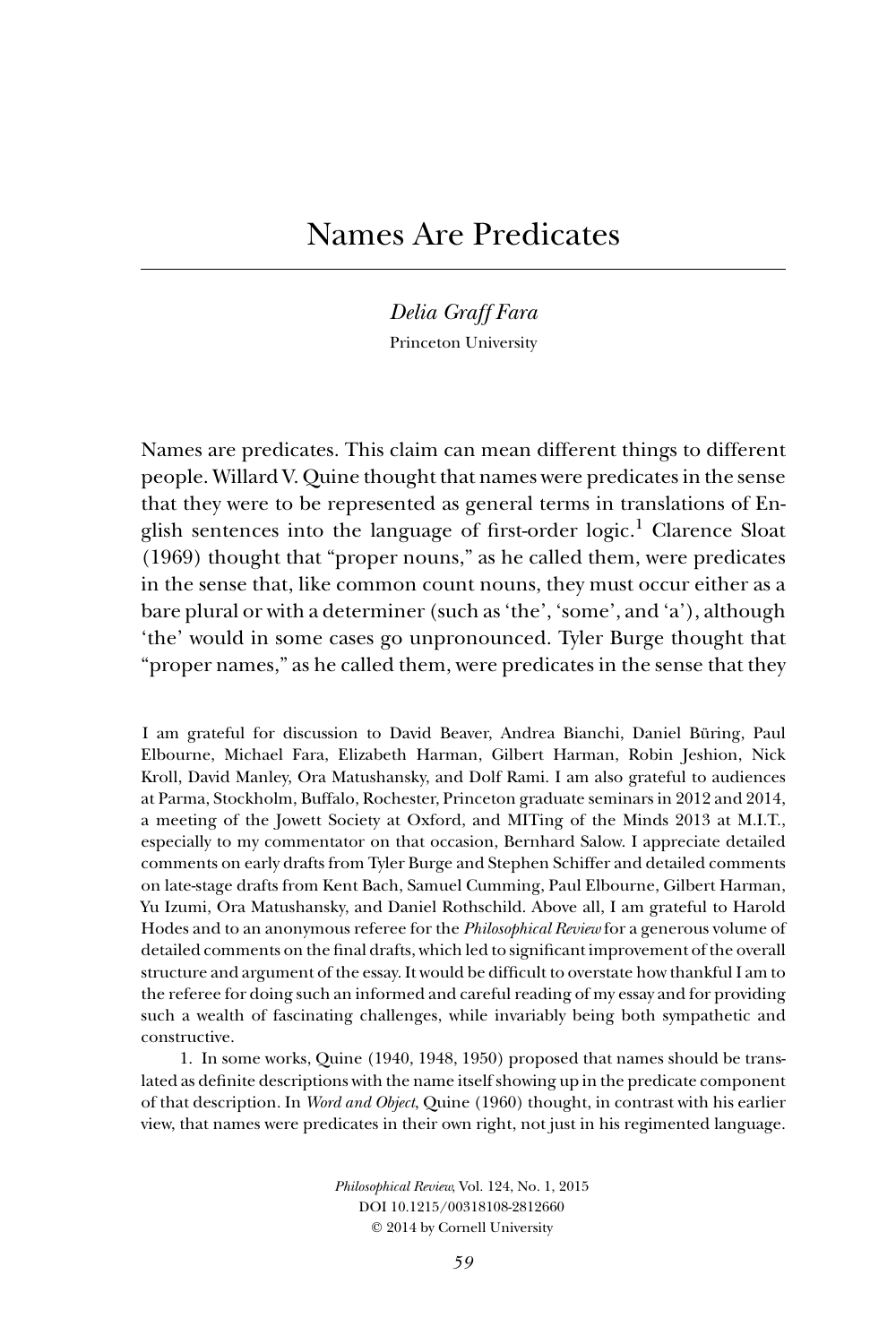# Names Are Predicates

*Delia Graff Fara*
Princeton University

Names are predicates. This claim can mean different things to different people. Willard V. Quine thought that names were predicates in the sense that they were to be represented as general terms in translations of English sentences into the language of first-order logic.[1] Clarence Sloat (1969) thought that "proper nouns," as he called them, were predicates in the sense that, like common count nouns, they must occur either as a bare plural or with a determiner (such as 'the', 'some', and 'a'), although 'the' would in some cases go unpronounced. Tyler Burge thought that "proper names," as he called them, were predicates in the sense that they

I am grateful for discussion to David Beaver, Andrea Bianchi, Daniel Büring, Paul Elbourne, Michael Fara, Elizabeth Harman, Gilbert Harman, Robin Jeshion, Nick Kroll, David Manley, Ora Matushansky, and Dolf Rami. I am also grateful to audiences at Parma, Stockholm, Buffalo, Rochester, Princeton graduate seminars in 2012 and 2014, a meeting of the Jowett Society at Oxford, and MITing of the Minds 2013 at M.I.T., especially to my commentator on that occasion, Bernhard Salow. I appreciate detailed comments on early drafts from Tyler Burge and Stephen Schiffer and detailed comments on late-stage drafts from Kent Bach, Samuel Cumming, Paul Elbourne, Gilbert Harman, Yu Izumi, Ora Matushansky, and Daniel Rothschild. Above all, I am grateful to Harold Hodes and to an anonymous referee for the *Philosophical Review* for a generous volume of detailed comments on the final drafts, which led to significant improvement of the overall structure and argument of the essay. It would be difficult to overstate how thankful I am to the referee for doing such an informed and careful reading of my essay and for providing such a wealth of fascinating challenges, while invariably being both sympathetic and constructive.

1. In some works, Quine (1940, 1948, 1950) proposed that names should be translated as definite descriptions with the name itself showing up in the predicate component of that description. In *Word and Object*, Quine (1960) thought, in contrast with his earlier view, that names were predicates in their own right, not just in his regimented language.

*Philosophical Review*, Vol. 124, No. 1, 2015
DOI 10.1215/00318108-2812660
© 2014 by Cornell University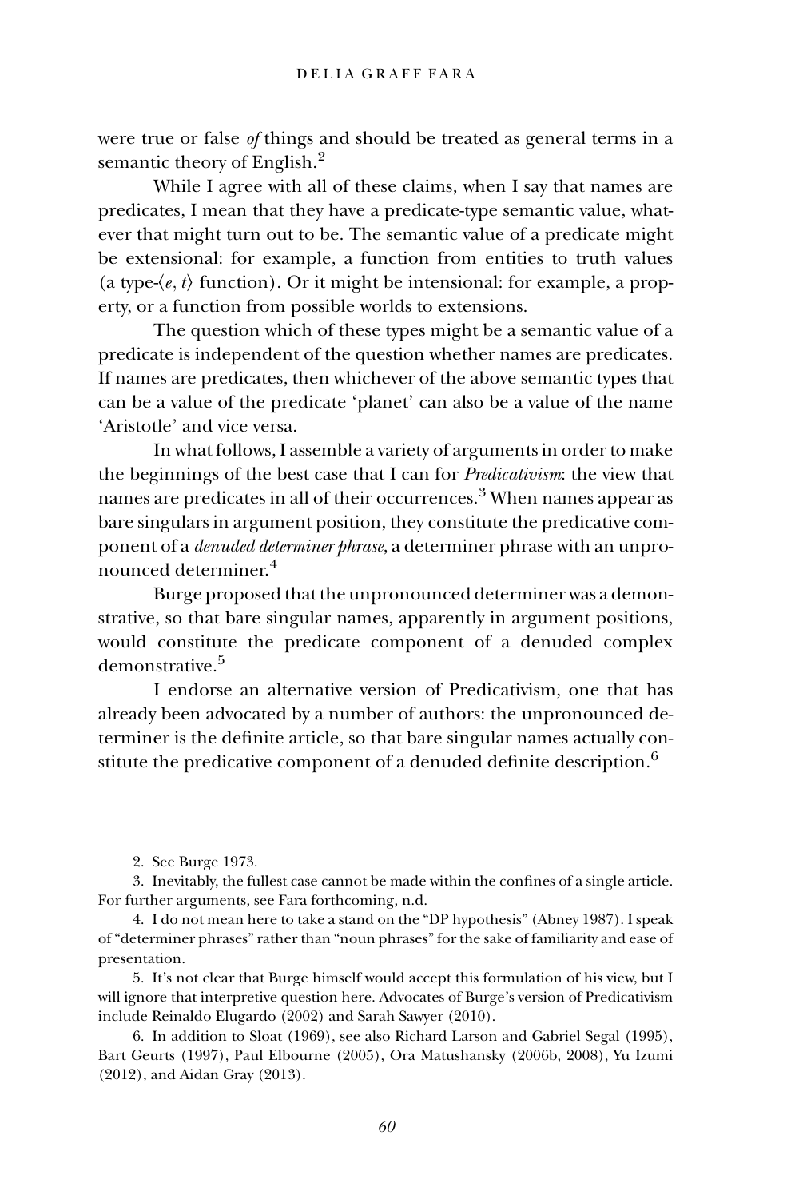were true or false *of* things and should be treated as general terms in a semantic theory of English.[2]

While I agree with all of these claims, when I say that names are predicates, I mean that they have a predicate-type semantic value, whatever that might turn out to be. The semantic value of a predicate might be extensional: for example, a function from entities to truth values (a type-$\langle e, t\rangle$ function). Or it might be intensional: for example, a property, or a function from possible worlds to extensions.

The question which of these types might be a semantic value of a predicate is independent of the question whether names are predicates. If names are predicates, then whichever of the above semantic types that can be a value of the predicate 'planet' can also be a value of the name 'Aristotle' and vice versa.

In what follows, I assemble a variety of arguments in order to make the beginnings of the best case that I can for *Predicativism*: the view that names are predicates in all of their occurrences.[3] When names appear as bare singulars in argument position, they constitute the predicative component of a *denuded determiner phrase*, a determiner phrase with an unpronounced determiner.[4]

Burge proposed that the unpronounced determiner was a demonstrative, so that bare singular names, apparently in argument positions, would constitute the predicate component of a denuded complex demonstrative.[5]

I endorse an alternative version of Predicativism, one that has already been advocated by a number of authors: the unpronounced determiner is the definite article, so that bare singular names actually constitute the predicative component of a denuded definite description.[6]

2. See Burge 1973.

3. Inevitably, the fullest case cannot be made within the confines of a single article. For further arguments, see Fara forthcoming, n.d.

4. I do not mean here to take a stand on the "DP hypothesis" (Abney 1987). I speak of "determiner phrases" rather than "noun phrases" for the sake of familiarity and ease of presentation.

5. It's not clear that Burge himself would accept this formulation of his view, but I will ignore that interpretive question here. Advocates of Burge's version of Predicativism include Reinaldo Elugardo (2002) and Sarah Sawyer (2010).

6. In addition to Sloat (1969), see also Richard Larson and Gabriel Segal (1995), Bart Geurts (1997), Paul Elbourne (2005), Ora Matushansky (2006b, 2008), Yu Izumi (2012), and Aidan Gray (2013).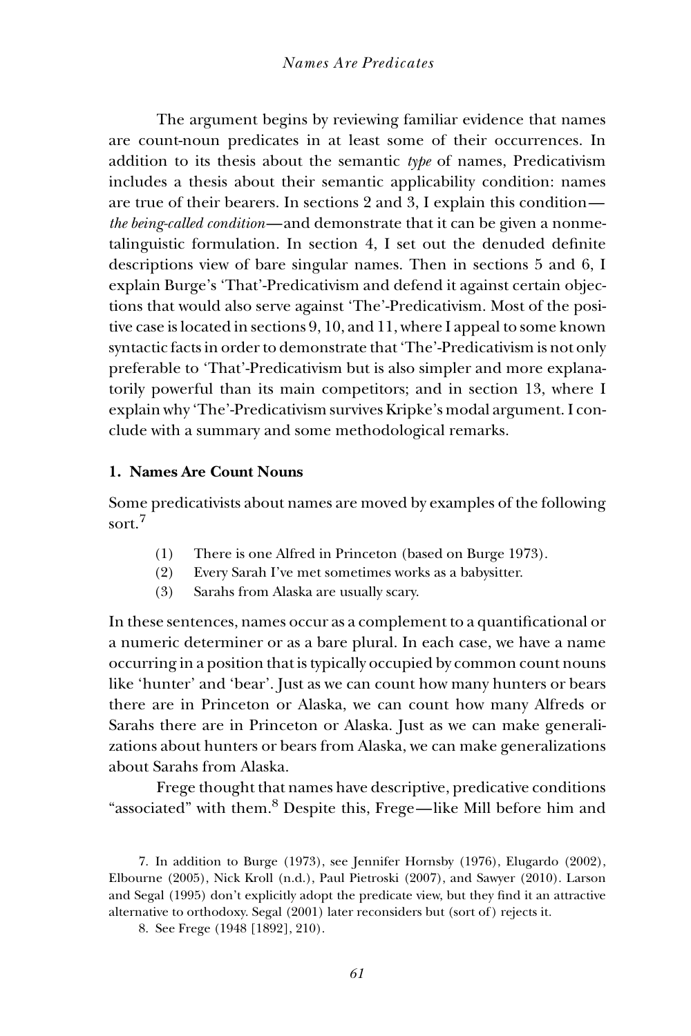The argument begins by reviewing familiar evidence that names are count-noun predicates in at least some of their occurrences. In addition to its thesis about the semantic *type* of names, Predicativism includes a thesis about their semantic applicability condition: names are true of their bearers. In sections 2 and 3, I explain this condition—*the being-called condition*—and demonstrate that it can be given a nonmetalinguistic formulation. In section 4, I set out the denuded definite descriptions view of bare singular names. Then in sections 5 and 6, I explain Burge's 'That'-Predicativism and defend it against certain objections that would also serve against 'The'-Predicativism. Most of the positive case is located in sections 9, 10, and 11, where I appeal to some known syntactic facts in order to demonstrate that 'The'-Predicativism is not only preferable to 'That'-Predicativism but is also simpler and more explanatorily powerful than its main competitors; and in section 13, where I explain why 'The'-Predicativism survives Kripke's modal argument. I conclude with a summary and some methodological remarks.

## 1. Names Are Count Nouns

Some predicativists about names are moved by examples of the following sort.[7]

(1) There is one Alfred in Princeton (based on Burge 1973).
(2) Every Sarah I've met sometimes works as a babysitter.
(3) Sarahs from Alaska are usually scary.

In these sentences, names occur as a complement to a quantificational or a numeric determiner or as a bare plural. In each case, we have a name occurring in a position that is typically occupied by common count nouns like 'hunter' and 'bear'. Just as we can count how many hunters or bears there are in Princeton or Alaska, we can count how many Alfreds or Sarahs there are in Princeton or Alaska. Just as we can make generalizations about hunters or bears from Alaska, we can make generalizations about Sarahs from Alaska.

Frege thought that names have descriptive, predicative conditions "associated" with them.[8] Despite this, Frege—like Mill before him and

7. In addition to Burge (1973), see Jennifer Hornsby (1976), Elugardo (2002), Elbourne (2005), Nick Kroll (n.d.), Paul Pietroski (2007), and Sawyer (2010). Larson and Segal (1995) don't explicitly adopt the predicate view, but they find it an attractive alternative to orthodoxy. Segal (2001) later reconsiders but (sort of) rejects it.

8. See Frege (1948 [1892], 210).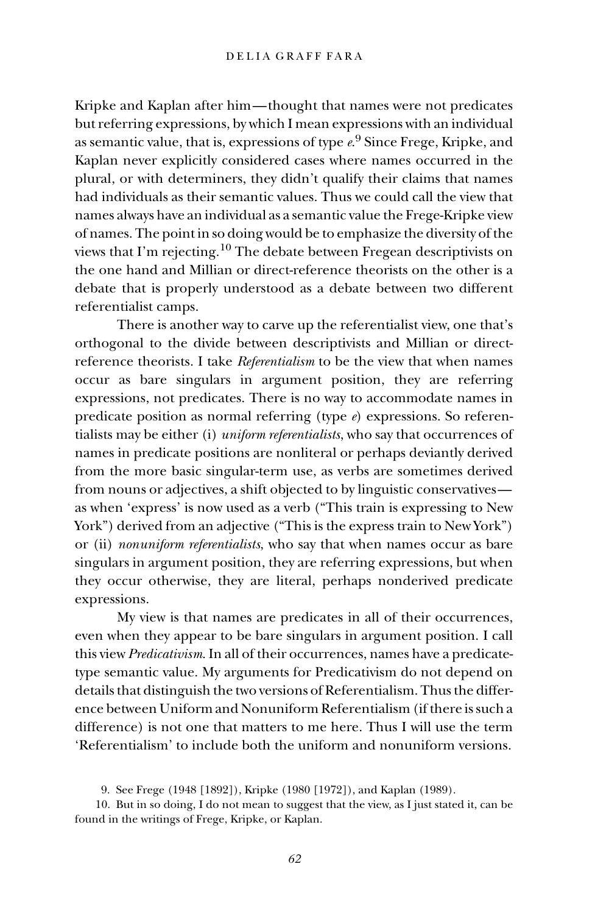Kripke and Kaplan after him—thought that names were not predicates but referring expressions, by which I mean expressions with an individual as semantic value, that is, expressions of type *e*.[9] Since Frege, Kripke, and Kaplan never explicitly considered cases where names occurred in the plural, or with determiners, they didn't qualify their claims that names had individuals as their semantic values. Thus we could call the view that names always have an individual as a semantic value the Frege-Kripke view of names. The point in so doing would be to emphasize the diversity of the views that I'm rejecting.[10] The debate between Fregean descriptivists on the one hand and Millian or direct-reference theorists on the other is a debate that is properly understood as a debate between two different referentialist camps.

There is another way to carve up the referentialist view, one that's orthogonal to the divide between descriptivists and Millian or direct-reference theorists. I take *Referentialism* to be the view that when names occur as bare singulars in argument position, they are referring expressions, not predicates. There is no way to accommodate names in predicate position as normal referring (type *e*) expressions. So referentialists may be either (i) *uniform referentialists*, who say that occurrences of names in predicate positions are nonliteral or perhaps deviantly derived from the more basic singular-term use, as verbs are sometimes derived from nouns or adjectives, a shift objected to by linguistic conservatives—as when 'express' is now used as a verb ("This train is expressing to New York") derived from an adjective ("This is the express train to New York") or (ii) *nonuniform referentialists*, who say that when names occur as bare singulars in argument position, they are referring expressions, but when they occur otherwise, they are literal, perhaps nonderived predicate expressions.

My view is that names are predicates in all of their occurrences, even when they appear to be bare singulars in argument position. I call this view *Predicativism*. In all of their occurrences, names have a predicate-type semantic value. My arguments for Predicativism do not depend on details that distinguish the two versions of Referentialism. Thus the difference between Uniform and Nonuniform Referentialism (if there is such a difference) is not one that matters to me here. Thus I will use the term 'Referentialism' to include both the uniform and nonuniform versions.

9. See Frege (1948 [1892]), Kripke (1980 [1972]), and Kaplan (1989).

10. But in so doing, I do not mean to suggest that the view, as I just stated it, can be found in the writings of Frege, Kripke, or Kaplan.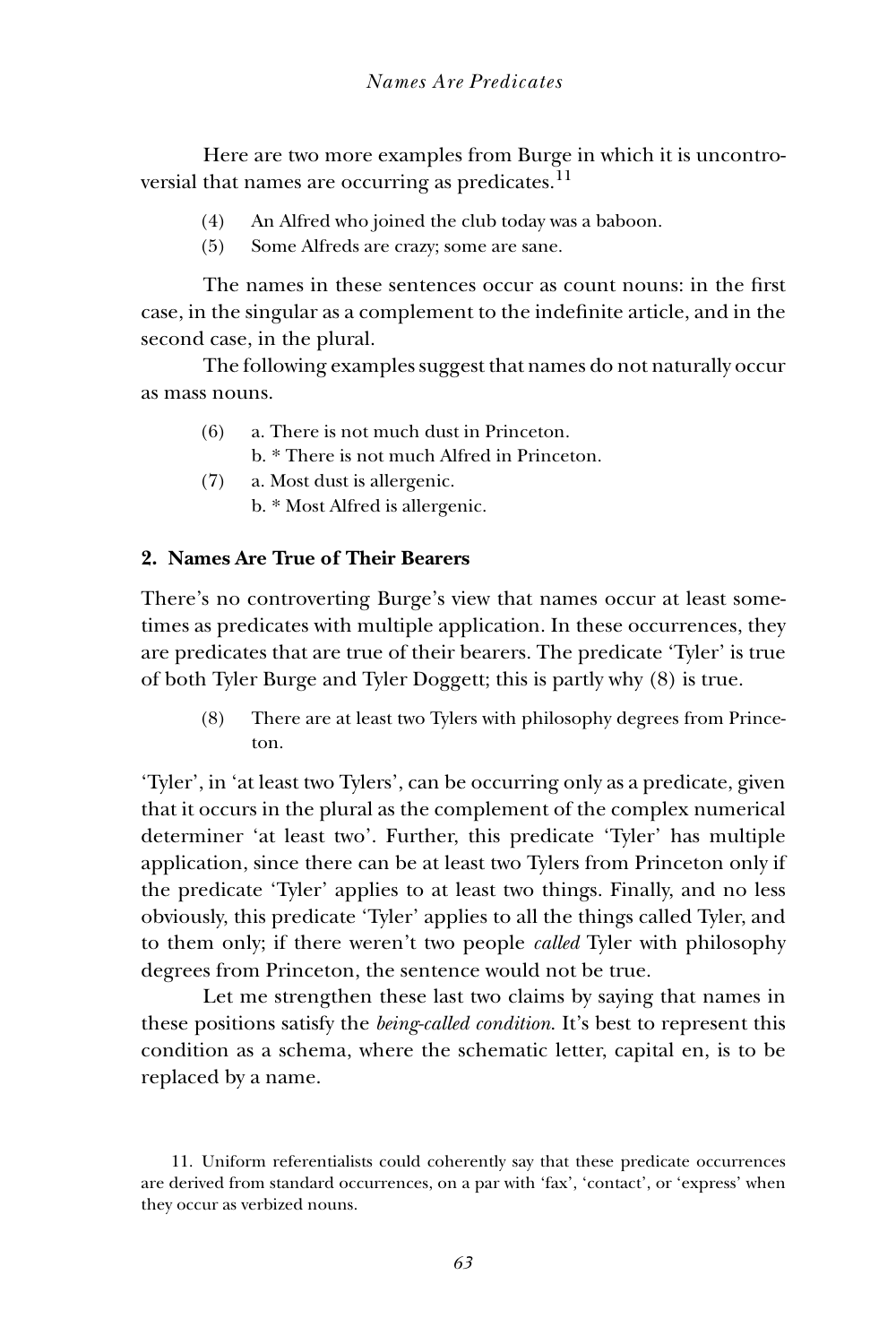Here are two more examples from Burge in which it is uncontroversial that names are occurring as predicates.[11]

(4) An Alfred who joined the club today was a baboon.

(5) Some Alfreds are crazy; some are sane.

The names in these sentences occur as count nouns: in the first case, in the singular as a complement to the indefinite article, and in the second case, in the plural.

The following examples suggest that names do not naturally occur as mass nouns.

(6) a. There is not much dust in Princeton.
    b. * There is not much Alfred in Princeton.

(7) a. Most dust is allergenic.
    b. * Most Alfred is allergenic.

## 2. Names Are True of Their Bearers

There's no controverting Burge's view that names occur at least sometimes as predicates with multiple application. In these occurrences, they are predicates that are true of their bearers. The predicate 'Tyler' is true of both Tyler Burge and Tyler Doggett; this is partly why (8) is true.

(8) There are at least two Tylers with philosophy degrees from Princeton.

'Tyler', in 'at least two Tylers', can be occurring only as a predicate, given that it occurs in the plural as the complement of the complex numerical determiner 'at least two'. Further, this predicate 'Tyler' has multiple application, since there can be at least two Tylers from Princeton only if the predicate 'Tyler' applies to at least two things. Finally, and no less obviously, this predicate 'Tyler' applies to all the things called Tyler, and to them only; if there weren't two people *called* Tyler with philosophy degrees from Princeton, the sentence would not be true.

Let me strengthen these last two claims by saying that names in these positions satisfy the *being-called condition*. It's best to represent this condition as a schema, where the schematic letter, capital en, is to be replaced by a name.

11. Uniform referentialists could coherently say that these predicate occurrences are derived from standard occurrences, on a par with 'fax', 'contact', or 'express' when they occur as verbized nouns.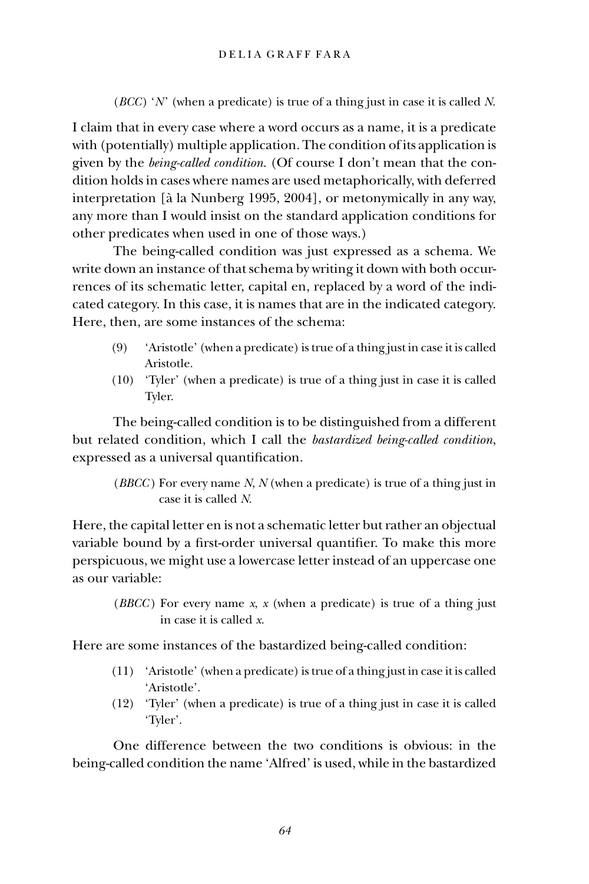(*BCC*) '*N*' (when a predicate) is true of a thing just in case it is called *N*.

I claim that in every case where a word occurs as a name, it is a predicate with (potentially) multiple application. The condition of its application is given by the *being-called condition*. (Of course I don't mean that the condition holds in cases where names are used metaphorically, with deferred interpretation [à la Nunberg 1995, 2004], or metonymically in any way, any more than I would insist on the standard application conditions for other predicates when used in one of those ways.)

The being-called condition was just expressed as a schema. We write down an instance of that schema by writing it down with both occurrences of its schematic letter, capital en, replaced by a word of the indicated category. In this case, it is names that are in the indicated category. Here, then, are some instances of the schema:

(9) 'Aristotle' (when a predicate) is true of a thing just in case it is called Aristotle.

(10) 'Tyler' (when a predicate) is true of a thing just in case it is called Tyler.

The being-called condition is to be distinguished from a different but related condition, which I call the *bastardized being-called condition*, expressed as a universal quantification.

(*BBCC*) For every name *N*, *N* (when a predicate) is true of a thing just in case it is called *N*.

Here, the capital letter en is not a schematic letter but rather an objectual variable bound by a first-order universal quantifier. To make this more perspicuous, we might use a lowercase letter instead of an uppercase one as our variable:

(*BBCC*) For every name *x*, *x* (when a predicate) is true of a thing just in case it is called *x*.

Here are some instances of the bastardized being-called condition:

(11) 'Aristotle' (when a predicate) is true of a thing just in case it is called 'Aristotle'.

(12) 'Tyler' (when a predicate) is true of a thing just in case it is called 'Tyler'.

One difference between the two conditions is obvious: in the being-called condition the name 'Alfred' is used, while in the bastardized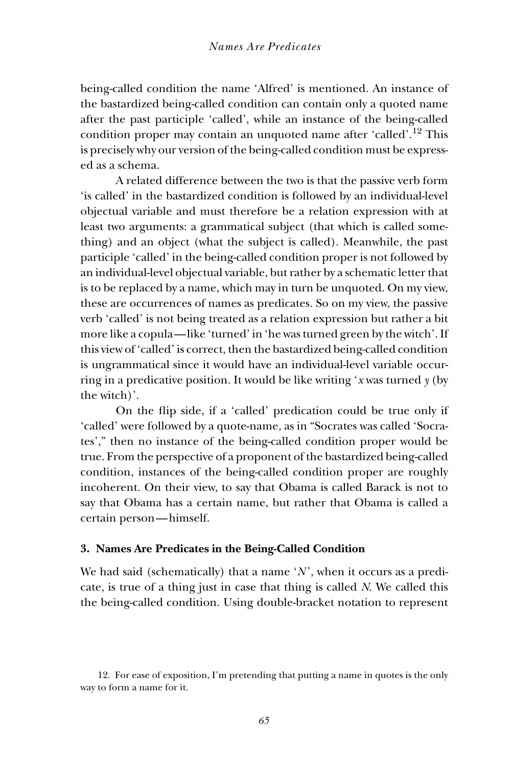being-called condition the name 'Alfred' is mentioned. An instance of the bastardized being-called condition can contain only a quoted name after the past participle 'called', while an instance of the being-called condition proper may contain an unquoted name after 'called'.[12] This is precisely why our version of the being-called condition must be expressed as a schema.

A related difference between the two is that the passive verb form 'is called' in the bastardized condition is followed by an individual-level objectual variable and must therefore be a relation expression with at least two arguments: a grammatical subject (that which is called something) and an object (what the subject is called). Meanwhile, the past participle 'called' in the being-called condition proper is not followed by an individual-level objectual variable, but rather by a schematic letter that is to be replaced by a name, which may in turn be unquoted. On my view, these are occurrences of names as predicates. So on my view, the passive verb 'called' is not being treated as a relation expression but rather a bit more like a copula—like 'turned' in 'he was turned green by the witch'. If this view of 'called' is correct, then the bastardized being-called condition is ungrammatical since it would have an individual-level variable occurring in a predicative position. It would be like writing '*x* was turned *y* (by the witch)'.

On the flip side, if a 'called' predication could be true only if 'called' were followed by a quote-name, as in "Socrates was called 'Socrates'," then no instance of the being-called condition proper would be true. From the perspective of a proponent of the bastardized being-called condition, instances of the being-called condition proper are roughly incoherent. On their view, to say that Obama is called Barack is not to say that Obama has a certain name, but rather that Obama is called a certain person—himself.

### 3. Names Are Predicates in the Being-Called Condition

We had said (schematically) that a name '*N*', when it occurs as a predicate, is true of a thing just in case that thing is called *N*. We called this the being-called condition. Using double-bracket notation to represent

12. For ease of exposition, I'm pretending that putting a name in quotes is the only way to form a name for it.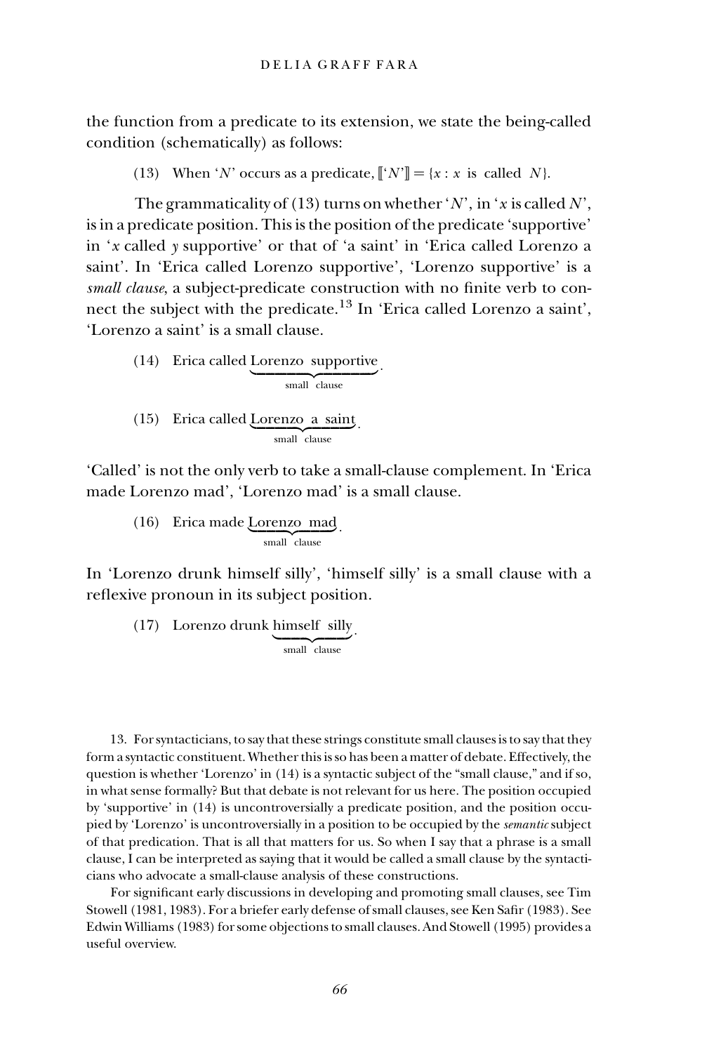the function from a predicate to its extension, we state the being-called condition (schematically) as follows:

(13) When '$N$' occurs as a predicate, $[\![\text{`}N\text{'}]\!] = \{x : x \text{ is called } N\}$.

The grammaticality of (13) turns on whether '$N$', in '$x$ is called $N$', is in a predicate position. This is the position of the predicate 'supportive' in '$x$ called $y$ supportive' or that of 'a saint' in 'Erica called Lorenzo a saint'. In 'Erica called Lorenzo supportive', 'Lorenzo supportive' is a *small clause*, a subject-predicate construction with no finite verb to connect the subject with the predicate.[13] In 'Erica called Lorenzo a saint', 'Lorenzo a saint' is a small clause.

(14) Erica called $\underbrace{\text{Lorenzo supportive}}_{\text{small clause}}$.

(15) Erica called $\underbrace{\text{Lorenzo a saint}}_{\text{small clause}}$.

'Called' is not the only verb to take a small-clause complement. In 'Erica made Lorenzo mad', 'Lorenzo mad' is a small clause.

(16) Erica made $\underbrace{\text{Lorenzo mad}}_{\text{small clause}}$.

In 'Lorenzo drunk himself silly', 'himself silly' is a small clause with a reflexive pronoun in its subject position.

(17) Lorenzo drunk $\underbrace{\text{himself silly}}_{\text{small clause}}$.

13. For syntacticians, to say that these strings constitute small clauses is to say that they form a syntactic constituent. Whether this is so has been a matter of debate. Effectively, the question is whether 'Lorenzo' in (14) is a syntactic subject of the "small clause," and if so, in what sense formally? But that debate is not relevant for us here. The position occupied by 'supportive' in (14) is uncontroversially a predicate position, and the position occupied by 'Lorenzo' is uncontroversially in a position to be occupied by the *semantic* subject of that predication. That is all that matters for us. So when I say that a phrase is a small clause, I can be interpreted as saying that it would be called a small clause by the syntacticians who advocate a small-clause analysis of these constructions.

For significant early discussions in developing and promoting small clauses, see Tim Stowell (1981, 1983). For a briefer early defense of small clauses, see Ken Safir (1983). See Edwin Williams (1983) for some objections to small clauses. And Stowell (1995) provides a useful overview.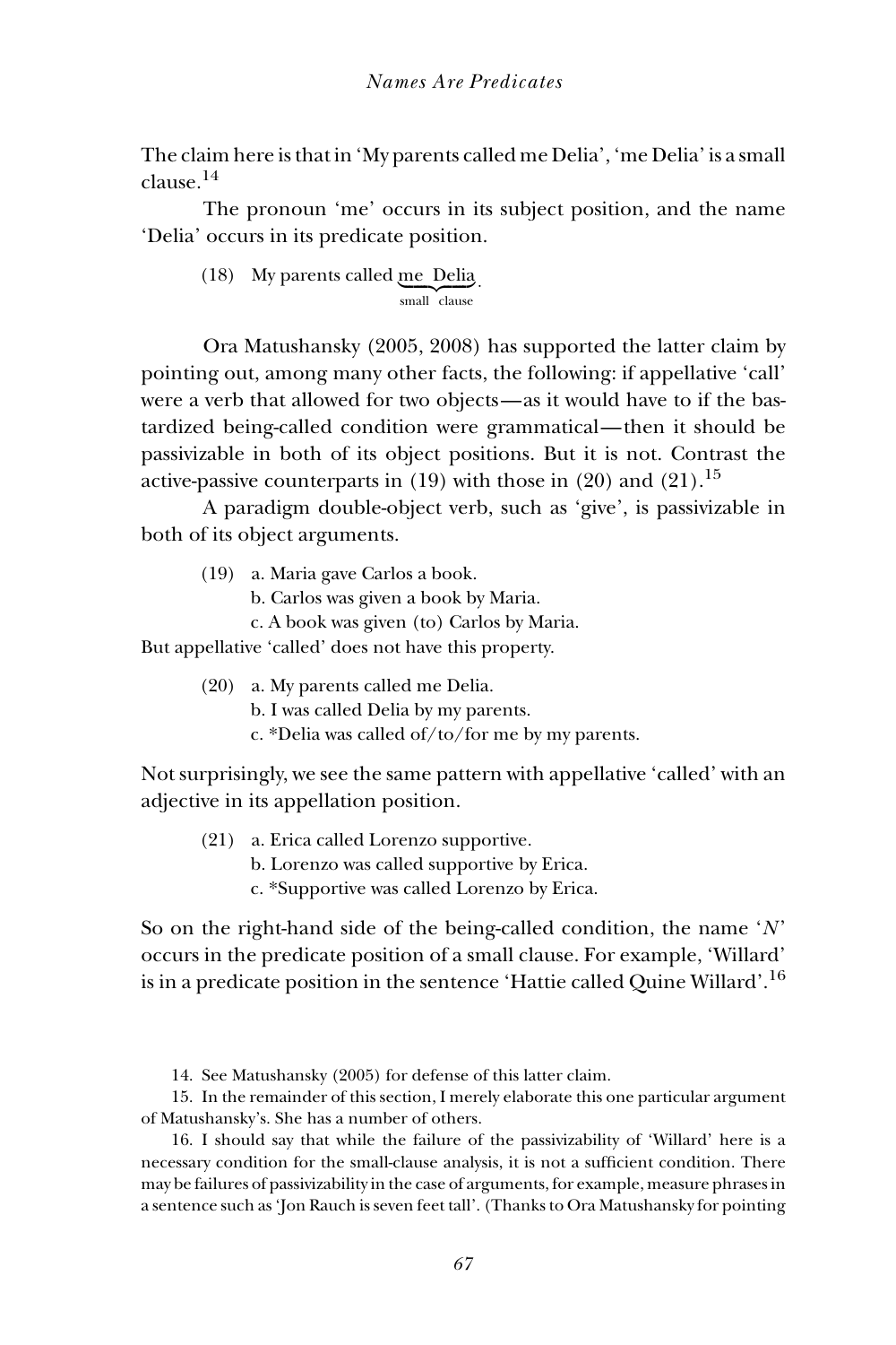The claim here is that in 'My parents called me Delia', 'me Delia' is a small clause.[14]

The pronoun 'me' occurs in its subject position, and the name 'Delia' occurs in its predicate position.

(18) My parents called $\underbrace{\text{me Delia}}_{\text{small clause}}$.

Ora Matushansky (2005, 2008) has supported the latter claim by pointing out, among many other facts, the following: if appellative 'call' were a verb that allowed for two objects—as it would have to if the bastardized being-called condition were grammatical—then it should be passivizable in both of its object positions. But it is not. Contrast the active-passive counterparts in (19) with those in (20) and (21).[15]

A paradigm double-object verb, such as 'give', is passivizable in both of its object arguments.

(19) a. Maria gave Carlos a book.
b. Carlos was given a book by Maria.
c. A book was given (to) Carlos by Maria.

But appellative 'called' does not have this property.

(20) a. My parents called me Delia.
b. I was called Delia by my parents.
c. *Delia was called of/to/for me by my parents.

Not surprisingly, we see the same pattern with appellative 'called' with an adjective in its appellation position.

(21) a. Erica called Lorenzo supportive.
b. Lorenzo was called supportive by Erica.
c. *Supportive was called Lorenzo by Erica.

So on the right-hand side of the being-called condition, the name '*N*' occurs in the predicate position of a small clause. For example, 'Willard' is in a predicate position in the sentence 'Hattie called Quine Willard'.[16]

14. See Matushansky (2005) for defense of this latter claim.

15. In the remainder of this section, I merely elaborate this one particular argument of Matushansky's. She has a number of others.

16. I should say that while the failure of the passivizability of 'Willard' here is a necessary condition for the small-clause analysis, it is not a sufficient condition. There may be failures of passivizability in the case of arguments, for example, measure phrases in a sentence such as 'Jon Rauch is seven feet tall'. (Thanks to Ora Matushansky for pointing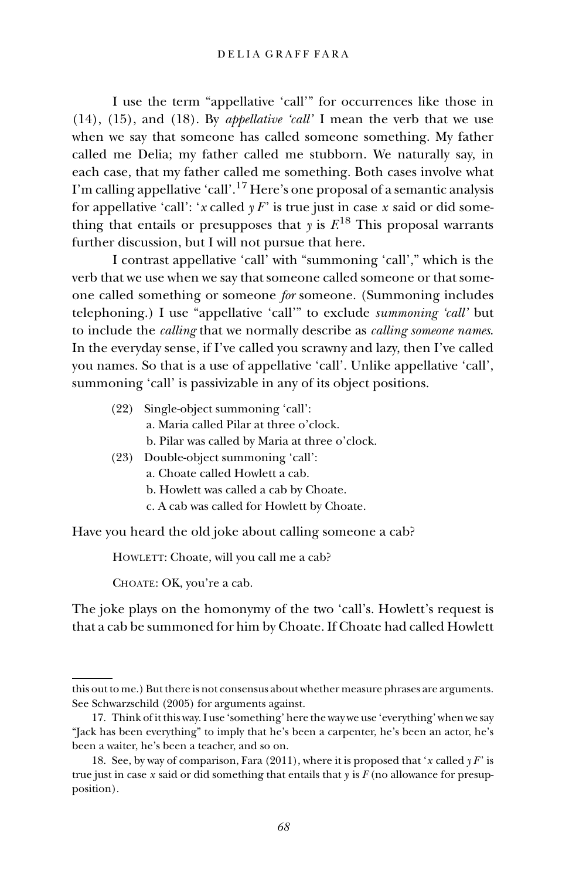I use the term "appellative 'call'" for occurrences like those in (14), (15), and (18). By *appellative 'call'* I mean the verb that we use when we say that someone has called someone something. My father called me Delia; my father called me stubborn. We naturally say, in each case, that my father called me something. Both cases involve what I'm calling appellative 'call'.[17] Here's one proposal of a semantic analysis for appellative 'call': '*x* called *y F*' is true just in case *x* said or did something that entails or presupposes that *y* is *F*.[18] This proposal warrants further discussion, but I will not pursue that here.

I contrast appellative 'call' with "summoning 'call'," which is the verb that we use when we say that someone called someone or that someone called something or someone *for* someone. (Summoning includes telephoning.) I use "appellative 'call'" to exclude *summoning 'call'* but to include the *calling* that we normally describe as *calling someone names*. In the everyday sense, if I've called you scrawny and lazy, then I've called you names. So that is a use of appellative 'call'. Unlike appellative 'call', summoning 'call' is passivizable in any of its object positions.

(22) Single-object summoning 'call':
 a. Maria called Pilar at three o'clock.
 b. Pilar was called by Maria at three o'clock.

(23) Double-object summoning 'call':
 a. Choate called Howlett a cab.
 b. Howlett was called a cab by Choate.
 c. A cab was called for Howlett by Choate.

Have you heard the old joke about calling someone a cab?

HOWLETT: Choate, will you call me a cab?

CHOATE: OK, you're a cab.

The joke plays on the homonymy of the two 'call's. Howlett's request is that a cab be summoned for him by Choate. If Choate had called Howlett

---

this out to me.) But there is not consensus about whether measure phrases are arguments. See Schwarzschild (2005) for arguments against.

17. Think of it this way. I use 'something' here the way we use 'everything' when we say "Jack has been everything" to imply that he's been a carpenter, he's been an actor, he's been a waiter, he's been a teacher, and so on.

18. See, by way of comparison, Fara (2011), where it is proposed that '*x* called *y F*' is true just in case *x* said or did something that entails that *y* is *F* (no allowance for presupposition).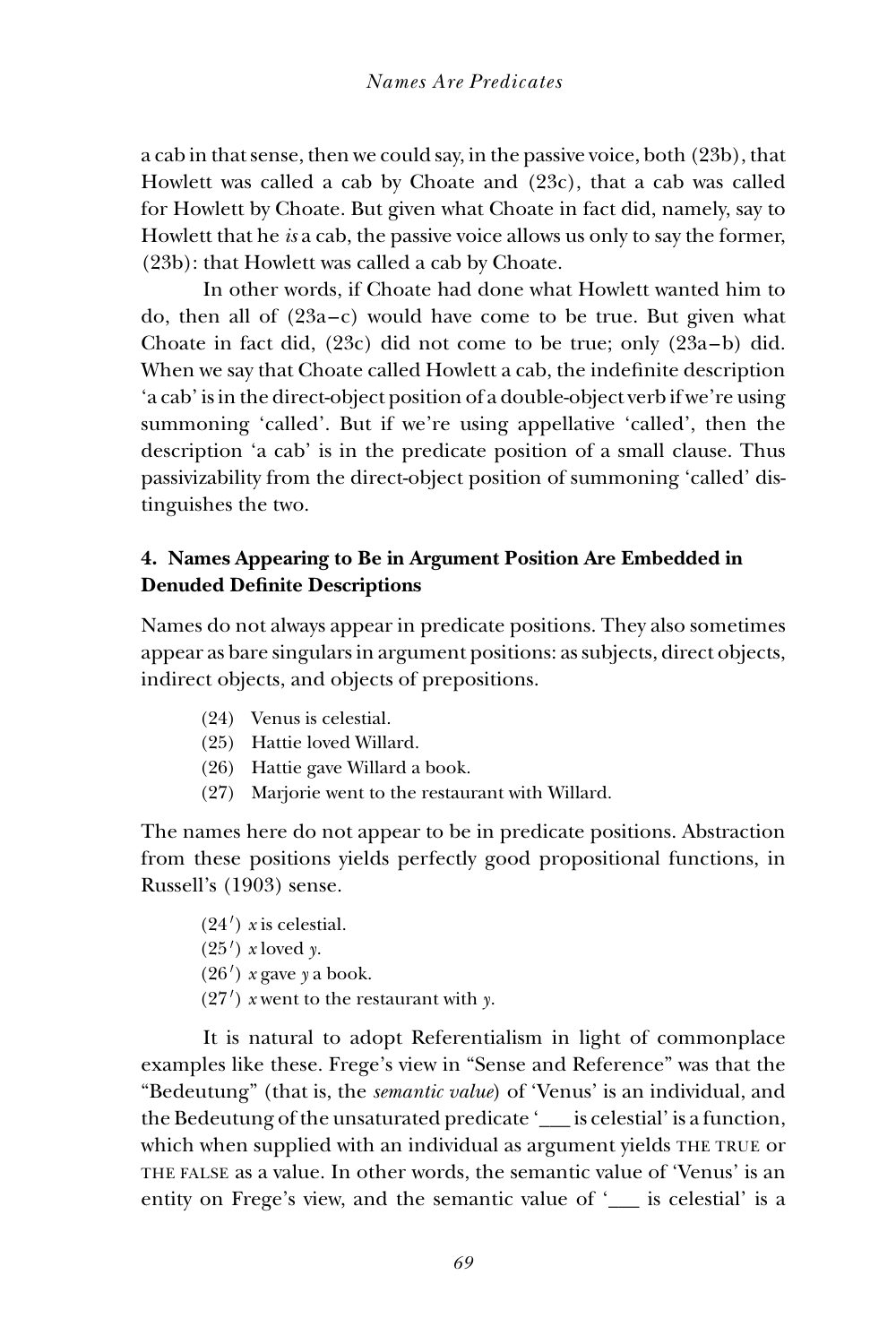a cab in that sense, then we could say, in the passive voice, both (23b), that Howlett was called a cab by Choate and (23c), that a cab was called for Howlett by Choate. But given what Choate in fact did, namely, say to Howlett that he *is* a cab, the passive voice allows us only to say the former, (23b): that Howlett was called a cab by Choate.

In other words, if Choate had done what Howlett wanted him to do, then all of (23a–c) would have come to be true. But given what Choate in fact did, (23c) did not come to be true; only (23a–b) did. When we say that Choate called Howlett a cab, the indefinite description 'a cab' is in the direct-object position of a double-object verb if we're using summoning 'called'. But if we're using appellative 'called', then the description 'a cab' is in the predicate position of a small clause. Thus passivizability from the direct-object position of summoning 'called' distinguishes the two.

## 4. Names Appearing to Be in Argument Position Are Embedded in Denuded Definite Descriptions

Names do not always appear in predicate positions. They also sometimes appear as bare singulars in argument positions: as subjects, direct objects, indirect objects, and objects of prepositions.

(24) Venus is celestial.
(25) Hattie loved Willard.
(26) Hattie gave Willard a book.
(27) Marjorie went to the restaurant with Willard.

The names here do not appear to be in predicate positions. Abstraction from these positions yields perfectly good propositional functions, in Russell's (1903) sense.

(24′) *x* is celestial.
(25′) *x* loved *y*.
(26′) *x* gave *y* a book.
(27′) *x* went to the restaurant with *y*.

It is natural to adopt Referentialism in light of commonplace examples like these. Frege's view in "Sense and Reference" was that the "Bedeutung" (that is, the *semantic value*) of 'Venus' is an individual, and the Bedeutung of the unsaturated predicate '___ is celestial' is a function, which when supplied with an individual as argument yields THE TRUE or THE FALSE as a value. In other words, the semantic value of 'Venus' is an entity on Frege's view, and the semantic value of '___ is celestial' is a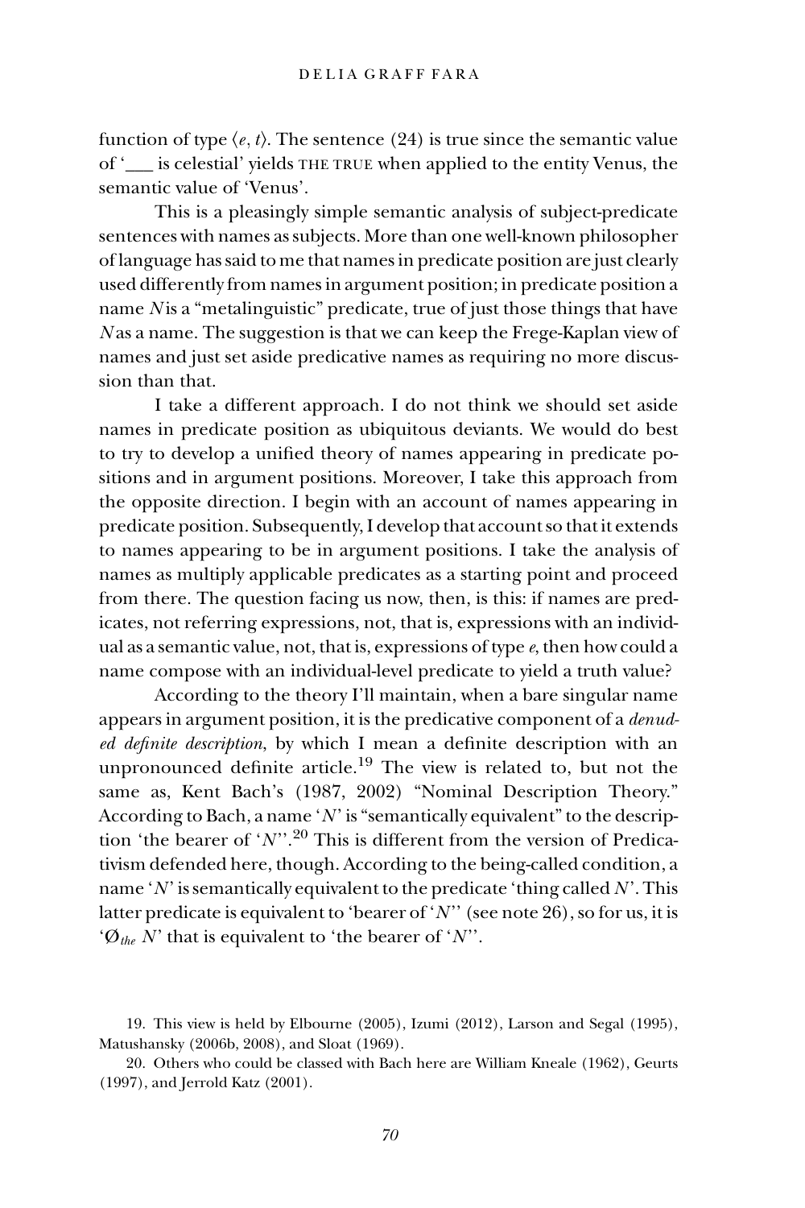function of type $\langle e, t\rangle$. The sentence (24) is true since the semantic value of '___ is celestial' yields THE TRUE when applied to the entity Venus, the semantic value of 'Venus'.

This is a pleasingly simple semantic analysis of subject-predicate sentences with names as subjects. More than one well-known philosopher of language has said to me that names in predicate position are just clearly used differently from names in argument position; in predicate position a name *N* is a "metalinguistic" predicate, true of just those things that have *N* as a name. The suggestion is that we can keep the Frege-Kaplan view of names and just set aside predicative names as requiring no more discussion than that.

I take a different approach. I do not think we should set aside names in predicate position as ubiquitous deviants. We would do best to try to develop a unified theory of names appearing in predicate positions and in argument positions. Moreover, I take this approach from the opposite direction. I begin with an account of names appearing in predicate position. Subsequently, I develop that account so that it extends to names appearing to be in argument positions. I take the analysis of names as multiply applicable predicates as a starting point and proceed from there. The question facing us now, then, is this: if names are predicates, not referring expressions, not, that is, expressions with an individual as a semantic value, not, that is, expressions of type *e*, then how could a name compose with an individual-level predicate to yield a truth value?

According to the theory I'll maintain, when a bare singular name appears in argument position, it is the predicative component of a *denuded definite description*, by which I mean a definite description with an unpronounced definite article.[19] The view is related to, but not the same as, Kent Bach's (1987, 2002) "Nominal Description Theory." According to Bach, a name '*N*' is "semantically equivalent" to the description 'the bearer of '*N*''.[20] This is different from the version of Predicativism defended here, though. According to the being-called condition, a name '*N*' is semantically equivalent to the predicate 'thing called *N*'. This latter predicate is equivalent to 'bearer of '*N*'' (see note 26), so for us, it is '$\varnothing_{the}$ *N*' that is equivalent to 'the bearer of '*N*''.

19. This view is held by Elbourne (2005), Izumi (2012), Larson and Segal (1995), Matushansky (2006b, 2008), and Sloat (1969).

20. Others who could be classed with Bach here are William Kneale (1962), Geurts (1997), and Jerrold Katz (2001).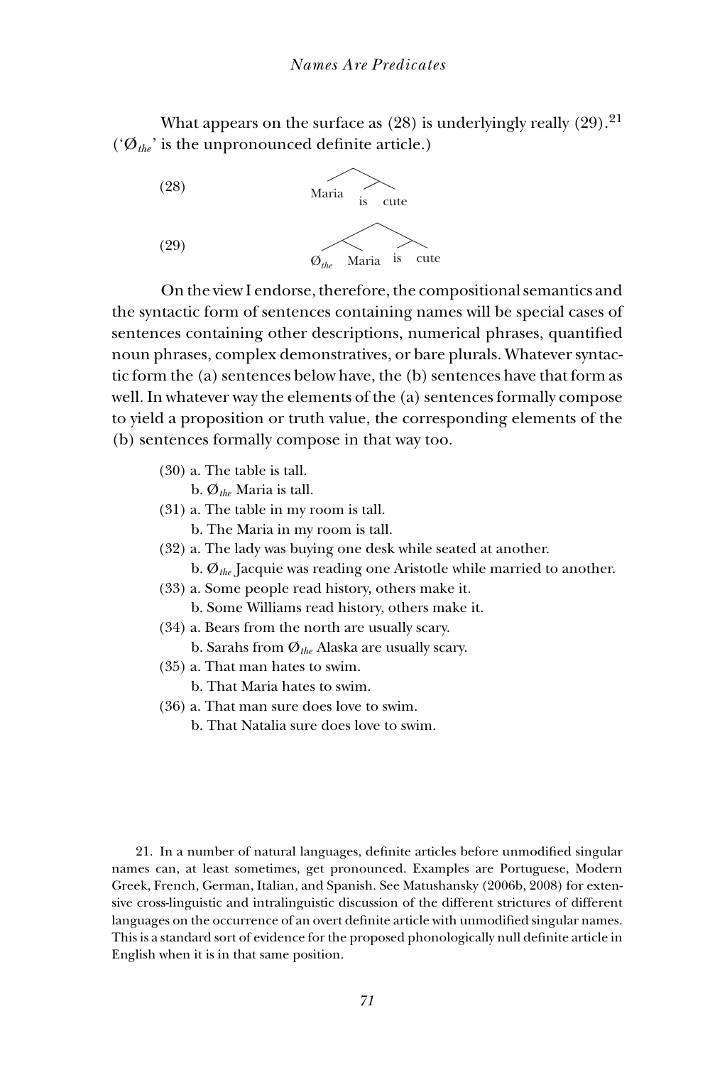What appears on the surface as (28) is underlyingly really (29).[21] ('$Ø_{the}$' is the unpronounced definite article.)

(28) [Maria [is cute]]

(29) [[$Ø_{the}$ Maria] [is cute]]

On the view I endorse, therefore, the compositional semantics and the syntactic form of sentences containing names will be special cases of sentences containing other descriptions, numerical phrases, quantified noun phrases, complex demonstratives, or bare plurals. Whatever syntactic form the (a) sentences below have, the (b) sentences have that form as well. In whatever way the elements of the (a) sentences formally compose to yield a proposition or truth value, the corresponding elements of the (b) sentences formally compose in that way too.

(30) a. The table is tall.
  b. $Ø_{the}$ Maria is tall.

(31) a. The table in my room is tall.
  b. The Maria in my room is tall.

(32) a. The lady was buying one desk while seated at another.
  b. $Ø_{the}$ Jacquie was reading one Aristotle while married to another.

(33) a. Some people read history, others make it.
  b. Some Williams read history, others make it.

(34) a. Bears from the north are usually scary.
  b. Sarahs from $Ø_{the}$ Alaska are usually scary.

(35) a. That man hates to swim.
  b. That Maria hates to swim.

(36) a. That man sure does love to swim.
  b. That Natalia sure does love to swim.

21. In a number of natural languages, definite articles before unmodified singular names can, at least sometimes, get pronounced. Examples are Portuguese, Modern Greek, French, German, Italian, and Spanish. See Matushansky (2006b, 2008) for extensive cross-linguistic and intralinguistic discussion of the different strictures of different languages on the occurrence of an overt definite article with unmodified singular names. This is a standard sort of evidence for the proposed phonologically null definite article in English when it is in that same position.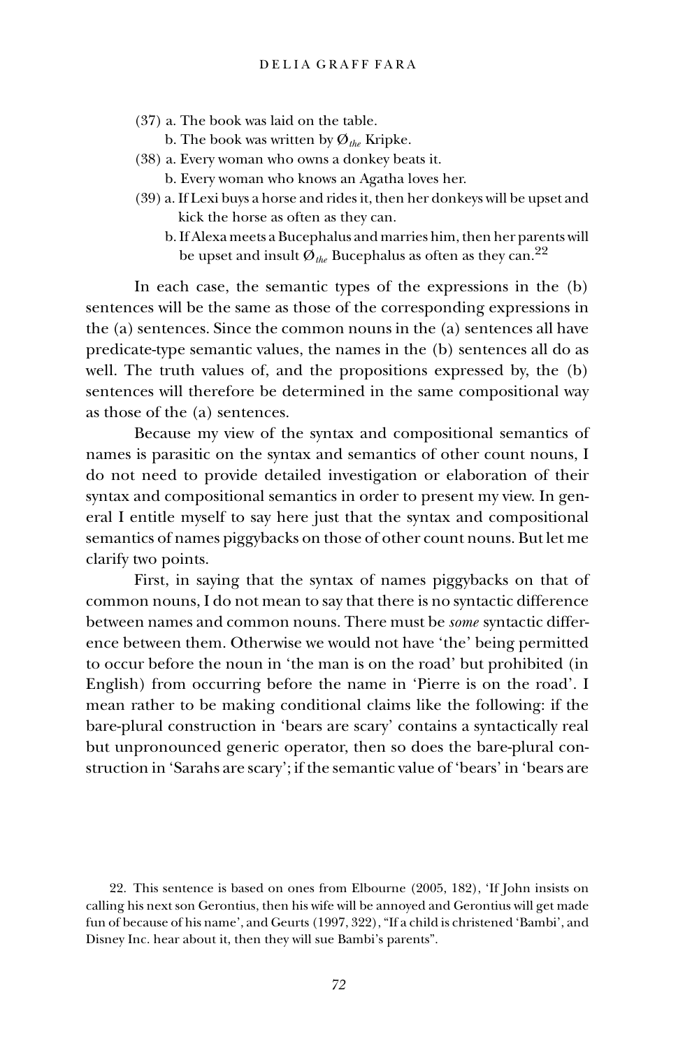(37) a. The book was laid on the table.

b. The book was written by $Ø_{the}$ Kripke.

(38) a. Every woman who owns a donkey beats it.

b. Every woman who knows an Agatha loves her.

(39) a. If Lexi buys a horse and rides it, then her donkeys will be upset and kick the horse as often as they can.

b. If Alexa meets a Bucephalus and marries him, then her parents will be upset and insult $Ø_{the}$ Bucephalus as often as they can.[22]

In each case, the semantic types of the expressions in the (b) sentences will be the same as those of the corresponding expressions in the (a) sentences. Since the common nouns in the (a) sentences all have predicate-type semantic values, the names in the (b) sentences all do as well. The truth values of, and the propositions expressed by, the (b) sentences will therefore be determined in the same compositional way as those of the (a) sentences.

Because my view of the syntax and compositional semantics of names is parasitic on the syntax and semantics of other count nouns, I do not need to provide detailed investigation or elaboration of their syntax and compositional semantics in order to present my view. In general I entitle myself to say here just that the syntax and compositional semantics of names piggybacks on those of other count nouns. But let me clarify two points.

First, in saying that the syntax of names piggybacks on that of common nouns, I do not mean to say that there is no syntactic difference between names and common nouns. There must be *some* syntactic difference between them. Otherwise we would not have 'the' being permitted to occur before the noun in 'the man is on the road' but prohibited (in English) from occurring before the name in 'Pierre is on the road'. I mean rather to be making conditional claims like the following: if the bare-plural construction in 'bears are scary' contains a syntactically real but unpronounced generic operator, then so does the bare-plural construction in 'Sarahs are scary'; if the semantic value of 'bears' in 'bears are

22. This sentence is based on ones from Elbourne (2005, 182), 'If John insists on calling his next son Gerontius, then his wife will be annoyed and Gerontius will get made fun of because of his name', and Geurts (1997, 322), "If a child is christened 'Bambi', and Disney Inc. hear about it, then they will sue Bambi's parents".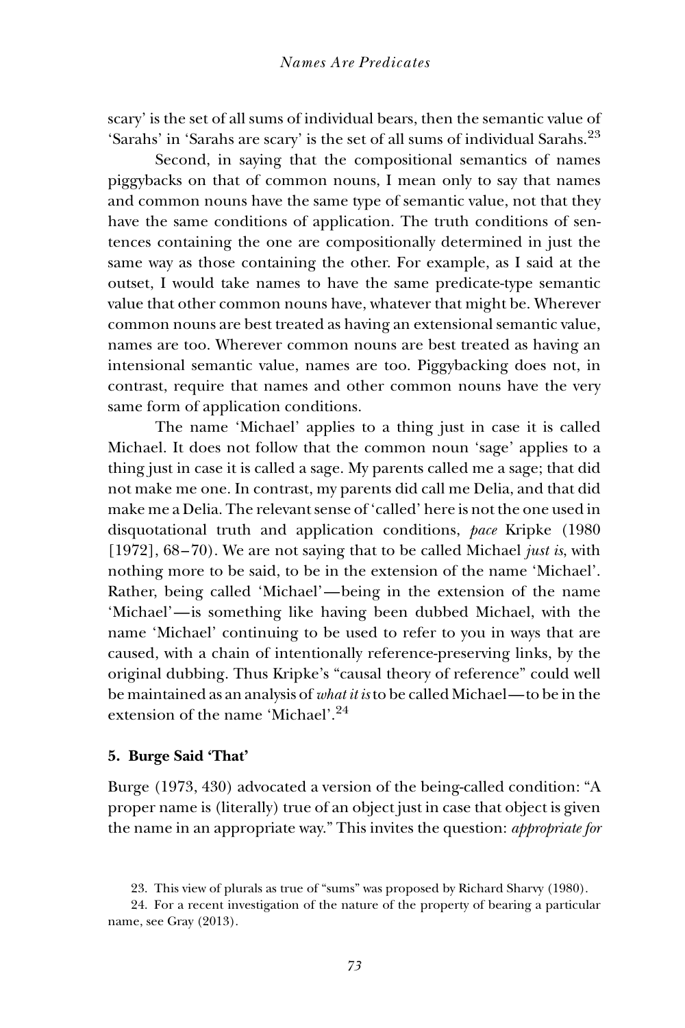scary' is the set of all sums of individual bears, then the semantic value of 'Sarahs' in 'Sarahs are scary' is the set of all sums of individual Sarahs.[23]

Second, in saying that the compositional semantics of names piggybacks on that of common nouns, I mean only to say that names and common nouns have the same type of semantic value, not that they have the same conditions of application. The truth conditions of sentences containing the one are compositionally determined in just the same way as those containing the other. For example, as I said at the outset, I would take names to have the same predicate-type semantic value that other common nouns have, whatever that might be. Wherever common nouns are best treated as having an extensional semantic value, names are too. Wherever common nouns are best treated as having an intensional semantic value, names are too. Piggybacking does not, in contrast, require that names and other common nouns have the very same form of application conditions.

The name 'Michael' applies to a thing just in case it is called Michael. It does not follow that the common noun 'sage' applies to a thing just in case it is called a sage. My parents called me a sage; that did not make me one. In contrast, my parents did call me Delia, and that did make me a Delia. The relevant sense of 'called' here is not the one used in disquotational truth and application conditions, *pace* Kripke (1980 [1972], 68–70). We are not saying that to be called Michael *just is*, with nothing more to be said, to be in the extension of the name 'Michael'. Rather, being called 'Michael'—being in the extension of the name 'Michael'—is something like having been dubbed Michael, with the name 'Michael' continuing to be used to refer to you in ways that are caused, with a chain of intentionally reference-preserving links, by the original dubbing. Thus Kripke's "causal theory of reference" could well be maintained as an analysis of *what it is* to be called Michael—to be in the extension of the name 'Michael'.[24]

## 5. Burge Said 'That'

Burge (1973, 430) advocated a version of the being-called condition: "A proper name is (literally) true of an object just in case that object is given the name in an appropriate way." This invites the question: *appropriate for*

23. This view of plurals as true of "sums" was proposed by Richard Sharvy (1980).

24. For a recent investigation of the nature of the property of bearing a particular name, see Gray (2013).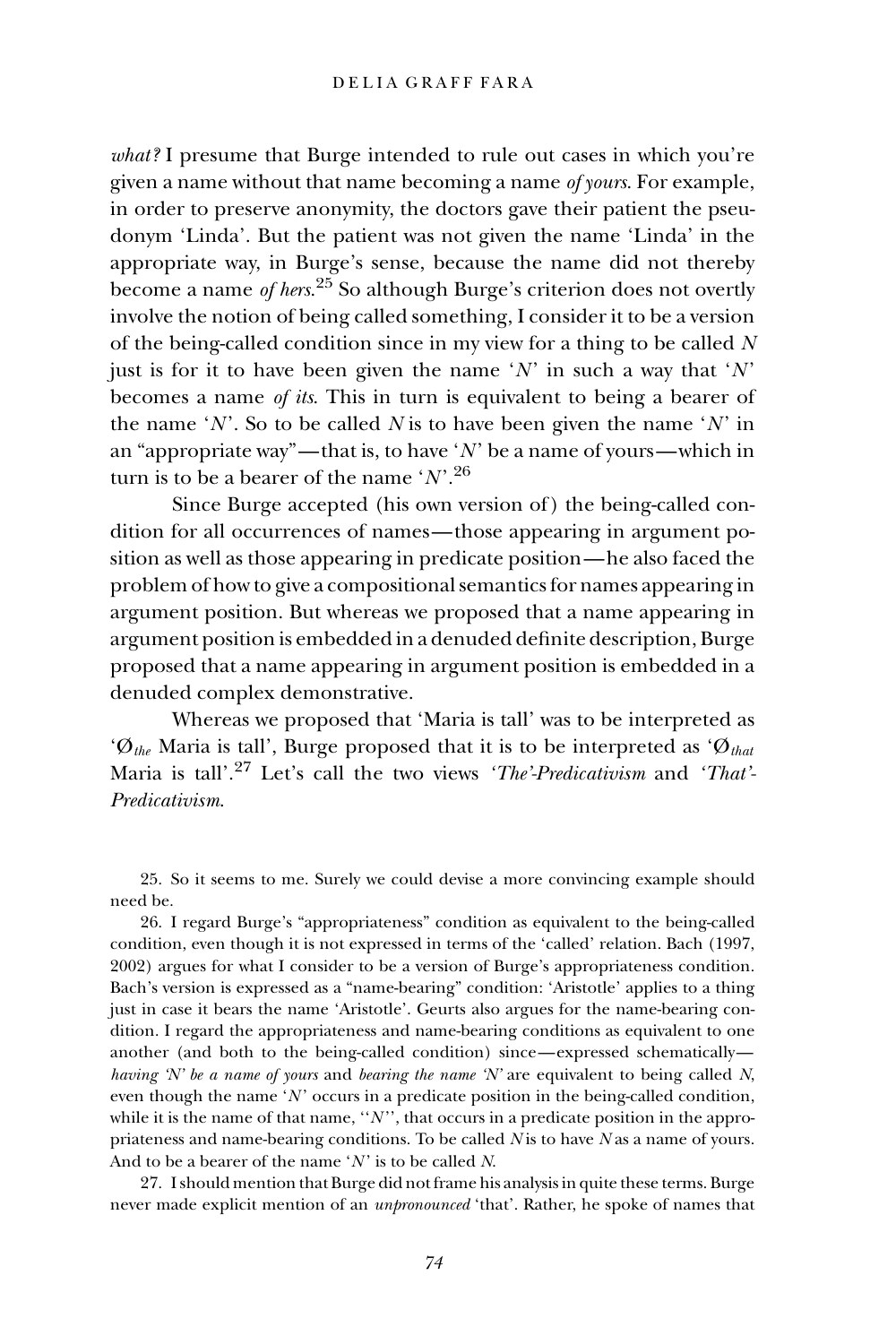*what?* I presume that Burge intended to rule out cases in which you're given a name without that name becoming a name *of yours*. For example, in order to preserve anonymity, the doctors gave their patient the pseudonym 'Linda'. But the patient was not given the name 'Linda' in the appropriate way, in Burge's sense, because the name did not thereby become a name *of hers*.[25] So although Burge's criterion does not overtly involve the notion of being called something, I consider it to be a version of the being-called condition since in my view for a thing to be called *N* just is for it to have been given the name '*N*' in such a way that '*N*' becomes a name *of its*. This in turn is equivalent to being a bearer of the name '*N*'. So to be called *N* is to have been given the name '*N*' in an "appropriate way"—that is, to have '*N*' be a name of yours—which in turn is to be a bearer of the name '*N*'.[26]

Since Burge accepted (his own version of) the being-called condition for all occurrences of names—those appearing in argument position as well as those appearing in predicate position—he also faced the problem of how to give a compositional semantics for names appearing in argument position. But whereas we proposed that a name appearing in argument position is embedded in a denuded definite description, Burge proposed that a name appearing in argument position is embedded in a denuded complex demonstrative.

Whereas we proposed that 'Maria is tall' was to be interpreted as '$Ø_{the}$ Maria is tall', Burge proposed that it is to be interpreted as '$Ø_{that}$ Maria is tall'.[27] Let's call the two views *'The'-Predicativism* and *'That'-Predicativism.*

25. So it seems to me. Surely we could devise a more convincing example should need be.

26. I regard Burge's "appropriateness" condition as equivalent to the being-called condition, even though it is not expressed in terms of the 'called' relation. Bach (1997, 2002) argues for what I consider to be a version of Burge's appropriateness condition. Bach's version is expressed as a "name-bearing" condition: 'Aristotle' applies to a thing just in case it bears the name 'Aristotle'. Geurts also argues for the name-bearing condition. I regard the appropriateness and name-bearing conditions as equivalent to one another (and both to the being-called condition) since—expressed schematically—*having 'N' be a name of yours* and *bearing the name 'N'* are equivalent to being called *N*, even though the name '*N*' occurs in a predicate position in the being-called condition, while it is the name of that name, ''*N*'', that occurs in a predicate position in the appropriateness and name-bearing conditions. To be called *N* is to have *N* as a name of yours. And to be a bearer of the name '*N*' is to be called *N*.

27. I should mention that Burge did not frame his analysis in quite these terms. Burge never made explicit mention of an *unpronounced* 'that'. Rather, he spoke of names that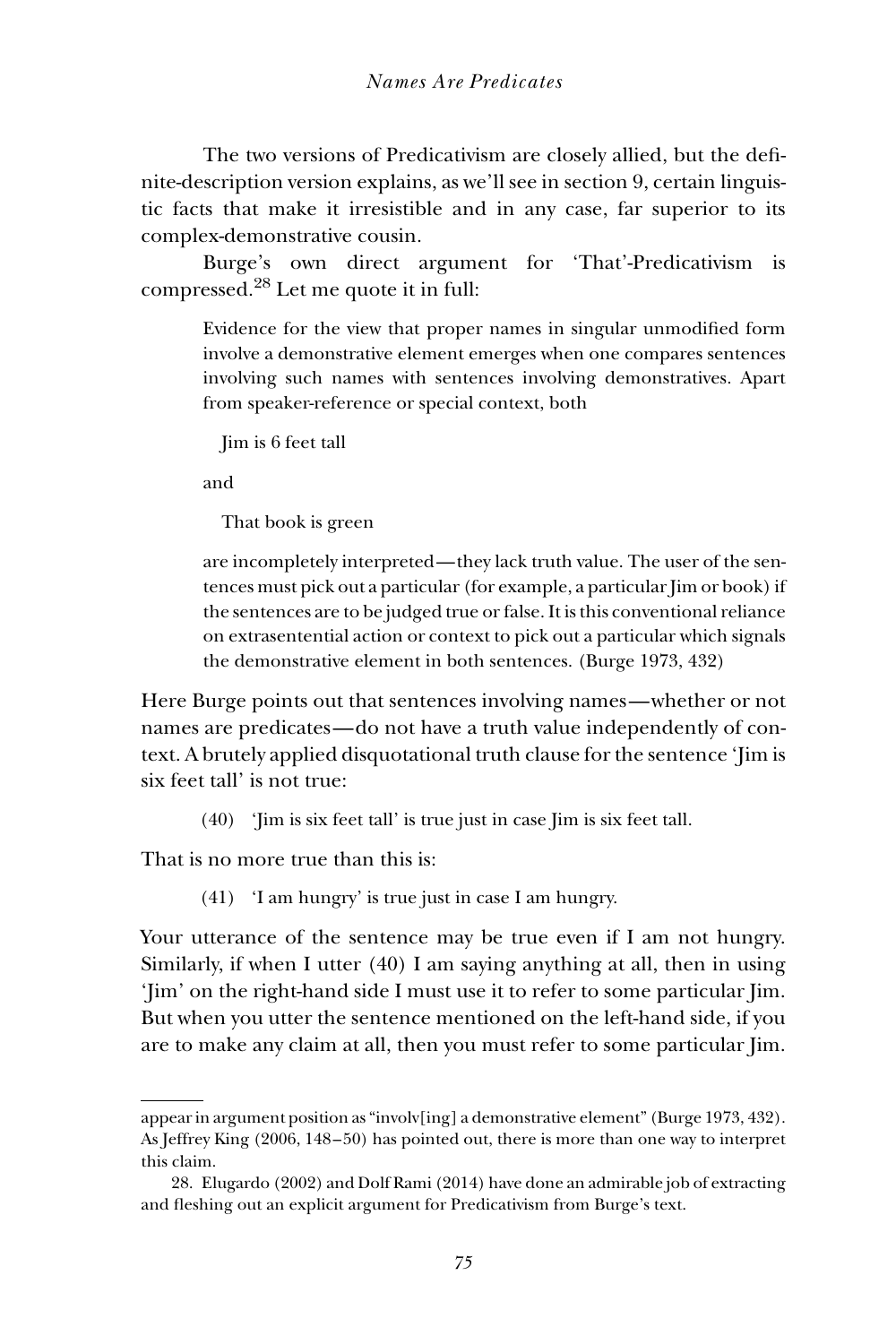The two versions of Predicativism are closely allied, but the definite-description version explains, as we'll see in section 9, certain linguistic facts that make it irresistible and in any case, far superior to its complex-demonstrative cousin.

Burge's own direct argument for 'That'-Predicativism is compressed.[28] Let me quote it in full:

> Evidence for the view that proper names in singular unmodified form involve a demonstrative element emerges when one compares sentences involving such names with sentences involving demonstratives. Apart from speaker-reference or special context, both
>
> Jim is 6 feet tall
>
> and
>
> That book is green
>
> are incompletely interpreted—they lack truth value. The user of the sentences must pick out a particular (for example, a particular Jim or book) if the sentences are to be judged true or false. It is this conventional reliance on extrasentential action or context to pick out a particular which signals the demonstrative element in both sentences. (Burge 1973, 432)

Here Burge points out that sentences involving names—whether or not names are predicates—do not have a truth value independently of context. A brutely applied disquotational truth clause for the sentence 'Jim is six feet tall' is not true:

(40) 'Jim is six feet tall' is true just in case Jim is six feet tall.

That is no more true than this is:

(41) 'I am hungry' is true just in case I am hungry.

Your utterance of the sentence may be true even if I am not hungry. Similarly, if when I utter (40) I am saying anything at all, then in using 'Jim' on the right-hand side I must use it to refer to some particular Jim. But when you utter the sentence mentioned on the left-hand side, if you are to make any claim at all, then you must refer to some particular Jim.

---

appear in argument position as "involv[ing] a demonstrative element" (Burge 1973, 432). As Jeffrey King (2006, 148–50) has pointed out, there is more than one way to interpret this claim.

28. Elugardo (2002) and Dolf Rami (2014) have done an admirable job of extracting and fleshing out an explicit argument for Predicativism from Burge's text.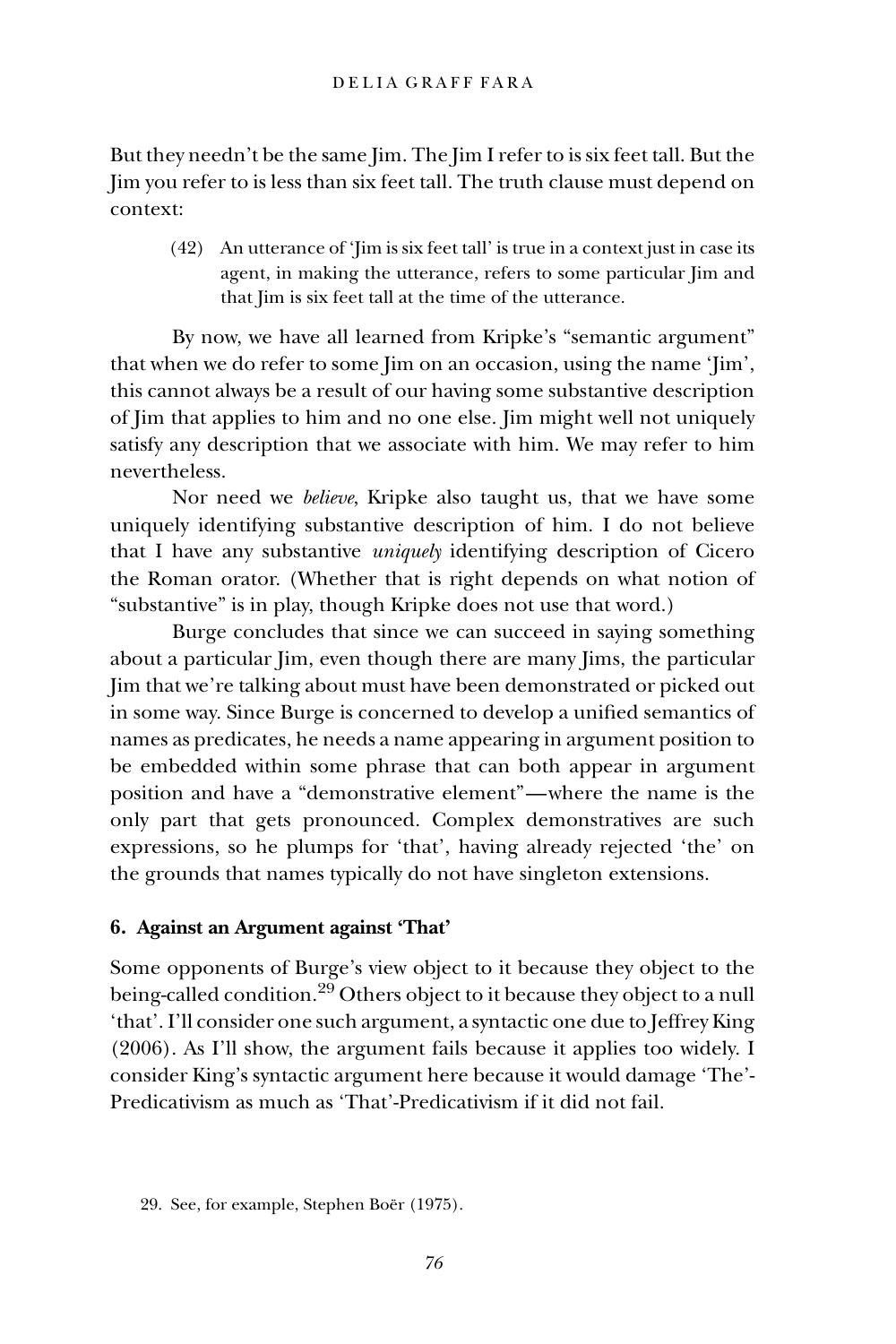But they needn't be the same Jim. The Jim I refer to is six feet tall. But the Jim you refer to is less than six feet tall. The truth clause must depend on context:

> (42) An utterance of 'Jim is six feet tall' is true in a context just in case its agent, in making the utterance, refers to some particular Jim and that Jim is six feet tall at the time of the utterance.

By now, we have all learned from Kripke's "semantic argument" that when we do refer to some Jim on an occasion, using the name 'Jim', this cannot always be a result of our having some substantive description of Jim that applies to him and no one else. Jim might well not uniquely satisfy any description that we associate with him. We may refer to him nevertheless.

Nor need we *believe*, Kripke also taught us, that we have some uniquely identifying substantive description of him. I do not believe that I have any substantive *uniquely* identifying description of Cicero the Roman orator. (Whether that is right depends on what notion of "substantive" is in play, though Kripke does not use that word.)

Burge concludes that since we can succeed in saying something about a particular Jim, even though there are many Jims, the particular Jim that we're talking about must have been demonstrated or picked out in some way. Since Burge is concerned to develop a unified semantics of names as predicates, he needs a name appearing in argument position to be embedded within some phrase that can both appear in argument position and have a "demonstrative element"—where the name is the only part that gets pronounced. Complex demonstratives are such expressions, so he plumps for 'that', having already rejected 'the' on the grounds that names typically do not have singleton extensions.

### 6. Against an Argument against 'That'

Some opponents of Burge's view object to it because they object to the being-called condition.[29] Others object to it because they object to a null 'that'. I'll consider one such argument, a syntactic one due to Jeffrey King (2006). As I'll show, the argument fails because it applies too widely. I consider King's syntactic argument here because it would damage 'The'-Predicativism as much as 'That'-Predicativism if it did not fail.

29. See, for example, Stephen Boër (1975).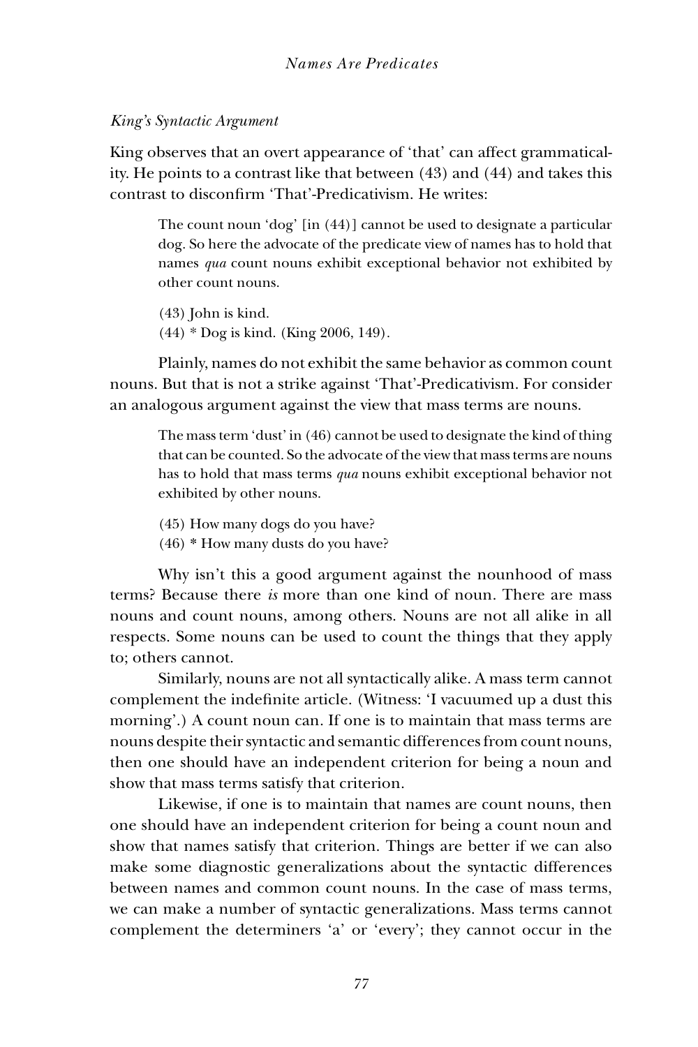*King's Syntactic Argument*

King observes that an overt appearance of 'that' can affect grammaticality. He points to a contrast like that between (43) and (44) and takes this contrast to disconfirm 'That'-Predicativism. He writes:

> The count noun 'dog' [in (44)] cannot be used to designate a particular dog. So here the advocate of the predicate view of names has to hold that names *qua* count nouns exhibit exceptional behavior not exhibited by other count nouns.
>
> (43) John is kind.
> (44) * Dog is kind. (King 2006, 149).

Plainly, names do not exhibit the same behavior as common count nouns. But that is not a strike against 'That'-Predicativism. For consider an analogous argument against the view that mass terms are nouns.

> The mass term 'dust' in (46) cannot be used to designate the kind of thing that can be counted. So the advocate of the view that mass terms are nouns has to hold that mass terms *qua* nouns exhibit exceptional behavior not exhibited by other nouns.
>
> (45) How many dogs do you have?
> (46) * How many dusts do you have?

Why isn't this a good argument against the nounhood of mass terms? Because there *is* more than one kind of noun. There are mass nouns and count nouns, among others. Nouns are not all alike in all respects. Some nouns can be used to count the things that they apply to; others cannot.

Similarly, nouns are not all syntactically alike. A mass term cannot complement the indefinite article. (Witness: 'I vacuumed up a dust this morning'.) A count noun can. If one is to maintain that mass terms are nouns despite their syntactic and semantic differences from count nouns, then one should have an independent criterion for being a noun and show that mass terms satisfy that criterion.

Likewise, if one is to maintain that names are count nouns, then one should have an independent criterion for being a count noun and show that names satisfy that criterion. Things are better if we can also make some diagnostic generalizations about the syntactic differences between names and common count nouns. In the case of mass terms, we can make a number of syntactic generalizations. Mass terms cannot complement the determiners 'a' or 'every'; they cannot occur in the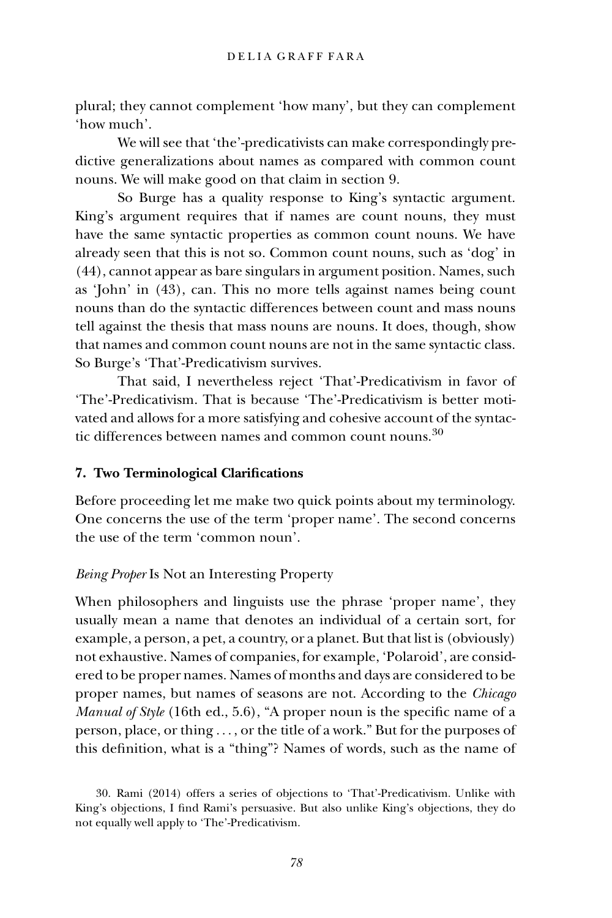plural; they cannot complement 'how many', but they can complement 'how much'.

We will see that 'the'-predicativists can make correspondingly predictive generalizations about names as compared with common count nouns. We will make good on that claim in section 9.

So Burge has a quality response to King's syntactic argument. King's argument requires that if names are count nouns, they must have the same syntactic properties as common count nouns. We have already seen that this is not so. Common count nouns, such as 'dog' in (44), cannot appear as bare singulars in argument position. Names, such as 'John' in (43), can. This no more tells against names being count nouns than do the syntactic differences between count and mass nouns tell against the thesis that mass nouns are nouns. It does, though, show that names and common count nouns are not in the same syntactic class. So Burge's 'That'-Predicativism survives.

That said, I nevertheless reject 'That'-Predicativism in favor of 'The'-Predicativism. That is because 'The'-Predicativism is better motivated and allows for a more satisfying and cohesive account of the syntactic differences between names and common count nouns.[30]

## 7. Two Terminological Clarifications

Before proceeding let me make two quick points about my terminology. One concerns the use of the term 'proper name'. The second concerns the use of the term 'common noun'.

### *Being Proper* Is Not an Interesting Property

When philosophers and linguists use the phrase 'proper name', they usually mean a name that denotes an individual of a certain sort, for example, a person, a pet, a country, or a planet. But that list is (obviously) not exhaustive. Names of companies, for example, 'Polaroid', are considered to be proper names. Names of months and days are considered to be proper names, but names of seasons are not. According to the *Chicago Manual of Style* (16th ed., 5.6), "A proper noun is the specific name of a person, place, or thing . . . , or the title of a work." But for the purposes of this definition, what is a "thing"? Names of words, such as the name of

30. Rami (2014) offers a series of objections to 'That'-Predicativism. Unlike with King's objections, I find Rami's persuasive. But also unlike King's objections, they do not equally well apply to 'The'-Predicativism.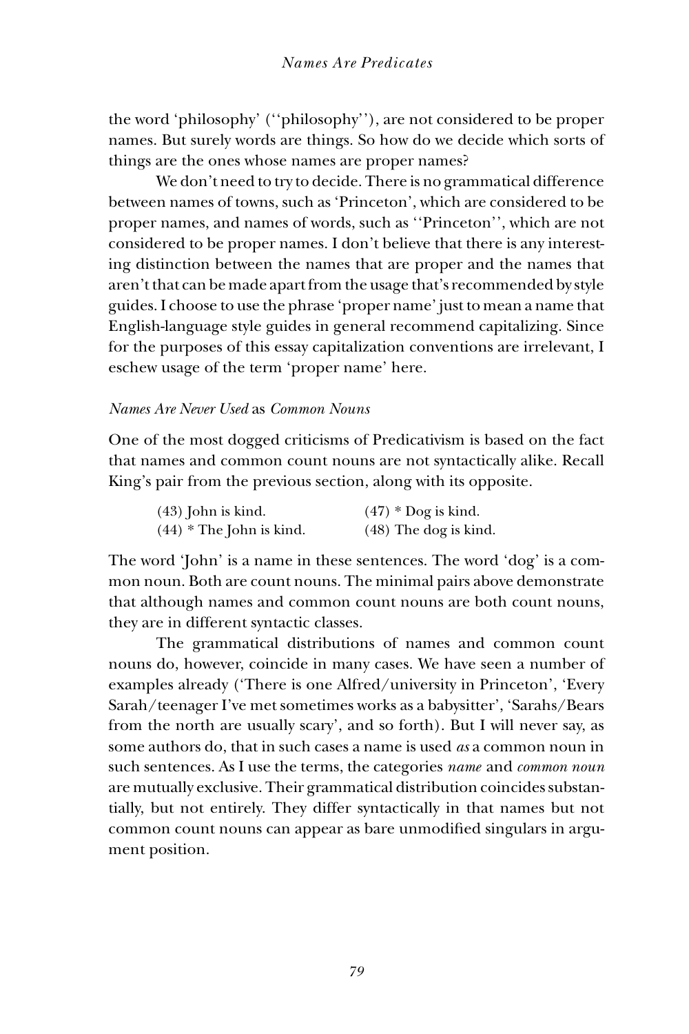the word 'philosophy' (''philosophy''), are not considered to be proper names. But surely words are things. So how do we decide which sorts of things are the ones whose names are proper names?

We don't need to try to decide. There is no grammatical difference between names of towns, such as 'Princeton', which are considered to be proper names, and names of words, such as ''Princeton'', which are not considered to be proper names. I don't believe that there is any interesting distinction between the names that are proper and the names that aren't that can be made apart from the usage that's recommended by style guides. I choose to use the phrase 'proper name' just to mean a name that English-language style guides in general recommend capitalizing. Since for the purposes of this essay capitalization conventions are irrelevant, I eschew usage of the term 'proper name' here.

*Names Are Never Used* as *Common Nouns*

One of the most dogged criticisms of Predicativism is based on the fact that names and common count nouns are not syntactically alike. Recall King's pair from the previous section, along with its opposite.

(43) John is kind. (47) * Dog is kind.
(44) * The John is kind. (48) The dog is kind.

The word 'John' is a name in these sentences. The word 'dog' is a common noun. Both are count nouns. The minimal pairs above demonstrate that although names and common count nouns are both count nouns, they are in different syntactic classes.

The grammatical distributions of names and common count nouns do, however, coincide in many cases. We have seen a number of examples already ('There is one Alfred/university in Princeton', 'Every Sarah/teenager I've met sometimes works as a babysitter', 'Sarahs/Bears from the north are usually scary', and so forth). But I will never say, as some authors do, that in such cases a name is used *as* a common noun in such sentences. As I use the terms, the categories *name* and *common noun* are mutually exclusive. Their grammatical distribution coincides substantially, but not entirely. They differ syntactically in that names but not common count nouns can appear as bare unmodified singulars in argument position.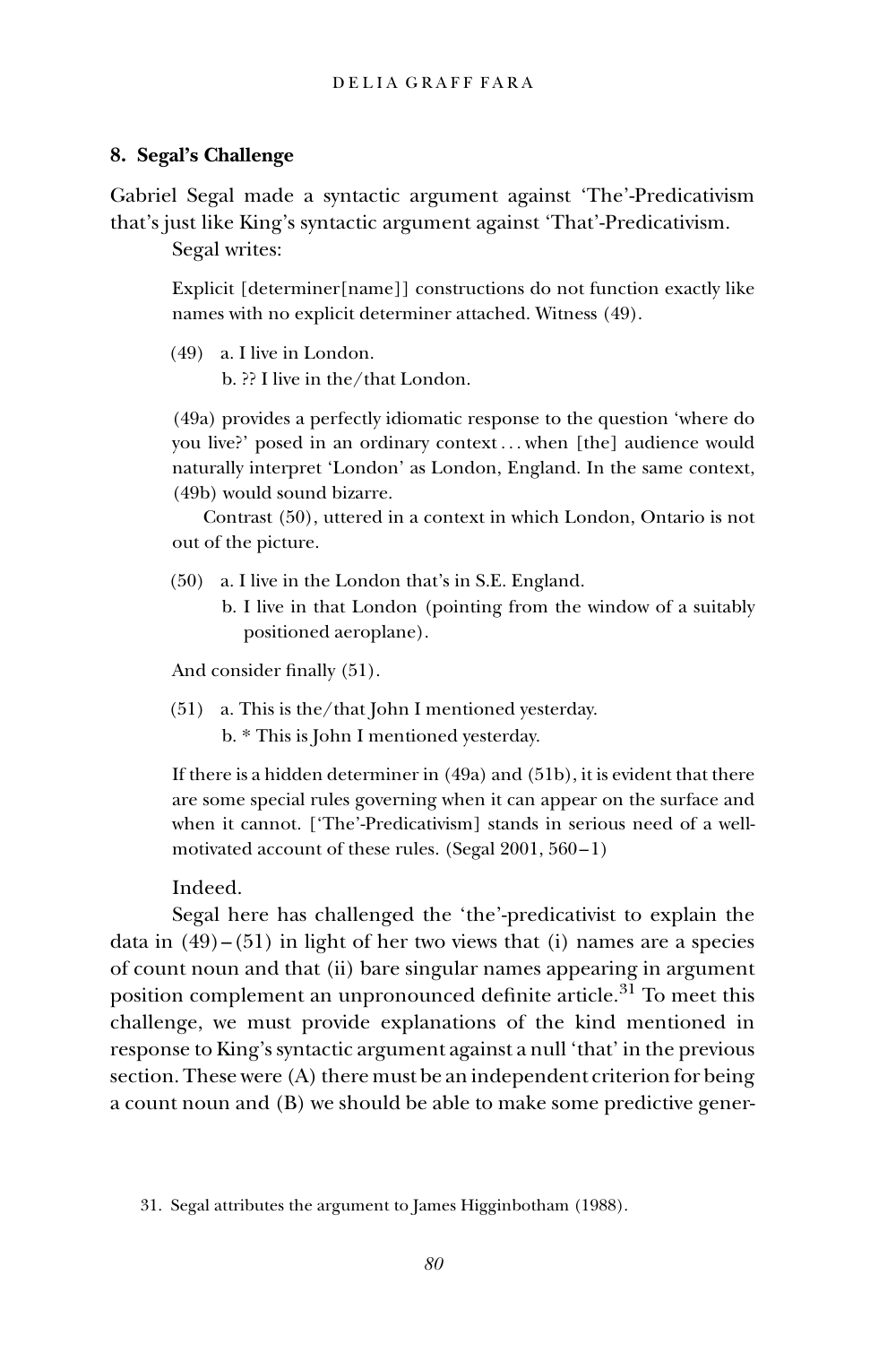## 8. Segal's Challenge

Gabriel Segal made a syntactic argument against 'The'-Predicativism that's just like King's syntactic argument against 'That'-Predicativism.

Segal writes:

> Explicit [determiner[name]] constructions do not function exactly like names with no explicit determiner attached. Witness (49).
>
> (49) a. I live in London.
>      b. ?? I live in the/that London.
>
> (49a) provides a perfectly idiomatic response to the question 'where do you live?' posed in an ordinary context . . . when [the] audience would naturally interpret 'London' as London, England. In the same context, (49b) would sound bizarre.
>
> Contrast (50), uttered in a context in which London, Ontario is not out of the picture.
>
> (50) a. I live in the London that's in S.E. England.
>      b. I live in that London (pointing from the window of a suitably positioned aeroplane).
>
> And consider finally (51).
>
> (51) a. This is the/that John I mentioned yesterday.
>      b. * This is John I mentioned yesterday.
>
> If there is a hidden determiner in (49a) and (51b), it is evident that there are some special rules governing when it can appear on the surface and when it cannot. ['The'-Predicativism] stands in serious need of a well-motivated account of these rules. (Segal 2001, 560–1)

Indeed.

Segal here has challenged the 'the'-predicativist to explain the data in (49)–(51) in light of her two views that (i) names are a species of count noun and that (ii) bare singular names appearing in argument position complement an unpronounced definite article.[31] To meet this challenge, we must provide explanations of the kind mentioned in response to King's syntactic argument against a null 'that' in the previous section. These were (A) there must be an independent criterion for being a count noun and (B) we should be able to make some predictive gener-

31. Segal attributes the argument to James Higginbotham (1988).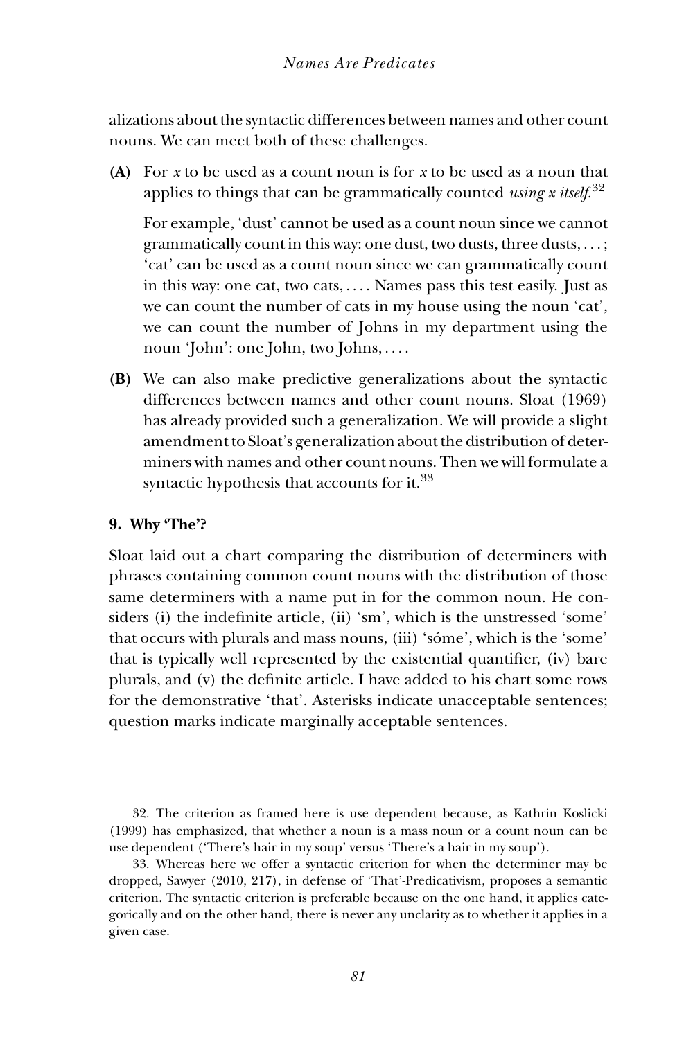alizations about the syntactic differences between names and other count nouns. We can meet both of these challenges.

**(A)** For *x* to be used as a count noun is for *x* to be used as a noun that applies to things that can be grammatically counted *using x itself*.[32]

For example, 'dust' cannot be used as a count noun since we cannot grammatically count in this way: one dust, two dusts, three dusts, . . . ; 'cat' can be used as a count noun since we can grammatically count in this way: one cat, two cats, . . . . Names pass this test easily. Just as we can count the number of cats in my house using the noun 'cat', we can count the number of Johns in my department using the noun 'John': one John, two Johns, . . . .

**(B)** We can also make predictive generalizations about the syntactic differences between names and other count nouns. Sloat (1969) has already provided such a generalization. We will provide a slight amendment to Sloat's generalization about the distribution of determiners with names and other count nouns. Then we will formulate a syntactic hypothesis that accounts for it.[33]

## 9. Why 'The'?

Sloat laid out a chart comparing the distribution of determiners with phrases containing common count nouns with the distribution of those same determiners with a name put in for the common noun. He considers (i) the indefinite article, (ii) 'sm', which is the unstressed 'some' that occurs with plurals and mass nouns, (iii) 'sóme', which is the 'some' that is typically well represented by the existential quantifier, (iv) bare plurals, and (v) the definite article. I have added to his chart some rows for the demonstrative 'that'. Asterisks indicate unacceptable sentences; question marks indicate marginally acceptable sentences.

32. The criterion as framed here is use dependent because, as Kathrin Koslicki (1999) has emphasized, that whether a noun is a mass noun or a count noun can be use dependent ('There's hair in my soup' versus 'There's a hair in my soup').

33. Whereas here we offer a syntactic criterion for when the determiner may be dropped, Sawyer (2010, 217), in defense of 'That'-Predicativism, proposes a semantic criterion. The syntactic criterion is preferable because on the one hand, it applies categorically and on the other hand, there is never any unclarity as to whether it applies in a given case.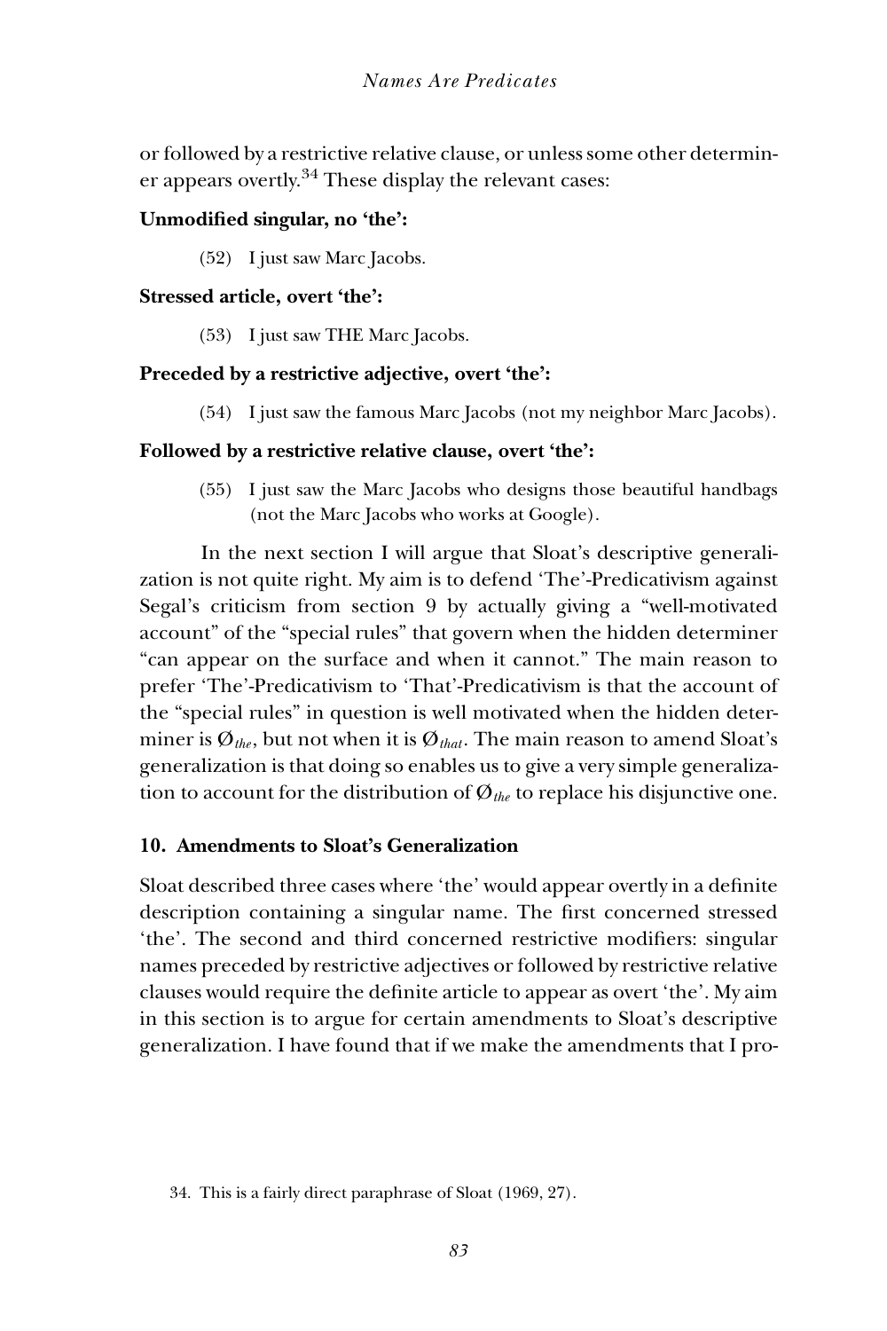or followed by a restrictive relative clause, or unless some other determiner appears overtly.[34] These display the relevant cases:

**Unmodified singular, no 'the':**

(52) I just saw Marc Jacobs.

**Stressed article, overt 'the':**

(53) I just saw THE Marc Jacobs.

**Preceded by a restrictive adjective, overt 'the':**

(54) I just saw the famous Marc Jacobs (not my neighbor Marc Jacobs).

**Followed by a restrictive relative clause, overt 'the':**

(55) I just saw the Marc Jacobs who designs those beautiful handbags (not the Marc Jacobs who works at Google).

In the next section I will argue that Sloat's descriptive generalization is not quite right. My aim is to defend 'The'-Predicativism against Segal's criticism from section 9 by actually giving a "well-motivated account" of the "special rules" that govern when the hidden determiner "can appear on the surface and when it cannot." The main reason to prefer 'The'-Predicativism to 'That'-Predicativism is that the account of the "special rules" in question is well motivated when the hidden determiner is $\emptyset_{the}$, but not when it is $\emptyset_{that}$. The main reason to amend Sloat's generalization is that doing so enables us to give a very simple generalization to account for the distribution of $\emptyset_{the}$ to replace his disjunctive one.

## 10. Amendments to Sloat's Generalization

Sloat described three cases where 'the' would appear overtly in a definite description containing a singular name. The first concerned stressed 'the'. The second and third concerned restrictive modifiers: singular names preceded by restrictive adjectives or followed by restrictive relative clauses would require the definite article to appear as overt 'the'. My aim in this section is to argue for certain amendments to Sloat's descriptive generalization. I have found that if we make the amendments that I pro-

34. This is a fairly direct paraphrase of Sloat (1969, 27).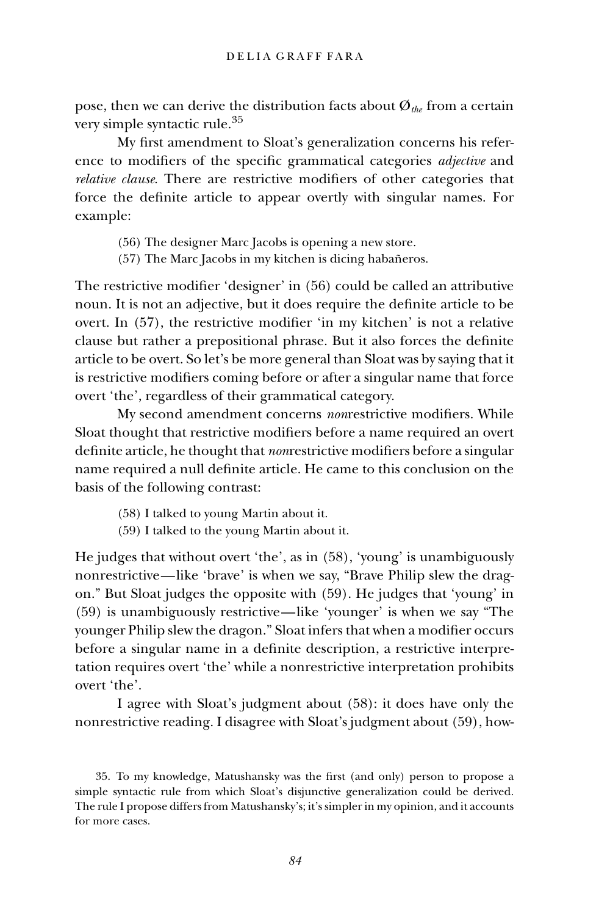pose, then we can derive the distribution facts about $Ø_{the}$ from a certain very simple syntactic rule.[35]

My first amendment to Sloat's generalization concerns his reference to modifiers of the specific grammatical categories *adjective* and *relative clause*. There are restrictive modifiers of other categories that force the definite article to appear overtly with singular names. For example:

(56) The designer Marc Jacobs is opening a new store.
(57) The Marc Jacobs in my kitchen is dicing habañeros.

The restrictive modifier 'designer' in (56) could be called an attributive noun. It is not an adjective, but it does require the definite article to be overt. In (57), the restrictive modifier 'in my kitchen' is not a relative clause but rather a prepositional phrase. But it also forces the definite article to be overt. So let's be more general than Sloat was by saying that it is restrictive modifiers coming before or after a singular name that force overt 'the', regardless of their grammatical category.

My second amendment concerns *non*restrictive modifiers. While Sloat thought that restrictive modifiers before a name required an overt definite article, he thought that *non*restrictive modifiers before a singular name required a null definite article. He came to this conclusion on the basis of the following contrast:

(58) I talked to young Martin about it.
(59) I talked to the young Martin about it.

He judges that without overt 'the', as in (58), 'young' is unambiguously nonrestrictive—like 'brave' is when we say, "Brave Philip slew the dragon." But Sloat judges the opposite with (59). He judges that 'young' in (59) is unambiguously restrictive—like 'younger' is when we say "The younger Philip slew the dragon." Sloat infers that when a modifier occurs before a singular name in a definite description, a restrictive interpretation requires overt 'the' while a nonrestrictive interpretation prohibits overt 'the'.

I agree with Sloat's judgment about (58): it does have only the nonrestrictive reading. I disagree with Sloat's judgment about (59), how-

35. To my knowledge, Matushansky was the first (and only) person to propose a simple syntactic rule from which Sloat's disjunctive generalization could be derived. The rule I propose differs from Matushansky's; it's simpler in my opinion, and it accounts for more cases.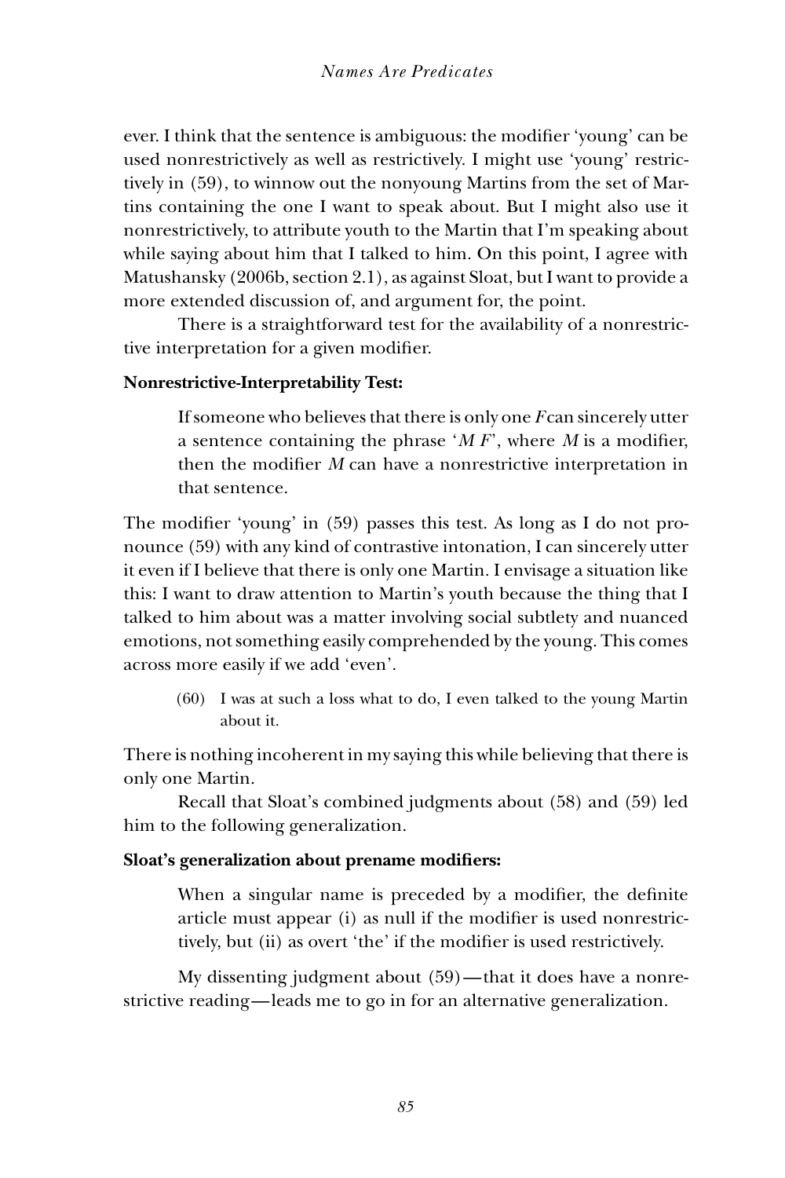ever. I think that the sentence is ambiguous: the modifier 'young' can be used nonrestrictively as well as restrictively. I might use 'young' restrictively in (59), to winnow out the nonyoung Martins from the set of Martins containing the one I want to speak about. But I might also use it nonrestrictively, to attribute youth to the Martin that I'm speaking about while saying about him that I talked to him. On this point, I agree with Matushansky (2006b, section 2.1), as against Sloat, but I want to provide a more extended discussion of, and argument for, the point.

There is a straightforward test for the availability of a nonrestrictive interpretation for a given modifier.

**Nonrestrictive-Interpretability Test:**

> If someone who believes that there is only one *F* can sincerely utter a sentence containing the phrase '*M F*', where *M* is a modifier, then the modifier *M* can have a nonrestrictive interpretation in that sentence.

The modifier 'young' in (59) passes this test. As long as I do not pronounce (59) with any kind of contrastive intonation, I can sincerely utter it even if I believe that there is only one Martin. I envisage a situation like this: I want to draw attention to Martin's youth because the thing that I talked to him about was a matter involving social subtlety and nuanced emotions, not something easily comprehended by the young. This comes across more easily if we add 'even'.

> (60) I was at such a loss what to do, I even talked to the young Martin about it.

There is nothing incoherent in my saying this while believing that there is only one Martin.

Recall that Sloat's combined judgments about (58) and (59) led him to the following generalization.

**Sloat's generalization about prename modifiers:**

> When a singular name is preceded by a modifier, the definite article must appear (i) as null if the modifier is used nonrestrictively, but (ii) as overt 'the' if the modifier is used restrictively.

My dissenting judgment about (59)—that it does have a nonrestrictive reading—leads me to go in for an alternative generalization.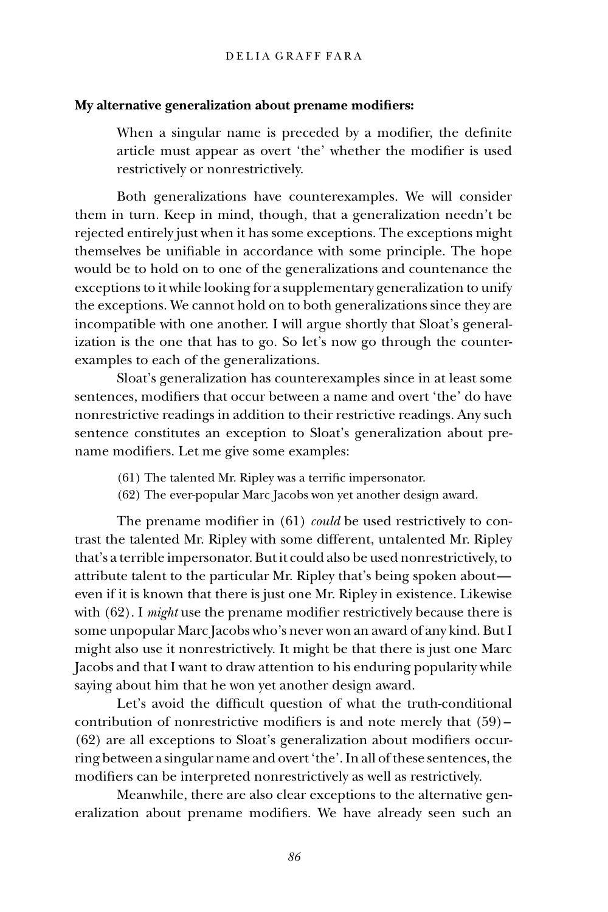**My alternative generalization about prename modifiers:**

> When a singular name is preceded by a modifier, the definite article must appear as overt 'the' whether the modifier is used restrictively or nonrestrictively.

Both generalizations have counterexamples. We will consider them in turn. Keep in mind, though, that a generalization needn't be rejected entirely just when it has some exceptions. The exceptions might themselves be unifiable in accordance with some principle. The hope would be to hold on to one of the generalizations and countenance the exceptions to it while looking for a supplementary generalization to unify the exceptions. We cannot hold on to both generalizations since they are incompatible with one another. I will argue shortly that Sloat's generalization is the one that has to go. So let's now go through the counterexamples to each of the generalizations.

Sloat's generalization has counterexamples since in at least some sentences, modifiers that occur between a name and overt 'the' do have nonrestrictive readings in addition to their restrictive readings. Any such sentence constitutes an exception to Sloat's generalization about prename modifiers. Let me give some examples:

(61) The talented Mr. Ripley was a terrific impersonator.
(62) The ever-popular Marc Jacobs won yet another design award.

The prename modifier in (61) *could* be used restrictively to contrast the talented Mr. Ripley with some different, untalented Mr. Ripley that's a terrible impersonator. But it could also be used nonrestrictively, to attribute talent to the particular Mr. Ripley that's being spoken about—even if it is known that there is just one Mr. Ripley in existence. Likewise with (62). I *might* use the prename modifier restrictively because there is some unpopular Marc Jacobs who's never won an award of any kind. But I might also use it nonrestrictively. It might be that there is just one Marc Jacobs and that I want to draw attention to his enduring popularity while saying about him that he won yet another design award.

Let's avoid the difficult question of what the truth-conditional contribution of nonrestrictive modifiers is and note merely that (59)–(62) are all exceptions to Sloat's generalization about modifiers occurring between a singular name and overt 'the'. In all of these sentences, the modifiers can be interpreted nonrestrictively as well as restrictively.

Meanwhile, there are also clear exceptions to the alternative generalization about prename modifiers. We have already seen such an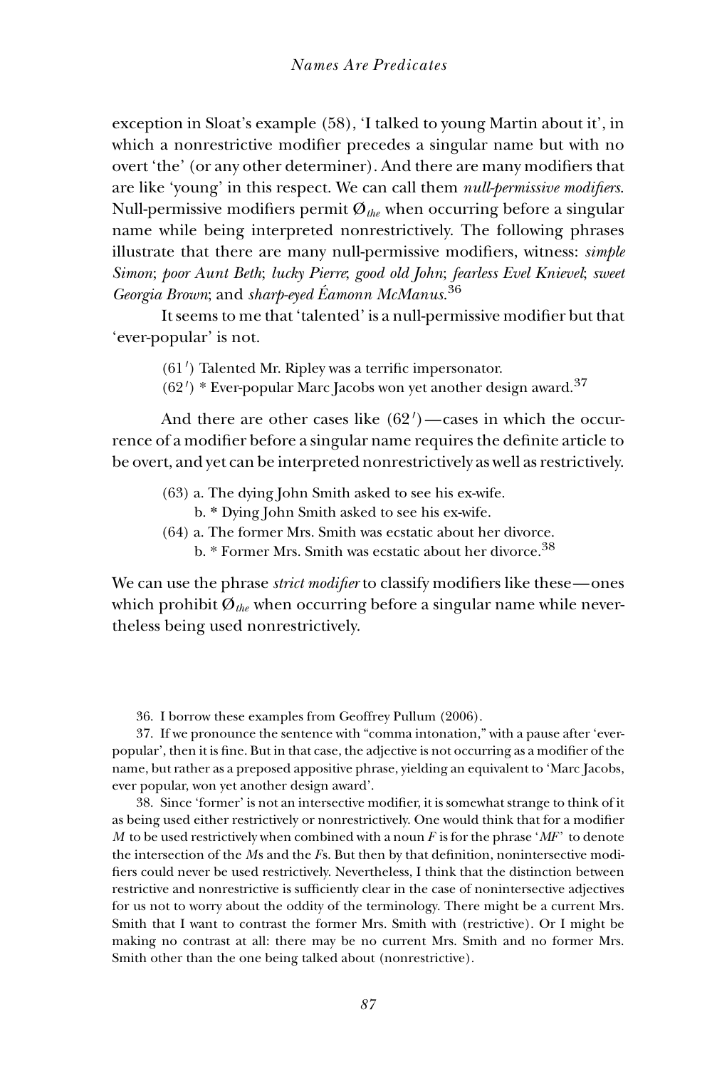exception in Sloat's example (58), 'I talked to young Martin about it', in which a nonrestrictive modifier precedes a singular name but with no overt 'the' (or any other determiner). And there are many modifiers that are like 'young' in this respect. We can call them *null-permissive modifiers*. Null-permissive modifiers permit $\text{Ø}_{the}$ when occurring before a singular name while being interpreted nonrestrictively. The following phrases illustrate that there are many null-permissive modifiers, witness: *simple Simon*; *poor Aunt Beth*; *lucky Pierre*; *good old John*; *fearless Evel Knievel*; *sweet Georgia Brown*; and *sharp-eyed Éamonn McManus*.[36]

It seems to me that 'talented' is a null-permissive modifier but that 'ever-popular' is not.

(61′) Talented Mr. Ripley was a terrific impersonator.
(62′) * Ever-popular Marc Jacobs won yet another design award.[37]

And there are other cases like (62′)—cases in which the occurrence of a modifier before a singular name requires the definite article to be overt, and yet can be interpreted nonrestrictively as well as restrictively.

(63) a. The dying John Smith asked to see his ex-wife.
  b. * Dying John Smith asked to see his ex-wife.
(64) a. The former Mrs. Smith was ecstatic about her divorce.
  b. * Former Mrs. Smith was ecstatic about her divorce.[38]

We can use the phrase *strict modifier* to classify modifiers like these—ones which prohibit $\text{Ø}_{the}$ when occurring before a singular name while nevertheless being used nonrestrictively.

36. I borrow these examples from Geoffrey Pullum (2006).

37. If we pronounce the sentence with "comma intonation," with a pause after 'ever-popular', then it is fine. But in that case, the adjective is not occurring as a modifier of the name, but rather as a preposed appositive phrase, yielding an equivalent to 'Marc Jacobs, ever popular, won yet another design award'.

38. Since 'former' is not an intersective modifier, it is somewhat strange to think of it as being used either restrictively or nonrestrictively. One would think that for a modifier *M* to be used restrictively when combined with a noun *F* is for the phrase '*MF*' to denote the intersection of the *M*s and the *F*s. But then by that definition, nonintersective modifiers could never be used restrictively. Nevertheless, I think that the distinction between restrictive and nonrestrictive is sufficiently clear in the case of nonintersective adjectives for us not to worry about the oddity of the terminology. There might be a current Mrs. Smith that I want to contrast the former Mrs. Smith with (restrictive). Or I might be making no contrast at all: there may be no current Mrs. Smith and no former Mrs. Smith other than the one being talked about (nonrestrictive).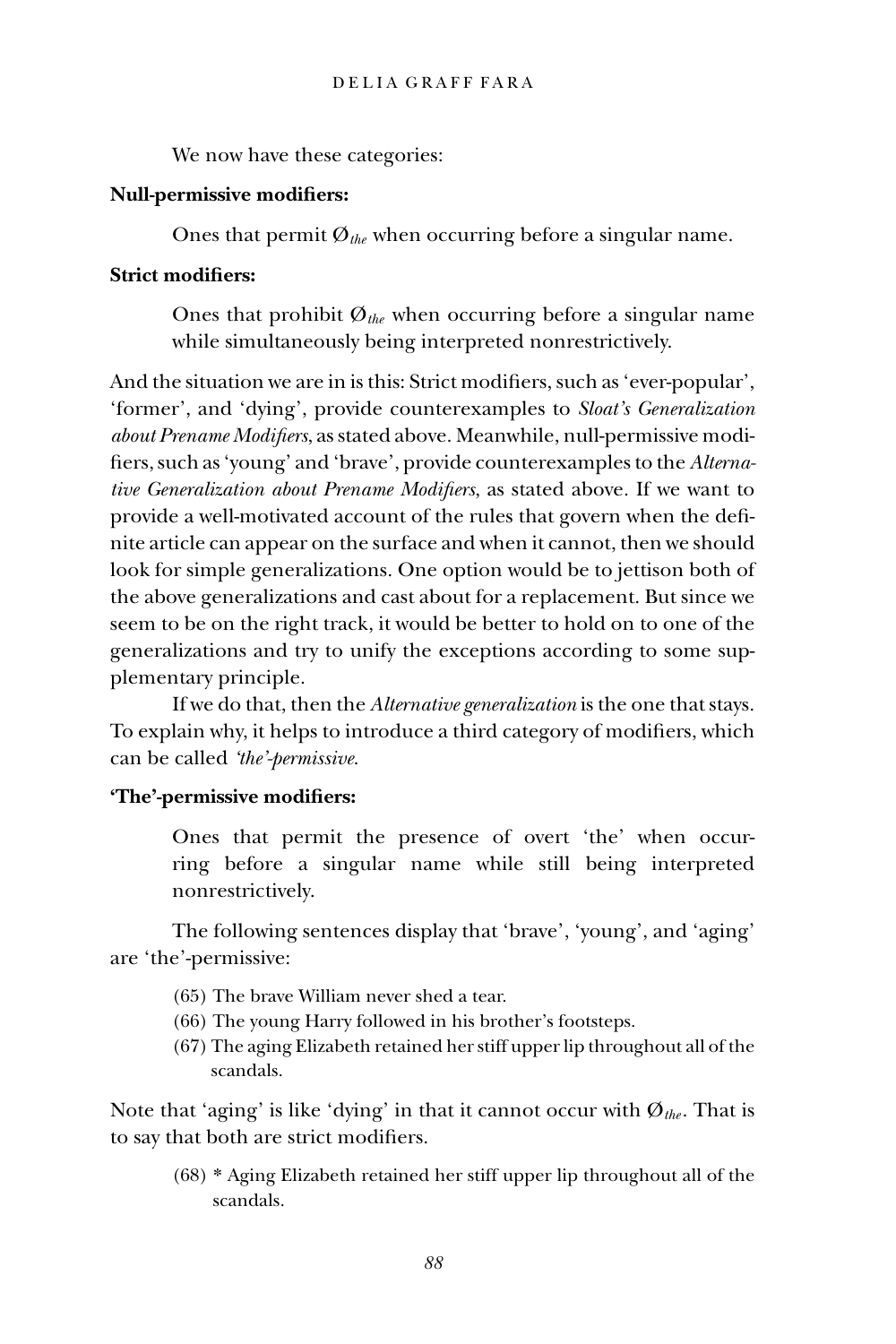We now have these categories:

**Null-permissive modifiers:**

Ones that permit $Ø_{the}$ when occurring before a singular name.

**Strict modifiers:**

Ones that prohibit $Ø_{the}$ when occurring before a singular name while simultaneously being interpreted nonrestrictively.

And the situation we are in is this: Strict modifiers, such as 'ever-popular', 'former', and 'dying', provide counterexamples to *Sloat's Generalization about Prename Modifiers*, as stated above. Meanwhile, null-permissive modifiers, such as 'young' and 'brave', provide counterexamples to the *Alternative Generalization about Prename Modifiers*, as stated above. If we want to provide a well-motivated account of the rules that govern when the definite article can appear on the surface and when it cannot, then we should look for simple generalizations. One option would be to jettison both of the above generalizations and cast about for a replacement. But since we seem to be on the right track, it would be better to hold on to one of the generalizations and try to unify the exceptions according to some supplementary principle.

If we do that, then the *Alternative generalization* is the one that stays. To explain why, it helps to introduce a third category of modifiers, which can be called *'the'-permissive*.

**'The'-permissive modifiers:**

Ones that permit the presence of overt 'the' when occurring before a singular name while still being interpreted nonrestrictively.

The following sentences display that 'brave', 'young', and 'aging' are 'the'-permissive:

(65) The brave William never shed a tear.
(66) The young Harry followed in his brother's footsteps.
(67) The aging Elizabeth retained her stiff upper lip throughout all of the scandals.

Note that 'aging' is like 'dying' in that it cannot occur with $Ø_{the}$. That is to say that both are strict modifiers.

(68) * Aging Elizabeth retained her stiff upper lip throughout all of the scandals.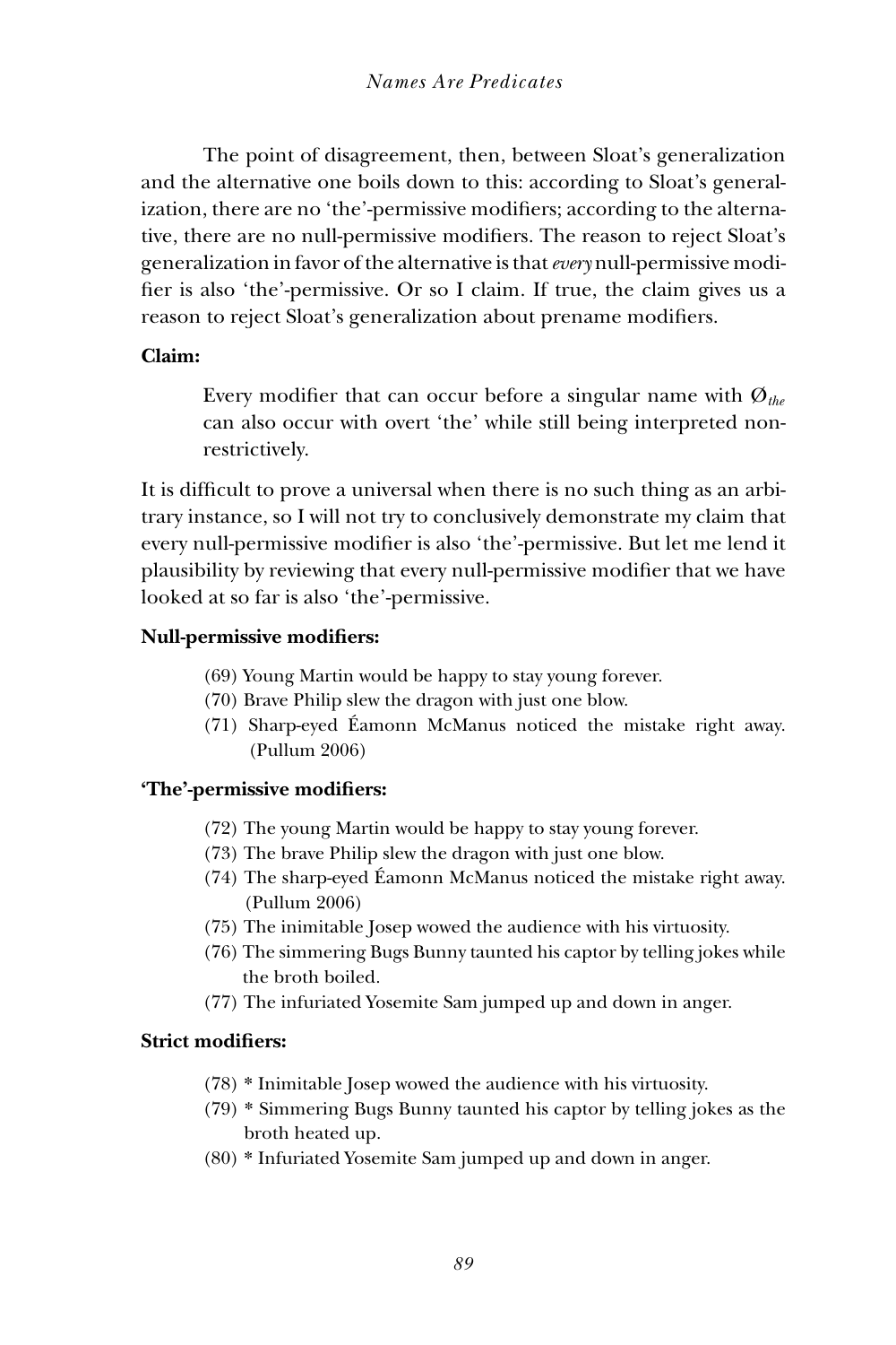The point of disagreement, then, between Sloat's generalization and the alternative one boils down to this: according to Sloat's generalization, there are no 'the'-permissive modifiers; according to the alternative, there are no null-permissive modifiers. The reason to reject Sloat's generalization in favor of the alternative is that *every* null-permissive modifier is also 'the'-permissive. Or so I claim. If true, the claim gives us a reason to reject Sloat's generalization about prename modifiers.

**Claim:**

> Every modifier that can occur before a singular name with $Ø_{the}$ can also occur with overt 'the' while still being interpreted nonrestrictively.

It is difficult to prove a universal when there is no such thing as an arbitrary instance, so I will not try to conclusively demonstrate my claim that every null-permissive modifier is also 'the'-permissive. But let me lend it plausibility by reviewing that every null-permissive modifier that we have looked at so far is also 'the'-permissive.

**Null-permissive modifiers:**

(69) Young Martin would be happy to stay young forever.
(70) Brave Philip slew the dragon with just one blow.
(71) Sharp-eyed Éamonn McManus noticed the mistake right away. (Pullum 2006)

**'The'-permissive modifiers:**

(72) The young Martin would be happy to stay young forever.
(73) The brave Philip slew the dragon with just one blow.
(74) The sharp-eyed Éamonn McManus noticed the mistake right away. (Pullum 2006)
(75) The inimitable Josep wowed the audience with his virtuosity.
(76) The simmering Bugs Bunny taunted his captor by telling jokes while the broth boiled.
(77) The infuriated Yosemite Sam jumped up and down in anger.

**Strict modifiers:**

(78) * Inimitable Josep wowed the audience with his virtuosity.
(79) * Simmering Bugs Bunny taunted his captor by telling jokes as the broth heated up.
(80) * Infuriated Yosemite Sam jumped up and down in anger.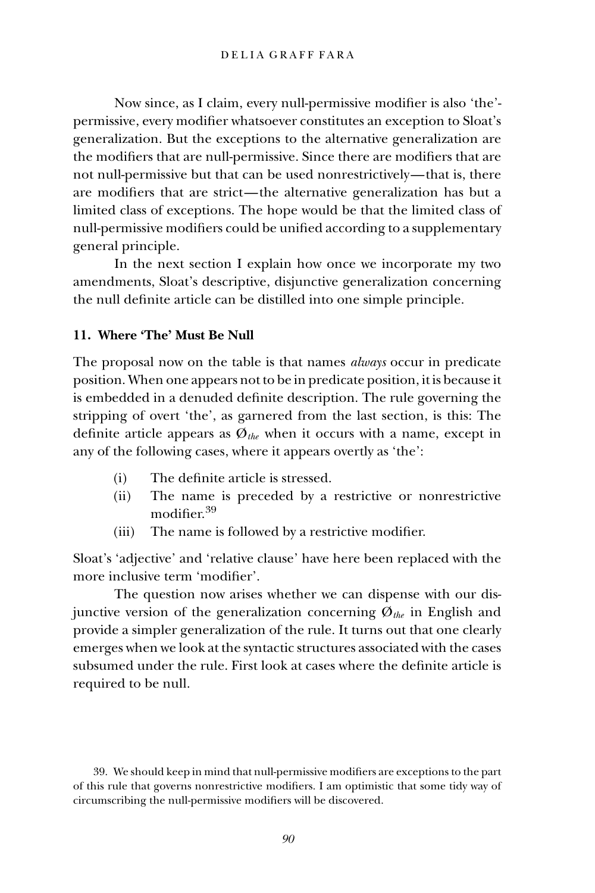Now since, as I claim, every null-permissive modifier is also 'the'-permissive, every modifier whatsoever constitutes an exception to Sloat's generalization. But the exceptions to the alternative generalization are the modifiers that are null-permissive. Since there are modifiers that are not null-permissive but that can be used nonrestrictively—that is, there are modifiers that are strict—the alternative generalization has but a limited class of exceptions. The hope would be that the limited class of null-permissive modifiers could be unified according to a supplementary general principle.

In the next section I explain how once we incorporate my two amendments, Sloat's descriptive, disjunctive generalization concerning the null definite article can be distilled into one simple principle.

### 11. Where 'The' Must Be Null

The proposal now on the table is that names *always* occur in predicate position. When one appears not to be in predicate position, it is because it is embedded in a denuded definite description. The rule governing the stripping of overt 'the', as garnered from the last section, is this: The definite article appears as $\emptyset_{the}$ when it occurs with a name, except in any of the following cases, where it appears overtly as 'the':

- (i) The definite article is stressed.
- (ii) The name is preceded by a restrictive or nonrestrictive modifier.[39]
- (iii) The name is followed by a restrictive modifier.

Sloat's 'adjective' and 'relative clause' have here been replaced with the more inclusive term 'modifier'.

The question now arises whether we can dispense with our disjunctive version of the generalization concerning $\emptyset_{the}$ in English and provide a simpler generalization of the rule. It turns out that one clearly emerges when we look at the syntactic structures associated with the cases subsumed under the rule. First look at cases where the definite article is required to be null.

39. We should keep in mind that null-permissive modifiers are exceptions to the part of this rule that governs nonrestrictive modifiers. I am optimistic that some tidy way of circumscribing the null-permissive modifiers will be discovered.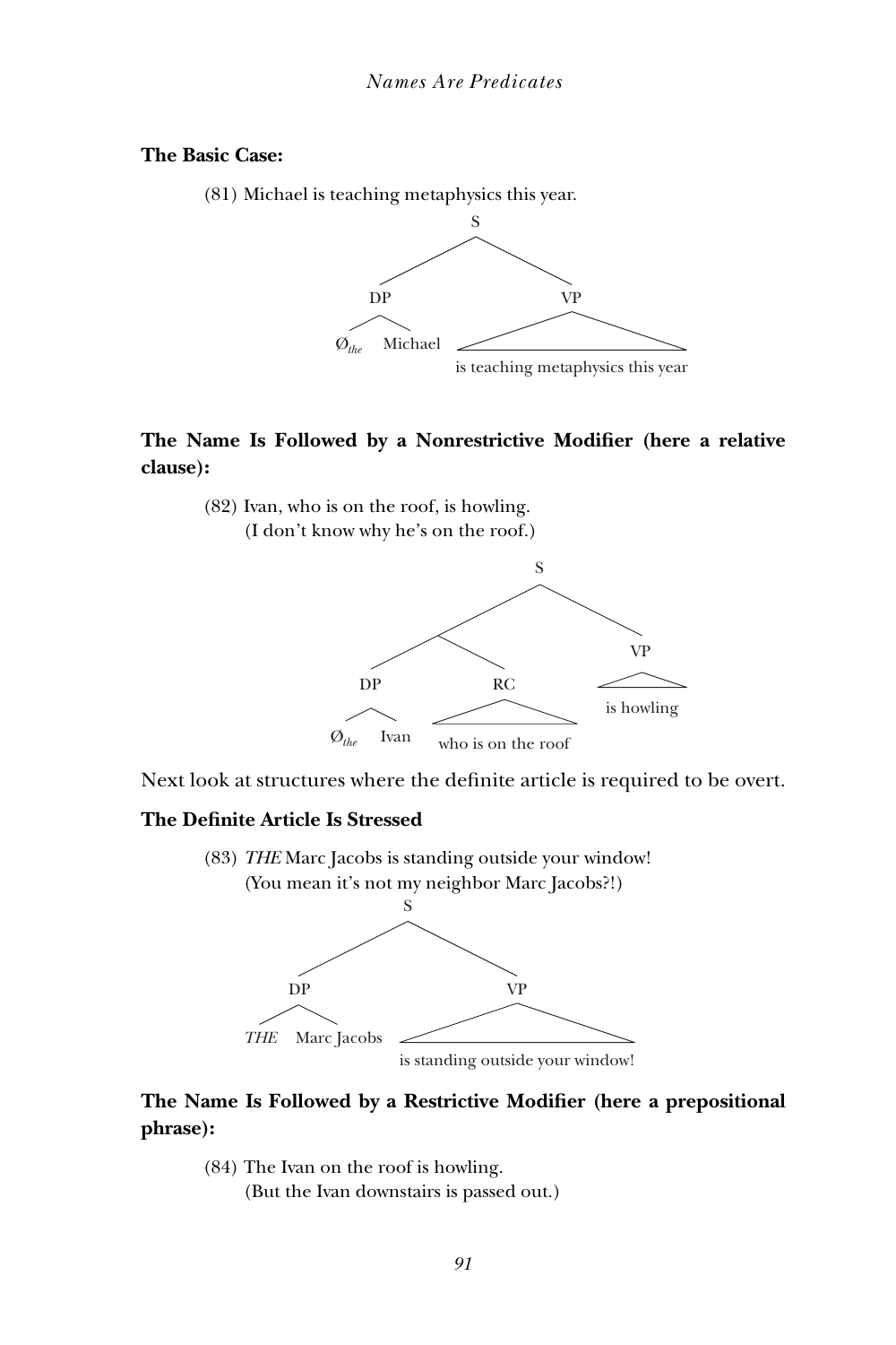**The Basic Case:**

(81) Michael is teaching metaphysics this year.

```
              S
          /       \
        DP         VP
       /  \         |
  Ø_the  Michael  is teaching metaphysics this year
```

**The Name Is Followed by a Nonrestrictive Modifier (here a relative clause):**

(82) Ivan, who is on the roof, is howling.
(I don't know why he's on the roof.)

```
                    S
              /          \
          /      \         VP
        DP        RC        |
       /  \        |     is howling
  Ø_the   Ivan  who is on the roof
```

Next look at structures where the definite article is required to be overt.

**The Definite Article Is Stressed**

(83) *THE* Marc Jacobs is standing outside your window!
(You mean it's not my neighbor Marc Jacobs?!)

```
              S
          /       \
        DP         VP
       /  \         |
    THE  Marc Jacobs  is standing outside your window!
```

**The Name Is Followed by a Restrictive Modifier (here a prepositional phrase):**

(84) The Ivan on the roof is howling.
(But the Ivan downstairs is passed out.)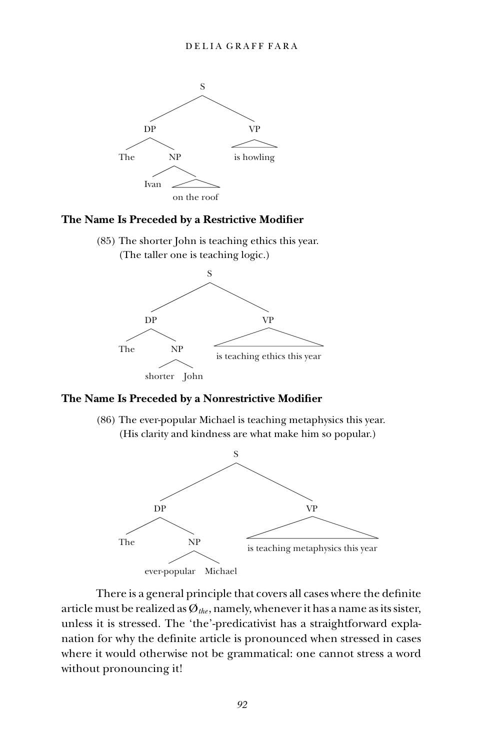```
S
├── DP
│   ├── The
│   └── NP
│       ├── Ivan
│       └── on the roof
└── VP
    └── is howling
```

### The Name Is Preceded by a Restrictive Modifier

(85) The shorter John is teaching ethics this year.
(The taller one is teaching logic.)

```
S
├── DP
│   ├── The
│   └── NP
│       ├── shorter
│       └── John
└── VP
    └── is teaching ethics this year
```

### The Name Is Preceded by a Nonrestrictive Modifier

(86) The ever-popular Michael is teaching metaphysics this year.
(His clarity and kindness are what make him so popular.)

```
S
├── DP
│   ├── The
│   └── NP
│       ├── ever-popular
│       └── Michael
└── VP
    └── is teaching metaphysics this year
```

There is a general principle that covers all cases where the definite article must be realized as $\emptyset_{the}$, namely, whenever it has a name as its sister, unless it is stressed. The 'the'-predicativist has a straightforward explanation for why the definite article is pronounced when stressed in cases where it would otherwise not be grammatical: one cannot stress a word without pronouncing it!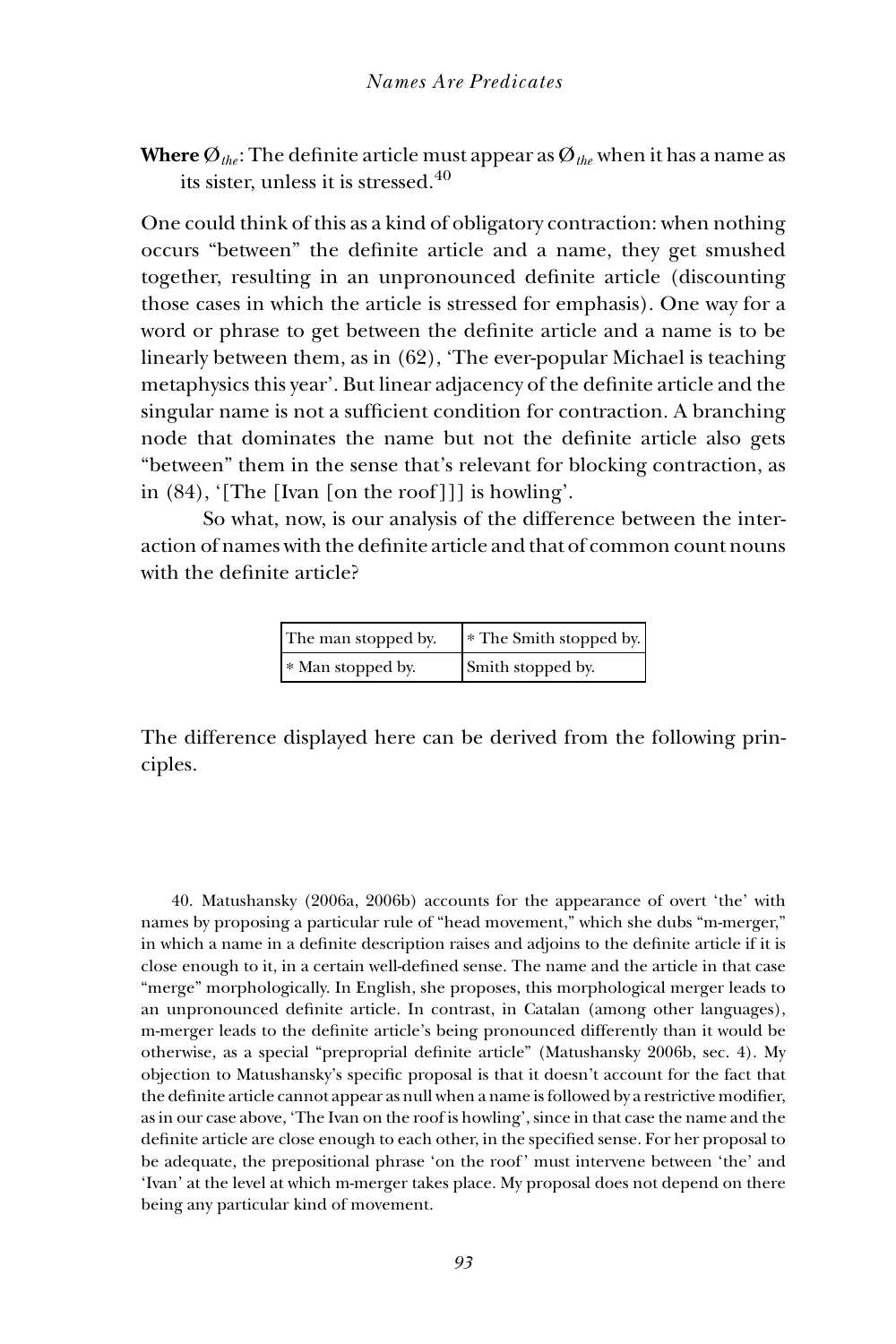**Where** $Ø_{the}$: The definite article must appear as $Ø_{the}$ when it has a name as its sister, unless it is stressed.[40]

One could think of this as a kind of obligatory contraction: when nothing occurs "between" the definite article and a name, they get smushed together, resulting in an unpronounced definite article (discounting those cases in which the article is stressed for emphasis). One way for a word or phrase to get between the definite article and a name is to be linearly between them, as in (62), 'The ever-popular Michael is teaching metaphysics this year'. But linear adjacency of the definite article and the singular name is not a sufficient condition for contraction. A branching node that dominates the name but not the definite article also gets "between" them in the sense that's relevant for blocking contraction, as in (84), '[The [Ivan [on the roof]]] is howling'.

So what, now, is our analysis of the difference between the interaction of names with the definite article and that of common count nouns with the definite article?

| The man stopped by. | * The Smith stopped by. |
|---|---|
| * Man stopped by. | Smith stopped by. |

The difference displayed here can be derived from the following principles.

40. Matushansky (2006a, 2006b) accounts for the appearance of overt 'the' with names by proposing a particular rule of "head movement," which she dubs "m-merger," in which a name in a definite description raises and adjoins to the definite article if it is close enough to it, in a certain well-defined sense. The name and the article in that case "merge" morphologically. In English, she proposes, this morphological merger leads to an unpronounced definite article. In contrast, in Catalan (among other languages), m-merger leads to the definite article's being pronounced differently than it would be otherwise, as a special "preproprial definite article" (Matushansky 2006b, sec. 4). My objection to Matushansky's specific proposal is that it doesn't account for the fact that the definite article cannot appear as null when a name is followed by a restrictive modifier, as in our case above, 'The Ivan on the roof is howling', since in that case the name and the definite article are close enough to each other, in the specified sense. For her proposal to be adequate, the prepositional phrase 'on the roof' must intervene between 'the' and 'Ivan' at the level at which m-merger takes place. My proposal does not depend on there being any particular kind of movement.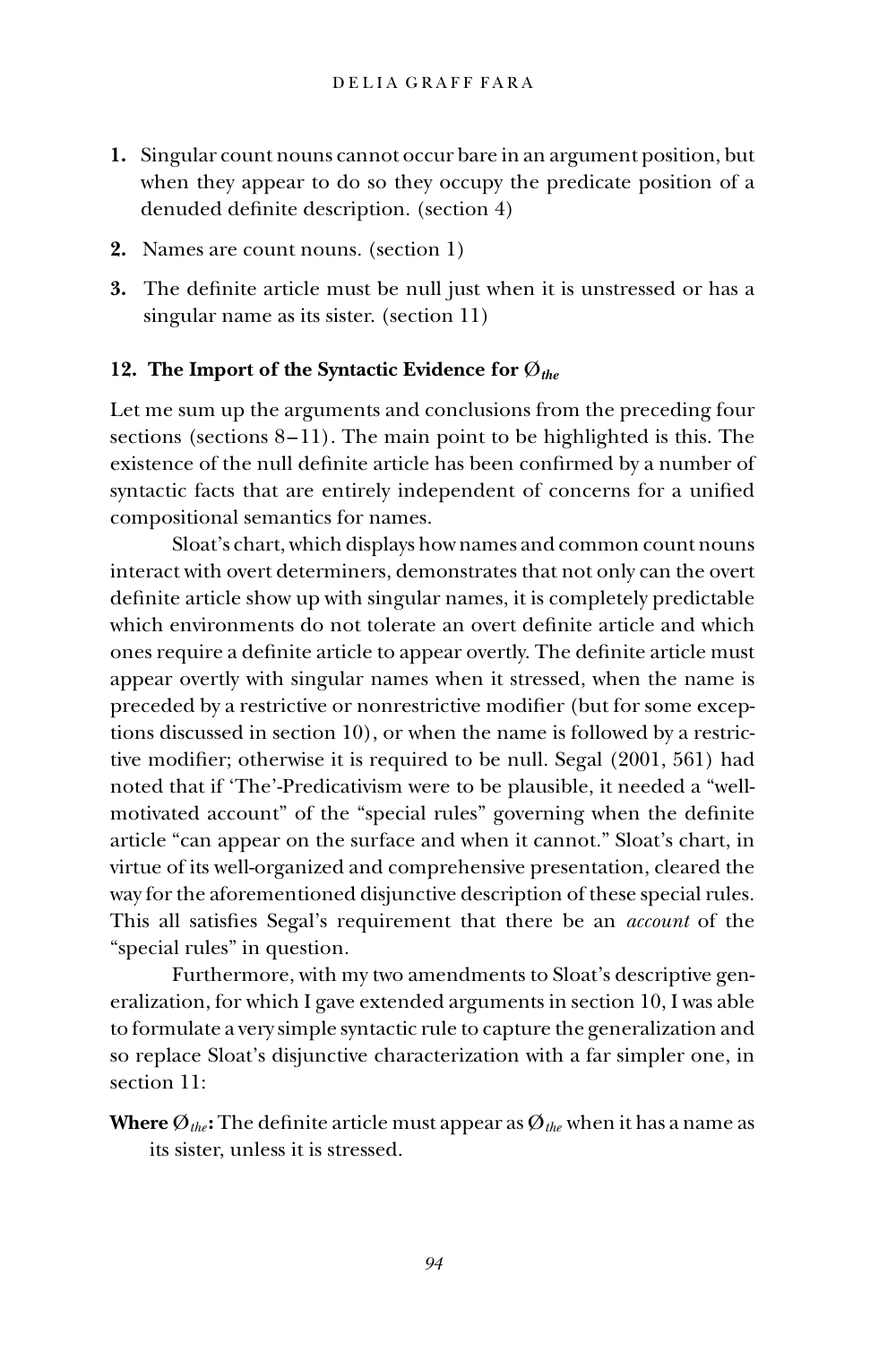1. Singular count nouns cannot occur bare in an argument position, but when they appear to do so they occupy the predicate position of a denuded definite description. (section 4)

2. Names are count nouns. (section 1)

3. The definite article must be null just when it is unstressed or has a singular name as its sister. (section 11)

## 12. The Import of the Syntactic Evidence for $\emptyset_{the}$

Let me sum up the arguments and conclusions from the preceding four sections (sections 8–11). The main point to be highlighted is this. The existence of the null definite article has been confirmed by a number of syntactic facts that are entirely independent of concerns for a unified compositional semantics for names.

Sloat's chart, which displays how names and common count nouns interact with overt determiners, demonstrates that not only can the overt definite article show up with singular names, it is completely predictable which environments do not tolerate an overt definite article and which ones require a definite article to appear overtly. The definite article must appear overtly with singular names when it stressed, when the name is preceded by a restrictive or nonrestrictive modifier (but for some exceptions discussed in section 10), or when the name is followed by a restrictive modifier; otherwise it is required to be null. Segal (2001, 561) had noted that if 'The'-Predicativism were to be plausible, it needed a "well-motivated account" of the "special rules" governing when the definite article "can appear on the surface and when it cannot." Sloat's chart, in virtue of its well-organized and comprehensive presentation, cleared the way for the aforementioned disjunctive description of these special rules. This all satisfies Segal's requirement that there be an *account* of the "special rules" in question.

Furthermore, with my two amendments to Sloat's descriptive generalization, for which I gave extended arguments in section 10, I was able to formulate a very simple syntactic rule to capture the generalization and so replace Sloat's disjunctive characterization with a far simpler one, in section 11:

**Where $\emptyset_{the}$:** The definite article must appear as $\emptyset_{the}$ when it has a name as its sister, unless it is stressed.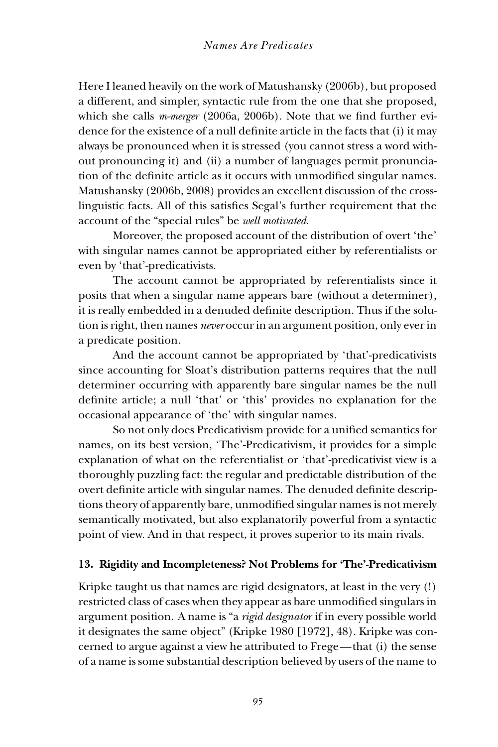Here I leaned heavily on the work of Matushansky (2006b), but proposed a different, and simpler, syntactic rule from the one that she proposed, which she calls *m-merger* (2006a, 2006b). Note that we find further evidence for the existence of a null definite article in the facts that (i) it may always be pronounced when it is stressed (you cannot stress a word without pronouncing it) and (ii) a number of languages permit pronunciation of the definite article as it occurs with unmodified singular names. Matushansky (2006b, 2008) provides an excellent discussion of the cross-linguistic facts. All of this satisfies Segal's further requirement that the account of the "special rules" be *well motivated*.

Moreover, the proposed account of the distribution of overt 'the' with singular names cannot be appropriated either by referentialists or even by 'that'-predicativists.

The account cannot be appropriated by referentialists since it posits that when a singular name appears bare (without a determiner), it is really embedded in a denuded definite description. Thus if the solution is right, then names *never* occur in an argument position, only ever in a predicate position.

And the account cannot be appropriated by 'that'-predicativists since accounting for Sloat's distribution patterns requires that the null determiner occurring with apparently bare singular names be the null definite article; a null 'that' or 'this' provides no explanation for the occasional appearance of 'the' with singular names.

So not only does Predicativism provide for a unified semantics for names, on its best version, 'The'-Predicativism, it provides for a simple explanation of what on the referentialist or 'that'-predicativist view is a thoroughly puzzling fact: the regular and predictable distribution of the overt definite article with singular names. The denuded definite descriptions theory of apparently bare, unmodified singular names is not merely semantically motivated, but also explanatorily powerful from a syntactic point of view. And in that respect, it proves superior to its main rivals.

## 13. Rigidity and Incompleteness? Not Problems for 'The'-Predicativism

Kripke taught us that names are rigid designators, at least in the very (!) restricted class of cases when they appear as bare unmodified singulars in argument position. A name is "a *rigid designator* if in every possible world it designates the same object" (Kripke 1980 [1972], 48). Kripke was concerned to argue against a view he attributed to Frege—that (i) the sense of a name is some substantial description believed by users of the name to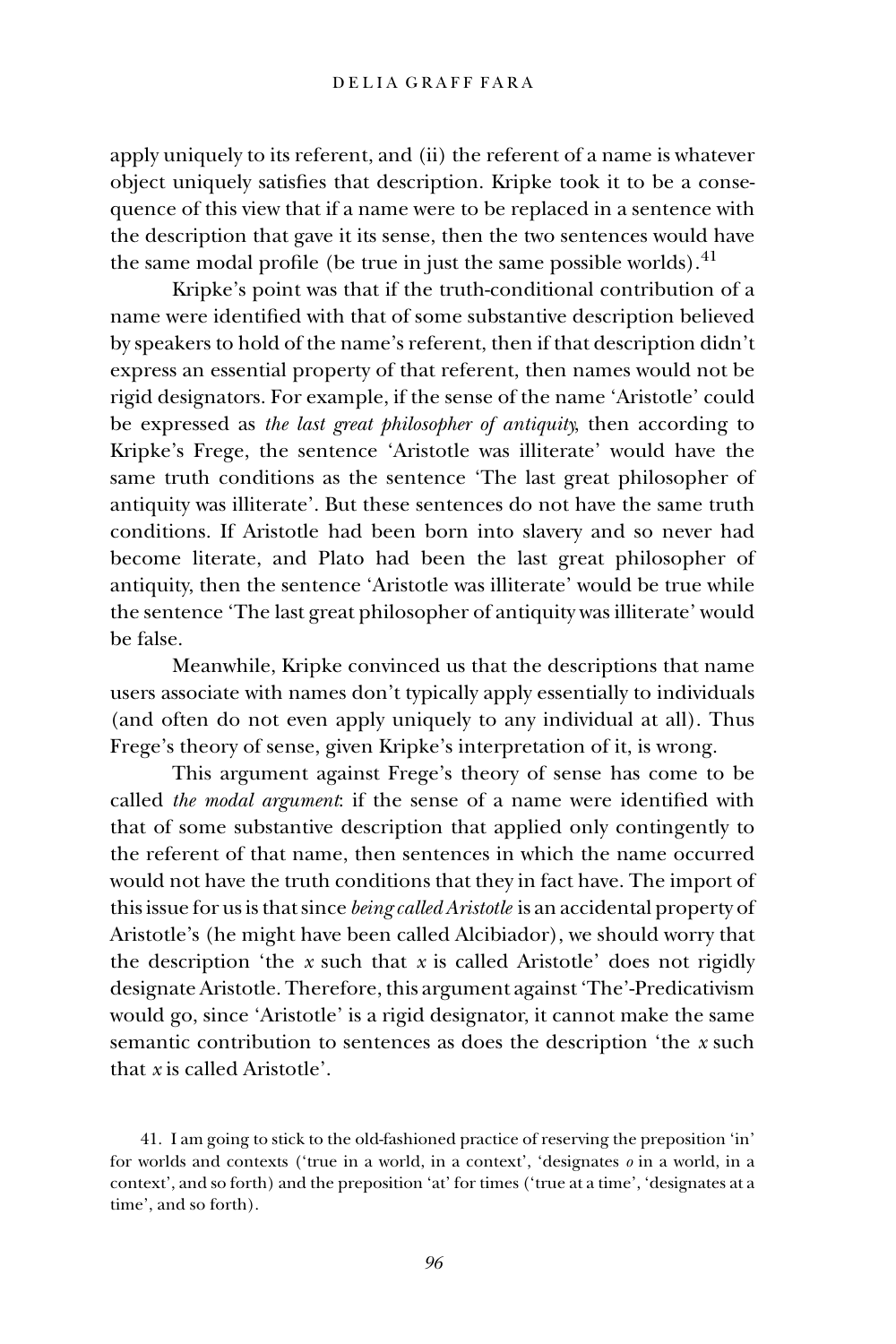apply uniquely to its referent, and (ii) the referent of a name is whatever object uniquely satisfies that description. Kripke took it to be a consequence of this view that if a name were to be replaced in a sentence with the description that gave it its sense, then the two sentences would have the same modal profile (be true in just the same possible worlds).[41]

Kripke's point was that if the truth-conditional contribution of a name were identified with that of some substantive description believed by speakers to hold of the name's referent, then if that description didn't express an essential property of that referent, then names would not be rigid designators. For example, if the sense of the name 'Aristotle' could be expressed as *the last great philosopher of antiquity*, then according to Kripke's Frege, the sentence 'Aristotle was illiterate' would have the same truth conditions as the sentence 'The last great philosopher of antiquity was illiterate'. But these sentences do not have the same truth conditions. If Aristotle had been born into slavery and so never had become literate, and Plato had been the last great philosopher of antiquity, then the sentence 'Aristotle was illiterate' would be true while the sentence 'The last great philosopher of antiquity was illiterate' would be false.

Meanwhile, Kripke convinced us that the descriptions that name users associate with names don't typically apply essentially to individuals (and often do not even apply uniquely to any individual at all). Thus Frege's theory of sense, given Kripke's interpretation of it, is wrong.

This argument against Frege's theory of sense has come to be called *the modal argument*: if the sense of a name were identified with that of some substantive description that applied only contingently to the referent of that name, then sentences in which the name occurred would not have the truth conditions that they in fact have. The import of this issue for us is that since *being called Aristotle* is an accidental property of Aristotle's (he might have been called Alcibiador), we should worry that the description 'the *x* such that *x* is called Aristotle' does not rigidly designate Aristotle. Therefore, this argument against 'The'-Predicativism would go, since 'Aristotle' is a rigid designator, it cannot make the same semantic contribution to sentences as does the description 'the *x* such that *x* is called Aristotle'.

41. I am going to stick to the old-fashioned practice of reserving the preposition 'in' for worlds and contexts ('true in a world, in a context', 'designates *o* in a world, in a context', and so forth) and the preposition 'at' for times ('true at a time', 'designates at a time', and so forth).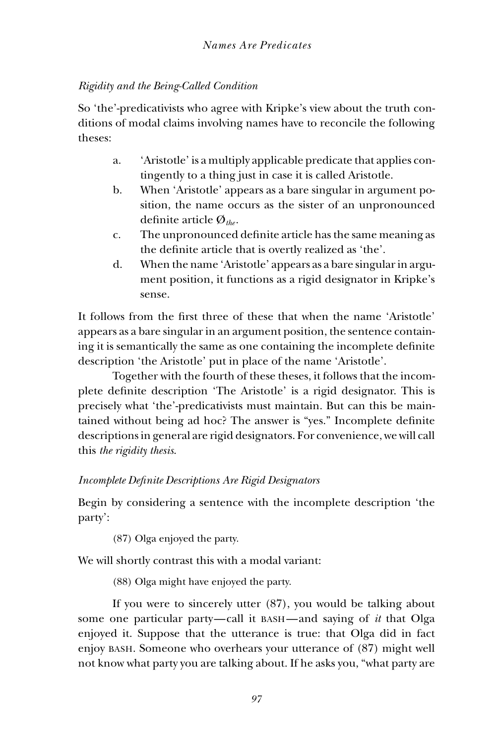### *Rigidity and the Being-Called Condition*

So 'the'-predicativists who agree with Kripke's view about the truth conditions of modal claims involving names have to reconcile the following theses:

a. 'Aristotle' is a multiply applicable predicate that applies contingently to a thing just in case it is called Aristotle.
b. When 'Aristotle' appears as a bare singular in argument position, the name occurs as the sister of an unpronounced definite article $\emptyset_{the}$.
c. The unpronounced definite article has the same meaning as the definite article that is overtly realized as 'the'.
d. When the name 'Aristotle' appears as a bare singular in argument position, it functions as a rigid designator in Kripke's sense.

It follows from the first three of these that when the name 'Aristotle' appears as a bare singular in an argument position, the sentence containing it is semantically the same as one containing the incomplete definite description 'the Aristotle' put in place of the name 'Aristotle'.

Together with the fourth of these theses, it follows that the incomplete definite description 'The Aristotle' is a rigid designator. This is precisely what 'the'-predicativists must maintain. But can this be maintained without being ad hoc? The answer is "yes." Incomplete definite descriptions in general are rigid designators. For convenience, we will call this *the rigidity thesis*.

### *Incomplete Definite Descriptions Are Rigid Designators*

Begin by considering a sentence with the incomplete description 'the party':

(87) Olga enjoyed the party.

We will shortly contrast this with a modal variant:

(88) Olga might have enjoyed the party.

If you were to sincerely utter (87), you would be talking about some one particular party—call it BASH—and saying of *it* that Olga enjoyed it. Suppose that the utterance is true: that Olga did in fact enjoy BASH. Someone who overhears your utterance of (87) might well not know what party you are talking about. If he asks you, "what party are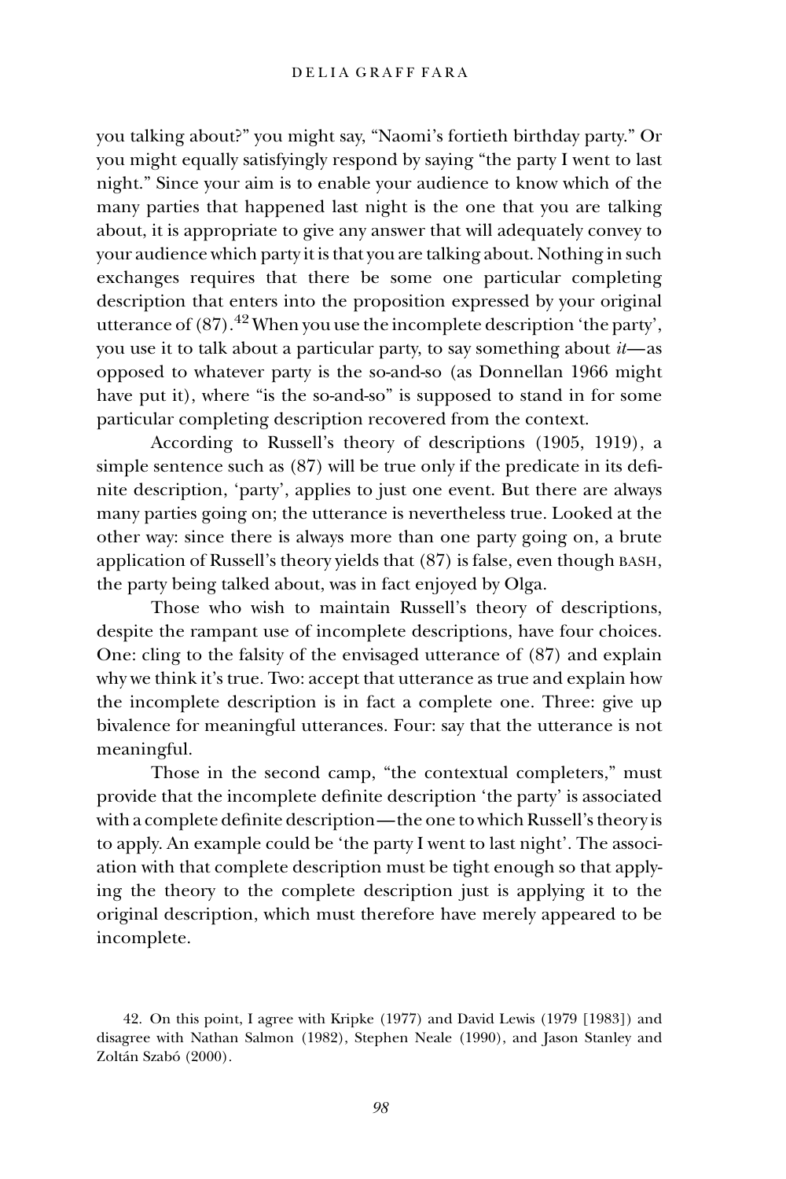you talking about?" you might say, "Naomi's fortieth birthday party." Or you might equally satisfyingly respond by saying "the party I went to last night." Since your aim is to enable your audience to know which of the many parties that happened last night is the one that you are talking about, it is appropriate to give any answer that will adequately convey to your audience which party it is that you are talking about. Nothing in such exchanges requires that there be some one particular completing description that enters into the proposition expressed by your original utterance of (87).[42] When you use the incomplete description 'the party', you use it to talk about a particular party, to say something about *it*—as opposed to whatever party is the so-and-so (as Donnellan 1966 might have put it), where "is the so-and-so" is supposed to stand in for some particular completing description recovered from the context.

According to Russell's theory of descriptions (1905, 1919), a simple sentence such as (87) will be true only if the predicate in its definite description, 'party', applies to just one event. But there are always many parties going on; the utterance is nevertheless true. Looked at the other way: since there is always more than one party going on, a brute application of Russell's theory yields that (87) is false, even though BASH, the party being talked about, was in fact enjoyed by Olga.

Those who wish to maintain Russell's theory of descriptions, despite the rampant use of incomplete descriptions, have four choices. One: cling to the falsity of the envisaged utterance of (87) and explain why we think it's true. Two: accept that utterance as true and explain how the incomplete description is in fact a complete one. Three: give up bivalence for meaningful utterances. Four: say that the utterance is not meaningful.

Those in the second camp, "the contextual completers," must provide that the incomplete definite description 'the party' is associated with a complete definite description—the one to which Russell's theory is to apply. An example could be 'the party I went to last night'. The association with that complete description must be tight enough so that applying the theory to the complete description just is applying it to the original description, which must therefore have merely appeared to be incomplete.

42. On this point, I agree with Kripke (1977) and David Lewis (1979 [1983]) and disagree with Nathan Salmon (1982), Stephen Neale (1990), and Jason Stanley and Zoltán Szabó (2000).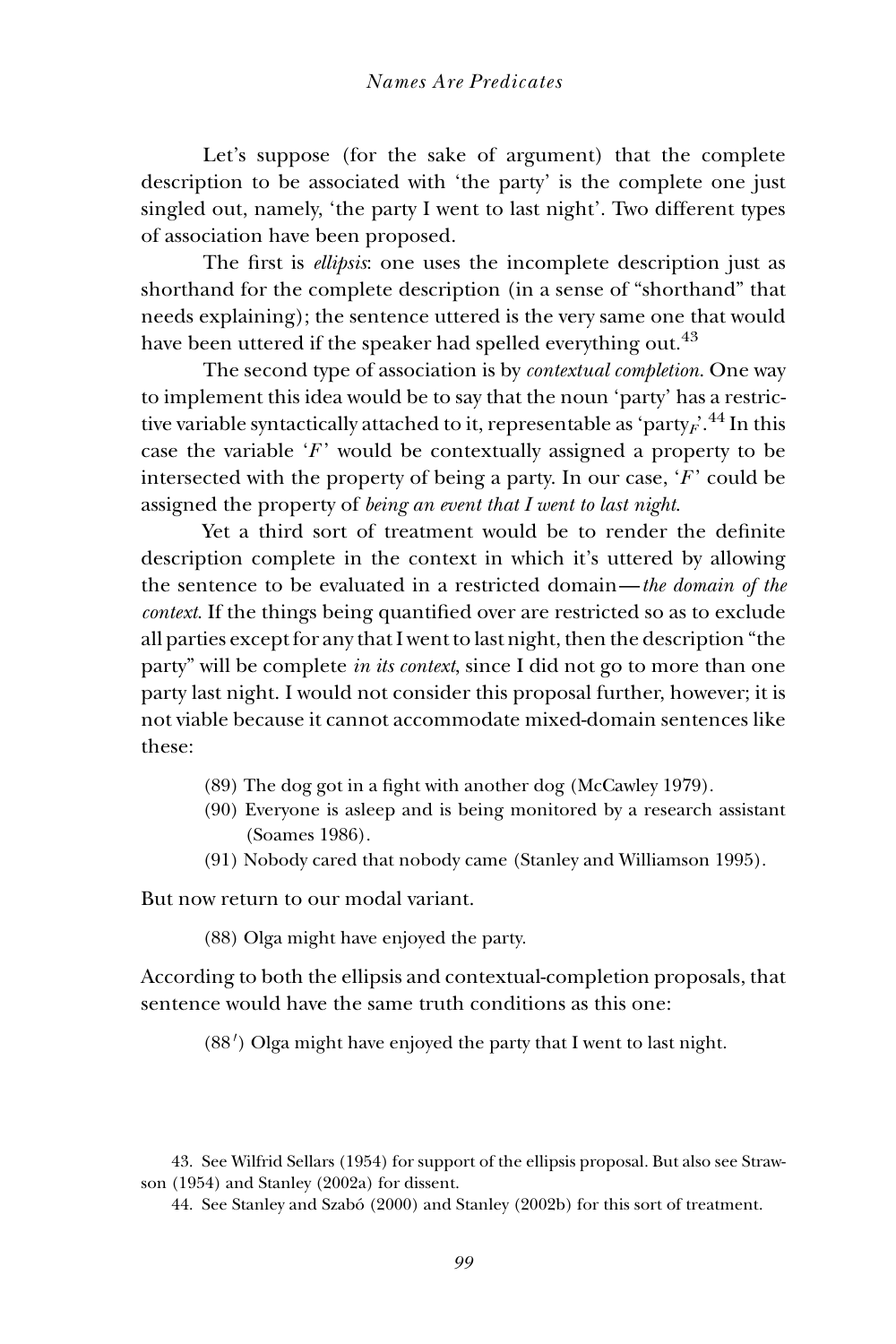Let's suppose (for the sake of argument) that the complete description to be associated with 'the party' is the complete one just singled out, namely, 'the party I went to last night'. Two different types of association have been proposed.

The first is *ellipsis*: one uses the incomplete description just as shorthand for the complete description (in a sense of "shorthand" that needs explaining); the sentence uttered is the very same one that would have been uttered if the speaker had spelled everything out.[43]

The second type of association is by *contextual completion*. One way to implement this idea would be to say that the noun 'party' has a restrictive variable syntactically attached to it, representable as 'party$_F$'.[44] In this case the variable '$F$' would be contextually assigned a property to be intersected with the property of being a party. In our case, '$F$' could be assigned the property of *being an event that I went to last night*.

Yet a third sort of treatment would be to render the definite description complete in the context in which it's uttered by allowing the sentence to be evaluated in a restricted domain—*the domain of the context*. If the things being quantified over are restricted so as to exclude all parties except for any that I went to last night, then the description "the party" will be complete *in its context*, since I did not go to more than one party last night. I would not consider this proposal further, however; it is not viable because it cannot accommodate mixed-domain sentences like these:

(89) The dog got in a fight with another dog (McCawley 1979).

(90) Everyone is asleep and is being monitored by a research assistant (Soames 1986).

(91) Nobody cared that nobody came (Stanley and Williamson 1995).

But now return to our modal variant.

(88) Olga might have enjoyed the party.

According to both the ellipsis and contextual-completion proposals, that sentence would have the same truth conditions as this one:

(88′) Olga might have enjoyed the party that I went to last night.

43. See Wilfrid Sellars (1954) for support of the ellipsis proposal. But also see Strawson (1954) and Stanley (2002a) for dissent.

44. See Stanley and Szabó (2000) and Stanley (2002b) for this sort of treatment.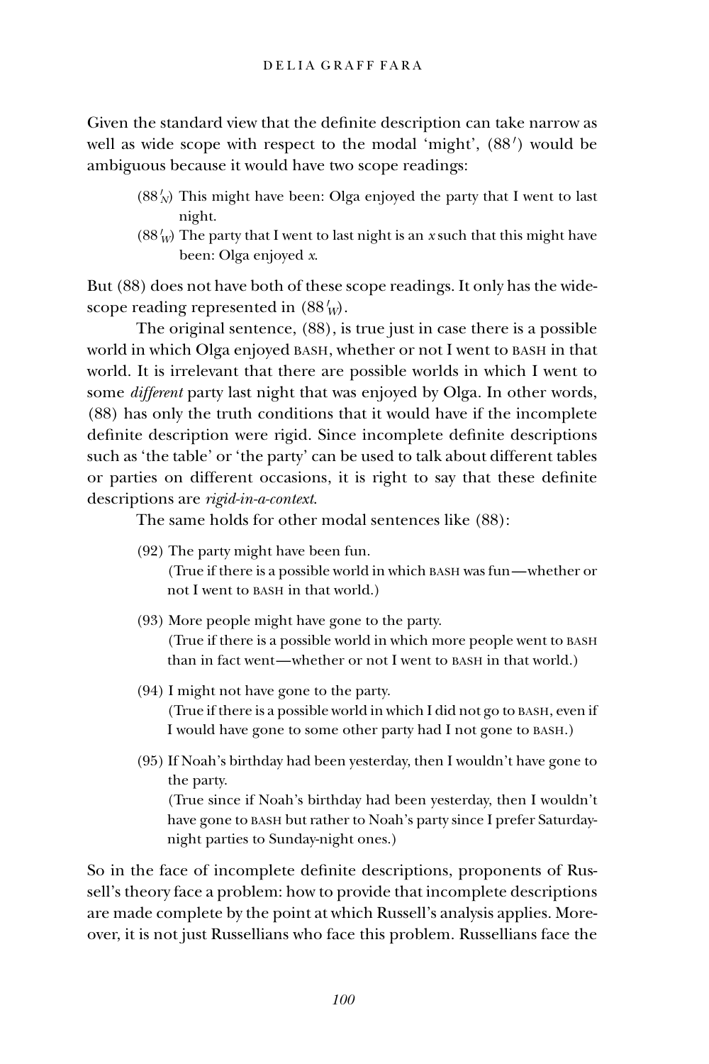Given the standard view that the definite description can take narrow as well as wide scope with respect to the modal 'might', (88′) would be ambiguous because it would have two scope readings:

- ($88'_N$) This might have been: Olga enjoyed the party that I went to last night.
- ($88'_W$) The party that I went to last night is an *x* such that this might have been: Olga enjoyed *x*.

But (88) does not have both of these scope readings. It only has the wide-scope reading represented in ($88'_W$).

The original sentence, (88), is true just in case there is a possible world in which Olga enjoyed BASH, whether or not I went to BASH in that world. It is irrelevant that there are possible worlds in which I went to some *different* party last night that was enjoyed by Olga. In other words, (88) has only the truth conditions that it would have if the incomplete definite description were rigid. Since incomplete definite descriptions such as 'the table' or 'the party' can be used to talk about different tables or parties on different occasions, it is right to say that these definite descriptions are *rigid-in-a-context*.

The same holds for other modal sentences like (88):

(92) The party might have been fun.
(True if there is a possible world in which BASH was fun—whether or not I went to BASH in that world.)

(93) More people might have gone to the party.
(True if there is a possible world in which more people went to BASH than in fact went—whether or not I went to BASH in that world.)

(94) I might not have gone to the party.
(True if there is a possible world in which I did not go to BASH, even if I would have gone to some other party had I not gone to BASH.)

(95) If Noah's birthday had been yesterday, then I wouldn't have gone to the party.
(True since if Noah's birthday had been yesterday, then I wouldn't have gone to BASH but rather to Noah's party since I prefer Saturday-night parties to Sunday-night ones.)

So in the face of incomplete definite descriptions, proponents of Russell's theory face a problem: how to provide that incomplete descriptions are made complete by the point at which Russell's analysis applies. Moreover, it is not just Russellians who face this problem. Russellians face the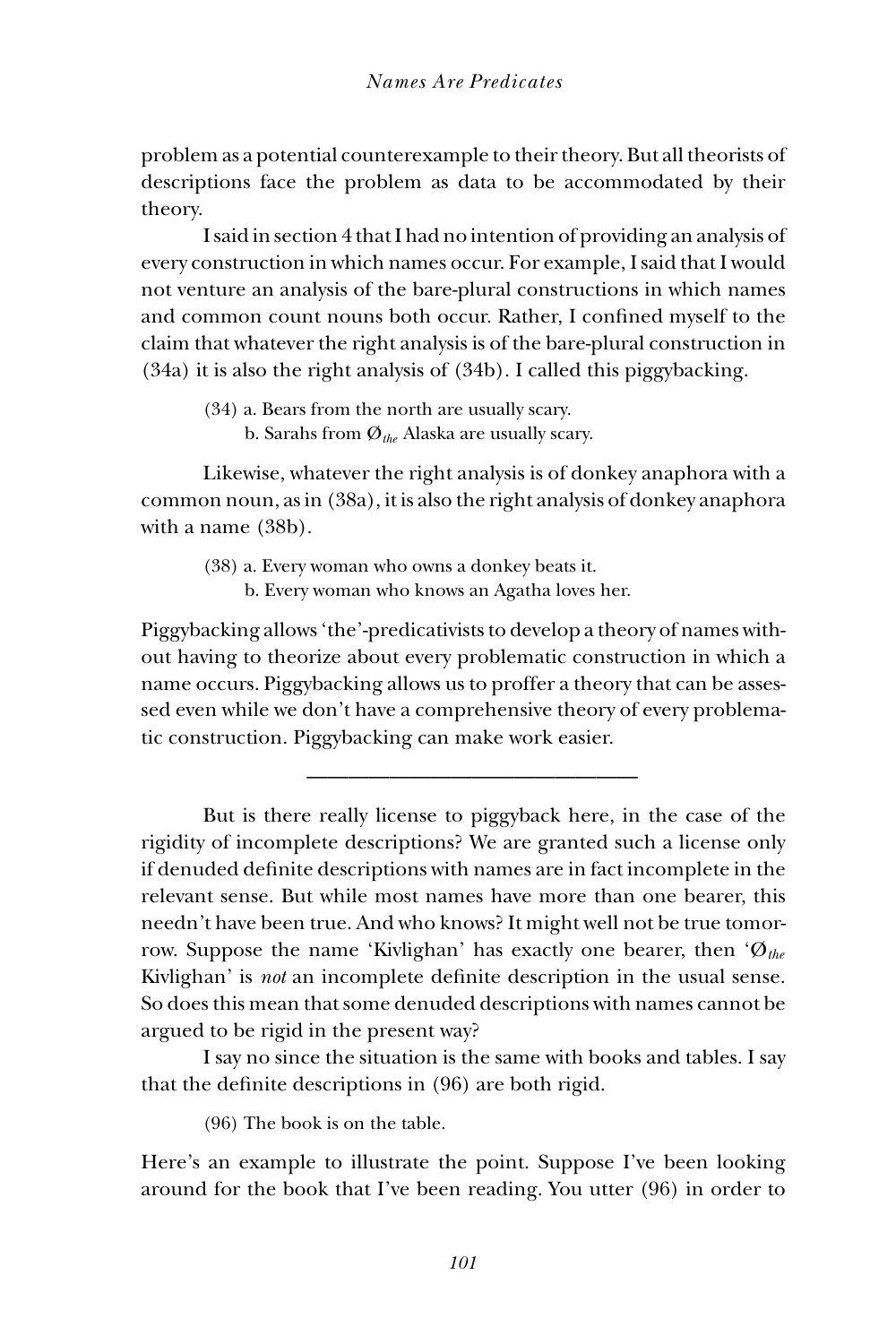problem as a potential counterexample to their theory. But all theorists of descriptions face the problem as data to be accommodated by their theory.

I said in section 4 that I had no intention of providing an analysis of every construction in which names occur. For example, I said that I would not venture an analysis of the bare-plural constructions in which names and common count nouns both occur. Rather, I confined myself to the claim that whatever the right analysis is of the bare-plural construction in (34a) it is also the right analysis of (34b). I called this piggybacking.

(34) a. Bears from the north are usually scary.
     b. Sarahs from $Ø_{the}$ Alaska are usually scary.

Likewise, whatever the right analysis is of donkey anaphora with a common noun, as in (38a), it is also the right analysis of donkey anaphora with a name (38b).

(38) a. Every woman who owns a donkey beats it.
     b. Every woman who knows an Agatha loves her.

Piggybacking allows 'the'-predicativists to develop a theory of names without having to theorize about every problematic construction in which a name occurs. Piggybacking allows us to proffer a theory that can be assessed even while we don't have a comprehensive theory of every problematic construction. Piggybacking can make work easier.

---

But is there really license to piggyback here, in the case of the rigidity of incomplete descriptions? We are granted such a license only if denuded definite descriptions with names are in fact incomplete in the relevant sense. But while most names have more than one bearer, this needn't have been true. And who knows? It might well not be true tomorrow. Suppose the name 'Kivlighan' has exactly one bearer, then '$Ø_{the}$ Kivlighan' is *not* an incomplete definite description in the usual sense. So does this mean that some denuded descriptions with names cannot be argued to be rigid in the present way?

I say no since the situation is the same with books and tables. I say that the definite descriptions in (96) are both rigid.

(96) The book is on the table.

Here's an example to illustrate the point. Suppose I've been looking around for the book that I've been reading. You utter (96) in order to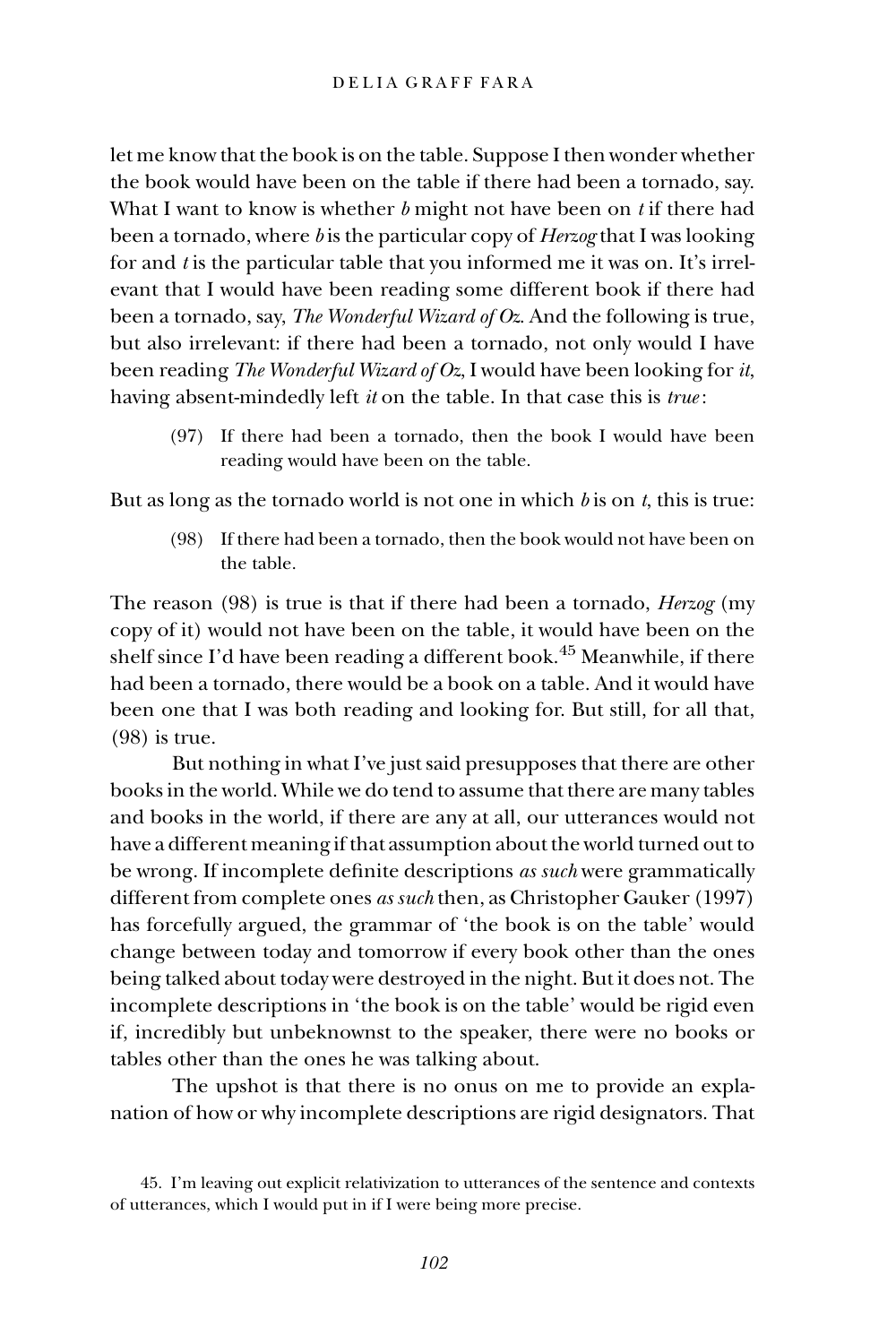let me know that the book is on the table. Suppose I then wonder whether the book would have been on the table if there had been a tornado, say. What I want to know is whether *b* might not have been on *t* if there had been a tornado, where *b* is the particular copy of *Herzog* that I was looking for and *t* is the particular table that you informed me it was on. It's irrelevant that I would have been reading some different book if there had been a tornado, say, *The Wonderful Wizard of Oz*. And the following is true, but also irrelevant: if there had been a tornado, not only would I have been reading *The Wonderful Wizard of Oz*, I would have been looking for *it*, having absent-mindedly left *it* on the table. In that case this is *true*:

(97) If there had been a tornado, then the book I would have been reading would have been on the table.

But as long as the tornado world is not one in which *b* is on *t*, this is true:

(98) If there had been a tornado, then the book would not have been on the table.

The reason (98) is true is that if there had been a tornado, *Herzog* (my copy of it) would not have been on the table, it would have been on the shelf since I'd have been reading a different book.[45] Meanwhile, if there had been a tornado, there would be a book on a table. And it would have been one that I was both reading and looking for. But still, for all that, (98) is true.

But nothing in what I've just said presupposes that there are other books in the world. While we do tend to assume that there are many tables and books in the world, if there are any at all, our utterances would not have a different meaning if that assumption about the world turned out to be wrong. If incomplete definite descriptions *as such* were grammatically different from complete ones *as such* then, as Christopher Gauker (1997) has forcefully argued, the grammar of 'the book is on the table' would change between today and tomorrow if every book other than the ones being talked about today were destroyed in the night. But it does not. The incomplete descriptions in 'the book is on the table' would be rigid even if, incredibly but unbeknownst to the speaker, there were no books or tables other than the ones he was talking about.

The upshot is that there is no onus on me to provide an explanation of how or why incomplete descriptions are rigid designators. That

45. I'm leaving out explicit relativization to utterances of the sentence and contexts of utterances, which I would put in if I were being more precise.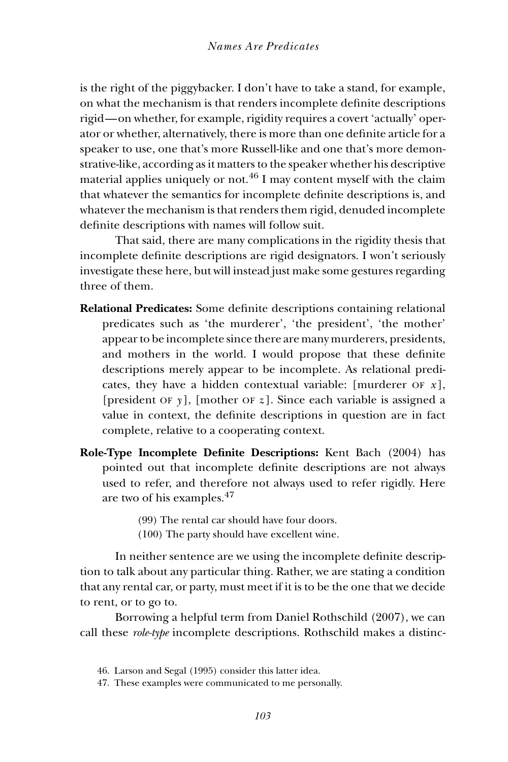is the right of the piggybacker. I don't have to take a stand, for example, on what the mechanism is that renders incomplete definite descriptions rigid—on whether, for example, rigidity requires a covert 'actually' operator or whether, alternatively, there is more than one definite article for a speaker to use, one that's more Russell-like and one that's more demonstrative-like, according as it matters to the speaker whether his descriptive material applies uniquely or not.[46] I may content myself with the claim that whatever the semantics for incomplete definite descriptions is, and whatever the mechanism is that renders them rigid, denuded incomplete definite descriptions with names will follow suit.

That said, there are many complications in the rigidity thesis that incomplete definite descriptions are rigid designators. I won't seriously investigate these here, but will instead just make some gestures regarding three of them.

**Relational Predicates:** Some definite descriptions containing relational predicates such as 'the murderer', 'the president', 'the mother' appear to be incomplete since there are many murderers, presidents, and mothers in the world. I would propose that these definite descriptions merely appear to be incomplete. As relational predicates, they have a hidden contextual variable: [murderer OF *x*], [president OF *y*], [mother OF *z*]. Since each variable is assigned a value in context, the definite descriptions in question are in fact complete, relative to a cooperating context.

**Role-Type Incomplete Definite Descriptions:** Kent Bach (2004) has pointed out that incomplete definite descriptions are not always used to refer, and therefore not always used to refer rigidly. Here are two of his examples.[47]

(99) The rental car should have four doors.
(100) The party should have excellent wine.

In neither sentence are we using the incomplete definite description to talk about any particular thing. Rather, we are stating a condition that any rental car, or party, must meet if it is to be the one that we decide to rent, or to go to.

Borrowing a helpful term from Daniel Rothschild (2007), we can call these *role-type* incomplete descriptions. Rothschild makes a distinc-

46. Larson and Segal (1995) consider this latter idea.

47. These examples were communicated to me personally.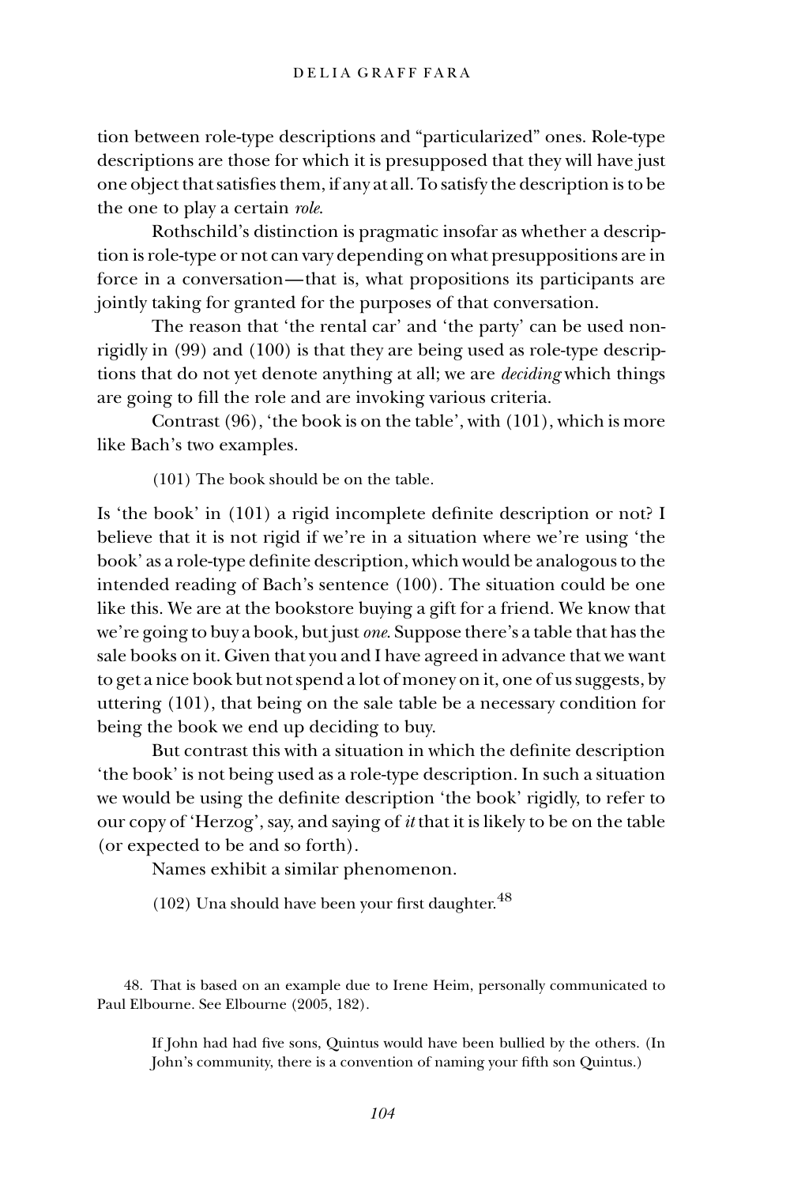tion between role-type descriptions and "particularized" ones. Role-type descriptions are those for which it is presupposed that they will have just one object that satisfies them, if any at all. To satisfy the description is to be the one to play a certain *role*.

Rothschild's distinction is pragmatic insofar as whether a description is role-type or not can vary depending on what presuppositions are in force in a conversation—that is, what propositions its participants are jointly taking for granted for the purposes of that conversation.

The reason that 'the rental car' and 'the party' can be used nonrigidly in (99) and (100) is that they are being used as role-type descriptions that do not yet denote anything at all; we are *deciding* which things are going to fill the role and are invoking various criteria.

Contrast (96), 'the book is on the table', with (101), which is more like Bach's two examples.

(101) The book should be on the table.

Is 'the book' in (101) a rigid incomplete definite description or not? I believe that it is not rigid if we're in a situation where we're using 'the book' as a role-type definite description, which would be analogous to the intended reading of Bach's sentence (100). The situation could be one like this. We are at the bookstore buying a gift for a friend. We know that we're going to buy a book, but just *one*. Suppose there's a table that has the sale books on it. Given that you and I have agreed in advance that we want to get a nice book but not spend a lot of money on it, one of us suggests, by uttering (101), that being on the sale table be a necessary condition for being the book we end up deciding to buy.

But contrast this with a situation in which the definite description 'the book' is not being used as a role-type description. In such a situation we would be using the definite description 'the book' rigidly, to refer to our copy of 'Herzog', say, and saying of *it* that it is likely to be on the table (or expected to be and so forth).

Names exhibit a similar phenomenon.

(102) Una should have been your first daughter.[48]

48. That is based on an example due to Irene Heim, personally communicated to Paul Elbourne. See Elbourne (2005, 182).

> If John had had five sons, Quintus would have been bullied by the others. (In John's community, there is a convention of naming your fifth son Quintus.)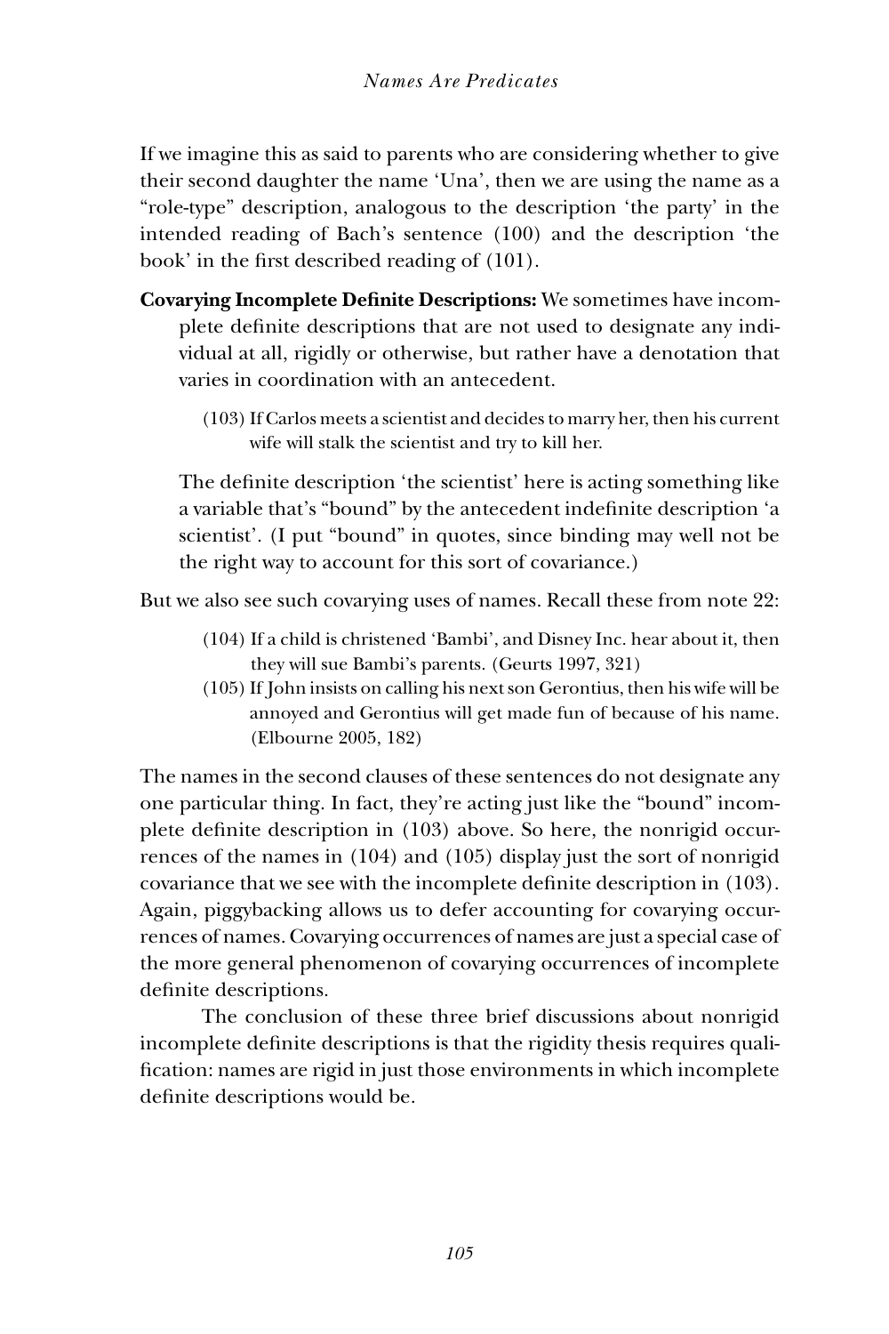If we imagine this as said to parents who are considering whether to give their second daughter the name 'Una', then we are using the name as a "role-type" description, analogous to the description 'the party' in the intended reading of Bach's sentence (100) and the description 'the book' in the first described reading of (101).

**Covarying Incomplete Definite Descriptions:** We sometimes have incomplete definite descriptions that are not used to designate any individual at all, rigidly or otherwise, but rather have a denotation that varies in coordination with an antecedent.

> (103) If Carlos meets a scientist and decides to marry her, then his current wife will stalk the scientist and try to kill her.

The definite description 'the scientist' here is acting something like a variable that's "bound" by the antecedent indefinite description 'a scientist'. (I put "bound" in quotes, since binding may well not be the right way to account for this sort of covariance.)

But we also see such covarying uses of names. Recall these from note 22:

> (104) If a child is christened 'Bambi', and Disney Inc. hear about it, then they will sue Bambi's parents. (Geurts 1997, 321)
>
> (105) If John insists on calling his next son Gerontius, then his wife will be annoyed and Gerontius will get made fun of because of his name. (Elbourne 2005, 182)

The names in the second clauses of these sentences do not designate any one particular thing. In fact, they're acting just like the "bound" incomplete definite description in (103) above. So here, the nonrigid occurrences of the names in (104) and (105) display just the sort of nonrigid covariance that we see with the incomplete definite description in (103). Again, piggybacking allows us to defer accounting for covarying occurrences of names. Covarying occurrences of names are just a special case of the more general phenomenon of covarying occurrences of incomplete definite descriptions.

The conclusion of these three brief discussions about nonrigid incomplete definite descriptions is that the rigidity thesis requires qualification: names are rigid in just those environments in which incomplete definite descriptions would be.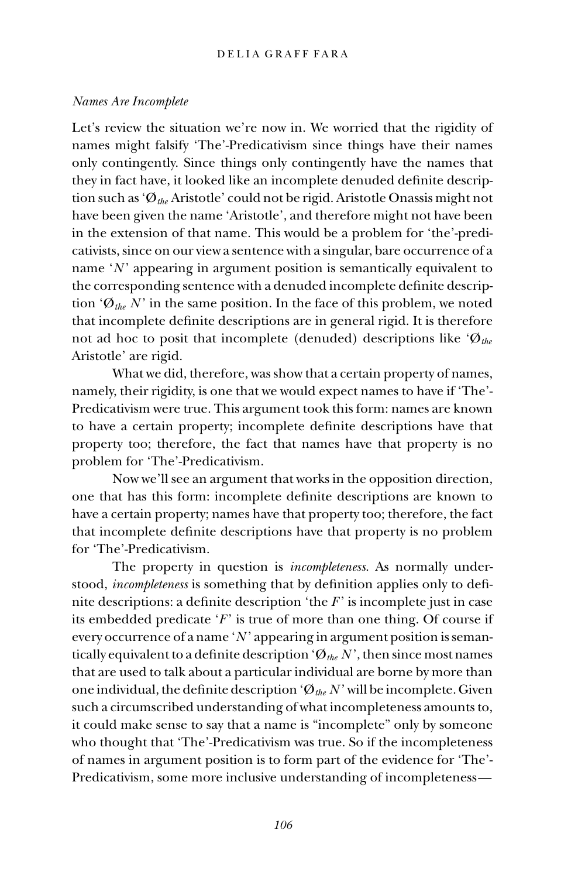*Names Are Incomplete*

Let's review the situation we're now in. We worried that the rigidity of names might falsify 'The'-Predicativism since things have their names only contingently. Since things only contingently have the names that they in fact have, it looked like an incomplete denuded definite description such as '$Ø_{the}$ Aristotle' could not be rigid. Aristotle Onassis might not have been given the name 'Aristotle', and therefore might not have been in the extension of that name. This would be a problem for 'the'-predicativists, since on our view a sentence with a singular, bare occurrence of a name '*N*' appearing in argument position is semantically equivalent to the corresponding sentence with a denuded incomplete definite description '$Ø_{the}$ *N*' in the same position. In the face of this problem, we noted that incomplete definite descriptions are in general rigid. It is therefore not ad hoc to posit that incomplete (denuded) descriptions like '$Ø_{the}$ Aristotle' are rigid.

What we did, therefore, was show that a certain property of names, namely, their rigidity, is one that we would expect names to have if 'The'-Predicativism were true. This argument took this form: names are known to have a certain property; incomplete definite descriptions have that property too; therefore, the fact that names have that property is no problem for 'The'-Predicativism.

Now we'll see an argument that works in the opposition direction, one that has this form: incomplete definite descriptions are known to have a certain property; names have that property too; therefore, the fact that incomplete definite descriptions have that property is no problem for 'The'-Predicativism.

The property in question is *incompleteness*. As normally understood, *incompleteness* is something that by definition applies only to definite descriptions: a definite description 'the *F*' is incomplete just in case its embedded predicate '*F*' is true of more than one thing. Of course if every occurrence of a name '*N*' appearing in argument position is semantically equivalent to a definite description '$Ø_{the}$ *N*', then since most names that are used to talk about a particular individual are borne by more than one individual, the definite description '$Ø_{the}$ *N*' will be incomplete. Given such a circumscribed understanding of what incompleteness amounts to, it could make sense to say that a name is "incomplete" only by someone who thought that 'The'-Predicativism was true. So if the incompleteness of names in argument position is to form part of the evidence for 'The'-Predicativism, some more inclusive understanding of incompleteness—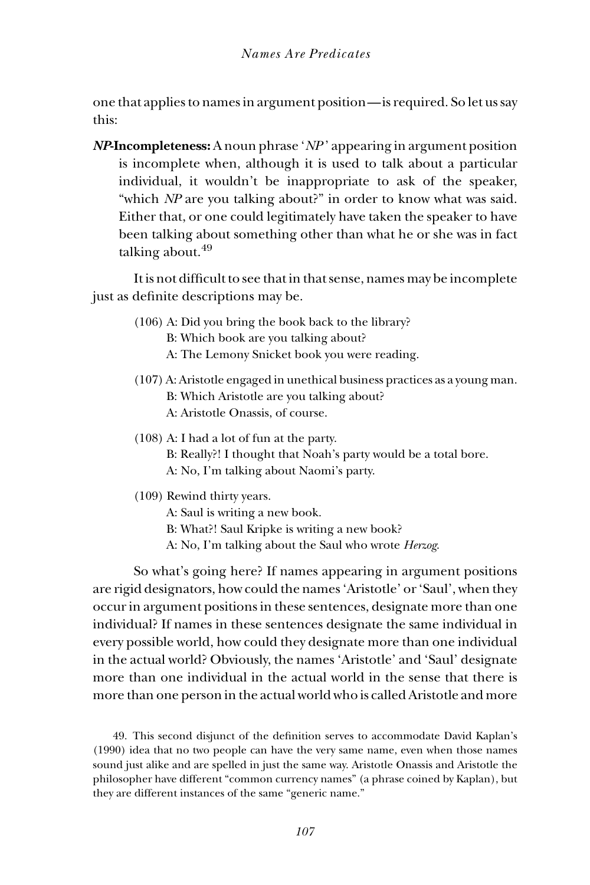one that applies to names in argument position—is required. So let us say this:

***NP*-Incompleteness:** A noun phrase '*NP*' appearing in argument position is incomplete when, although it is used to talk about a particular individual, it wouldn't be inappropriate to ask of the speaker, "which *NP* are you talking about?" in order to know what was said. Either that, or one could legitimately have taken the speaker to have been talking about something other than what he or she was in fact talking about.[49]

It is not difficult to see that in that sense, names may be incomplete just as definite descriptions may be.

(106) A: Did you bring the book back to the library?
B: Which book are you talking about?
A: The Lemony Snicket book you were reading.

(107) A: Aristotle engaged in unethical business practices as a young man.
B: Which Aristotle are you talking about?
A: Aristotle Onassis, of course.

(108) A: I had a lot of fun at the party.
B: Really?! I thought that Noah's party would be a total bore.
A: No, I'm talking about Naomi's party.

(109) Rewind thirty years.
A: Saul is writing a new book.
B: What?! Saul Kripke is writing a new book?
A: No, I'm talking about the Saul who wrote *Herzog*.

So what's going here? If names appearing in argument positions are rigid designators, how could the names 'Aristotle' or 'Saul', when they occur in argument positions in these sentences, designate more than one individual? If names in these sentences designate the same individual in every possible world, how could they designate more than one individual in the actual world? Obviously, the names 'Aristotle' and 'Saul' designate more than one individual in the actual world in the sense that there is more than one person in the actual world who is called Aristotle and more

49. This second disjunct of the definition serves to accommodate David Kaplan's (1990) idea that no two people can have the very same name, even when those names sound just alike and are spelled in just the same way. Aristotle Onassis and Aristotle the philosopher have different "common currency names" (a phrase coined by Kaplan), but they are different instances of the same "generic name."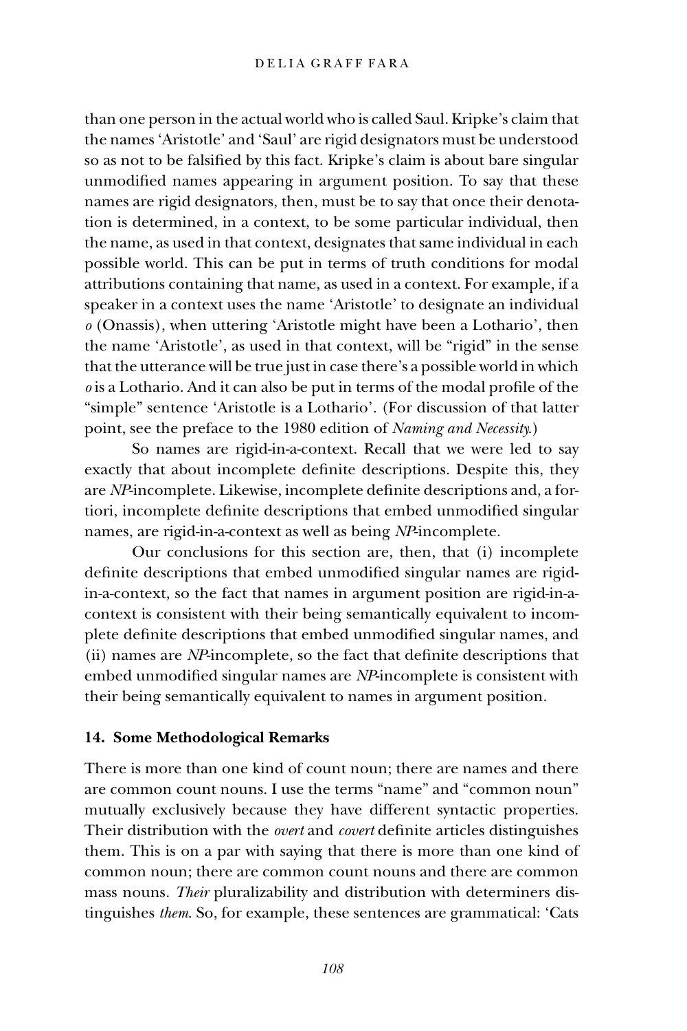than one person in the actual world who is called Saul. Kripke's claim that the names 'Aristotle' and 'Saul' are rigid designators must be understood so as not to be falsified by this fact. Kripke's claim is about bare singular unmodified names appearing in argument position. To say that these names are rigid designators, then, must be to say that once their denotation is determined, in a context, to be some particular individual, then the name, as used in that context, designates that same individual in each possible world. This can be put in terms of truth conditions for modal attributions containing that name, as used in a context. For example, if a speaker in a context uses the name 'Aristotle' to designate an individual *o* (Onassis), when uttering 'Aristotle might have been a Lothario', then the name 'Aristotle', as used in that context, will be "rigid" in the sense that the utterance will be true just in case there's a possible world in which *o* is a Lothario. And it can also be put in terms of the modal profile of the "simple" sentence 'Aristotle is a Lothario'. (For discussion of that latter point, see the preface to the 1980 edition of *Naming and Necessity*.)

So names are rigid-in-a-context. Recall that we were led to say exactly that about incomplete definite descriptions. Despite this, they are *NP*-incomplete. Likewise, incomplete definite descriptions and, a fortiori, incomplete definite descriptions that embed unmodified singular names, are rigid-in-a-context as well as being *NP*-incomplete.

Our conclusions for this section are, then, that (i) incomplete definite descriptions that embed unmodified singular names are rigid-in-a-context, so the fact that names in argument position are rigid-in-a-context is consistent with their being semantically equivalent to incomplete definite descriptions that embed unmodified singular names, and (ii) names are *NP*-incomplete, so the fact that definite descriptions that embed unmodified singular names are *NP*-incomplete is consistent with their being semantically equivalent to names in argument position.

## 14. Some Methodological Remarks

There is more than one kind of count noun; there are names and there are common count nouns. I use the terms "name" and "common noun" mutually exclusively because they have different syntactic properties. Their distribution with the *overt* and *covert* definite articles distinguishes them. This is on a par with saying that there is more than one kind of common noun; there are common count nouns and there are common mass nouns. *Their* pluralizability and distribution with determiners distinguishes *them*. So, for example, these sentences are grammatical: 'Cats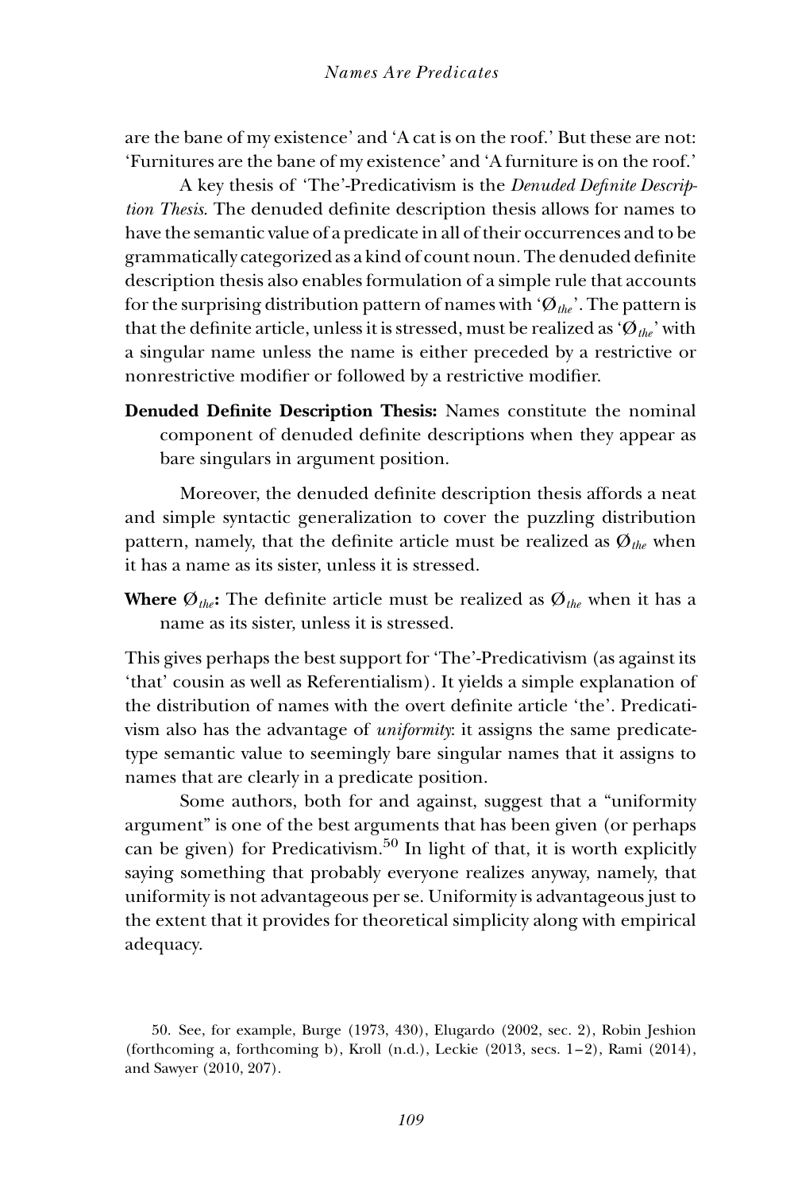are the bane of my existence' and 'A cat is on the roof.' But these are not: 'Furnitures are the bane of my existence' and 'A furniture is on the roof.'

A key thesis of 'The'-Predicativism is the *Denuded Definite Description Thesis*. The denuded definite description thesis allows for names to have the semantic value of a predicate in all of their occurrences and to be grammatically categorized as a kind of count noun. The denuded definite description thesis also enables formulation of a simple rule that accounts for the surprising distribution pattern of names with '$\emptyset_{the}$'. The pattern is that the definite article, unless it is stressed, must be realized as '$\emptyset_{the}$' with a singular name unless the name is either preceded by a restrictive or nonrestrictive modifier or followed by a restrictive modifier.

**Denuded Definite Description Thesis:** Names constitute the nominal component of denuded definite descriptions when they appear as bare singulars in argument position.

Moreover, the denuded definite description thesis affords a neat and simple syntactic generalization to cover the puzzling distribution pattern, namely, that the definite article must be realized as $\emptyset_{the}$ when it has a name as its sister, unless it is stressed.

**Where $\emptyset_{the}$:** The definite article must be realized as $\emptyset_{the}$ when it has a name as its sister, unless it is stressed.

This gives perhaps the best support for 'The'-Predicativism (as against its 'that' cousin as well as Referentialism). It yields a simple explanation of the distribution of names with the overt definite article 'the'. Predicativism also has the advantage of *uniformity*: it assigns the same predicate-type semantic value to seemingly bare singular names that it assigns to names that are clearly in a predicate position.

Some authors, both for and against, suggest that a "uniformity argument" is one of the best arguments that has been given (or perhaps can be given) for Predicativism.[50] In light of that, it is worth explicitly saying something that probably everyone realizes anyway, namely, that uniformity is not advantageous per se. Uniformity is advantageous just to the extent that it provides for theoretical simplicity along with empirical adequacy.

50. See, for example, Burge (1973, 430), Elugardo (2002, sec. 2), Robin Jeshion (forthcoming a, forthcoming b), Kroll (n.d.), Leckie (2013, secs. 1–2), Rami (2014), and Sawyer (2010, 207).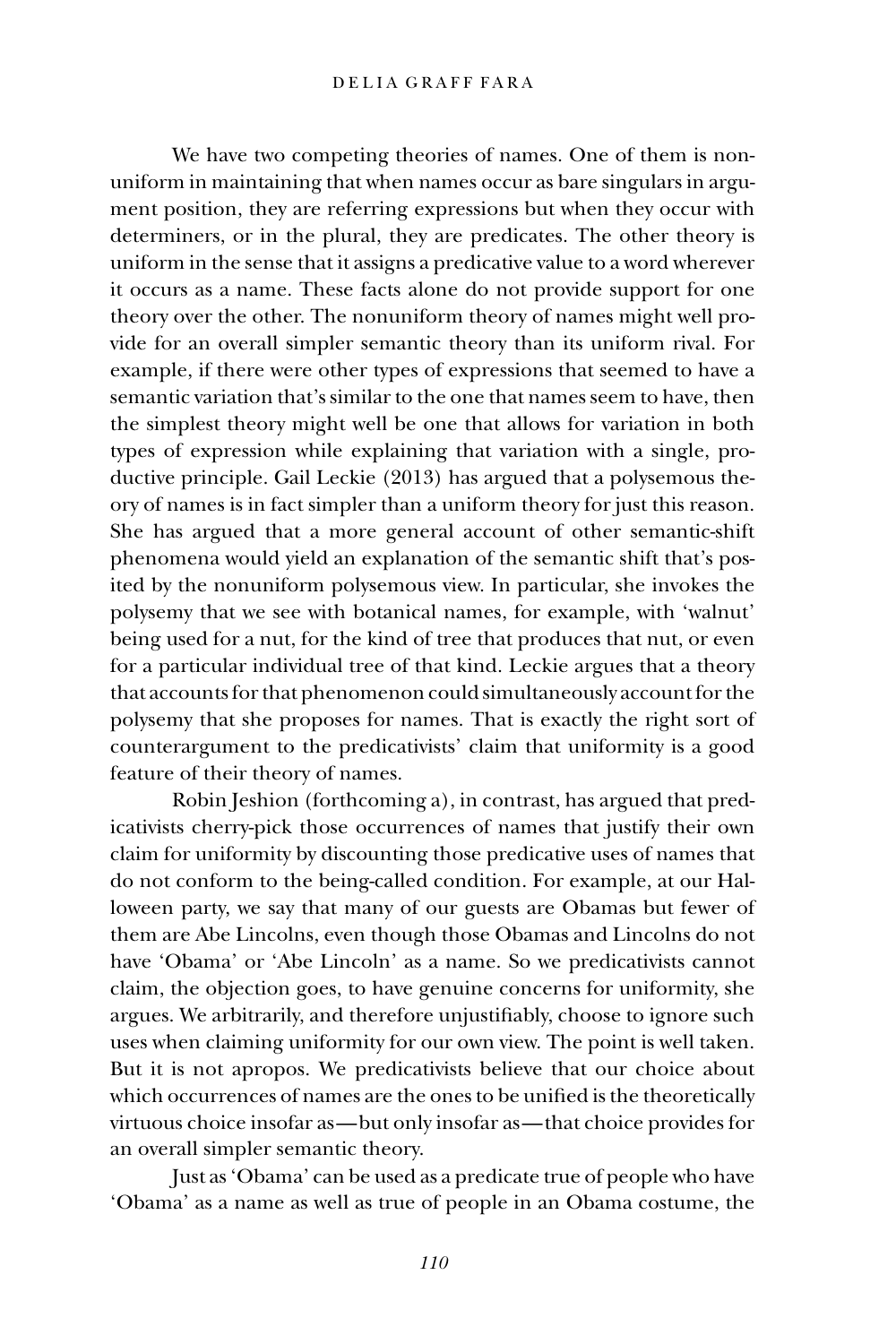We have two competing theories of names. One of them is nonuniform in maintaining that when names occur as bare singulars in argument position, they are referring expressions but when they occur with determiners, or in the plural, they are predicates. The other theory is uniform in the sense that it assigns a predicative value to a word wherever it occurs as a name. These facts alone do not provide support for one theory over the other. The nonuniform theory of names might well provide for an overall simpler semantic theory than its uniform rival. For example, if there were other types of expressions that seemed to have a semantic variation that's similar to the one that names seem to have, then the simplest theory might well be one that allows for variation in both types of expression while explaining that variation with a single, productive principle. Gail Leckie (2013) has argued that a polysemous theory of names is in fact simpler than a uniform theory for just this reason. She has argued that a more general account of other semantic-shift phenomena would yield an explanation of the semantic shift that's posited by the nonuniform polysemous view. In particular, she invokes the polysemy that we see with botanical names, for example, with 'walnut' being used for a nut, for the kind of tree that produces that nut, or even for a particular individual tree of that kind. Leckie argues that a theory that accounts for that phenomenon could simultaneously account for the polysemy that she proposes for names. That is exactly the right sort of counterargument to the predicativists' claim that uniformity is a good feature of their theory of names.

Robin Jeshion (forthcoming a), in contrast, has argued that predicativists cherry-pick those occurrences of names that justify their own claim for uniformity by discounting those predicative uses of names that do not conform to the being-called condition. For example, at our Halloween party, we say that many of our guests are Obamas but fewer of them are Abe Lincolns, even though those Obamas and Lincolns do not have 'Obama' or 'Abe Lincoln' as a name. So we predicativists cannot claim, the objection goes, to have genuine concerns for uniformity, she argues. We arbitrarily, and therefore unjustifiably, choose to ignore such uses when claiming uniformity for our own view. The point is well taken. But it is not apropos. We predicativists believe that our choice about which occurrences of names are the ones to be unified is the theoretically virtuous choice insofar as—but only insofar as—that choice provides for an overall simpler semantic theory.

Just as 'Obama' can be used as a predicate true of people who have 'Obama' as a name as well as true of people in an Obama costume, the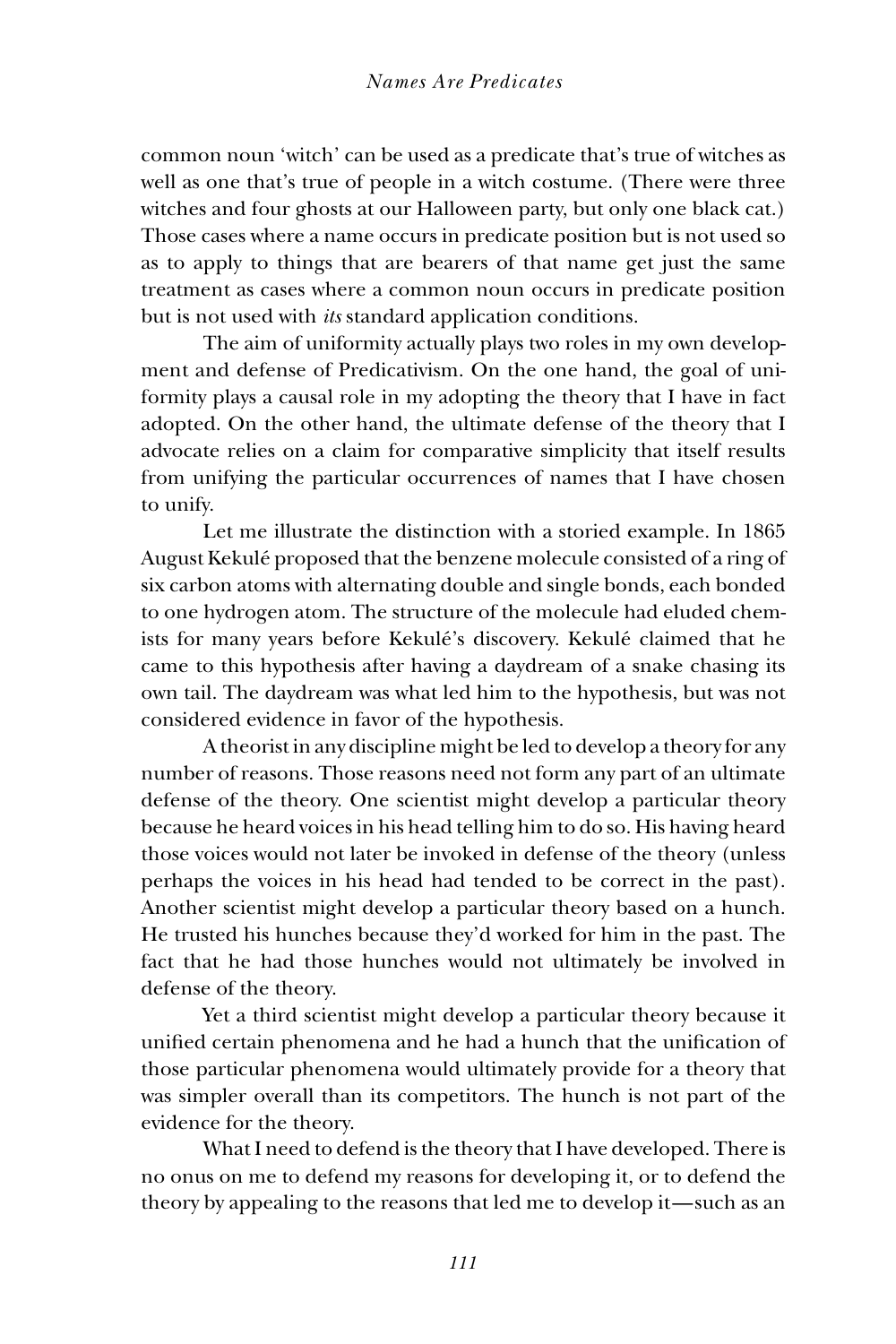common noun 'witch' can be used as a predicate that's true of witches as well as one that's true of people in a witch costume. (There were three witches and four ghosts at our Halloween party, but only one black cat.) Those cases where a name occurs in predicate position but is not used so as to apply to things that are bearers of that name get just the same treatment as cases where a common noun occurs in predicate position but is not used with *its* standard application conditions.

The aim of uniformity actually plays two roles in my own development and defense of Predicativism. On the one hand, the goal of uniformity plays a causal role in my adopting the theory that I have in fact adopted. On the other hand, the ultimate defense of the theory that I advocate relies on a claim for comparative simplicity that itself results from unifying the particular occurrences of names that I have chosen to unify.

Let me illustrate the distinction with a storied example. In 1865 August Kekulé proposed that the benzene molecule consisted of a ring of six carbon atoms with alternating double and single bonds, each bonded to one hydrogen atom. The structure of the molecule had eluded chemists for many years before Kekulé's discovery. Kekulé claimed that he came to this hypothesis after having a daydream of a snake chasing its own tail. The daydream was what led him to the hypothesis, but was not considered evidence in favor of the hypothesis.

A theorist in any discipline might be led to develop a theory for any number of reasons. Those reasons need not form any part of an ultimate defense of the theory. One scientist might develop a particular theory because he heard voices in his head telling him to do so. His having heard those voices would not later be invoked in defense of the theory (unless perhaps the voices in his head had tended to be correct in the past). Another scientist might develop a particular theory based on a hunch. He trusted his hunches because they'd worked for him in the past. The fact that he had those hunches would not ultimately be involved in defense of the theory.

Yet a third scientist might develop a particular theory because it unified certain phenomena and he had a hunch that the unification of those particular phenomena would ultimately provide for a theory that was simpler overall than its competitors. The hunch is not part of the evidence for the theory.

What I need to defend is the theory that I have developed. There is no onus on me to defend my reasons for developing it, or to defend the theory by appealing to the reasons that led me to develop it—such as an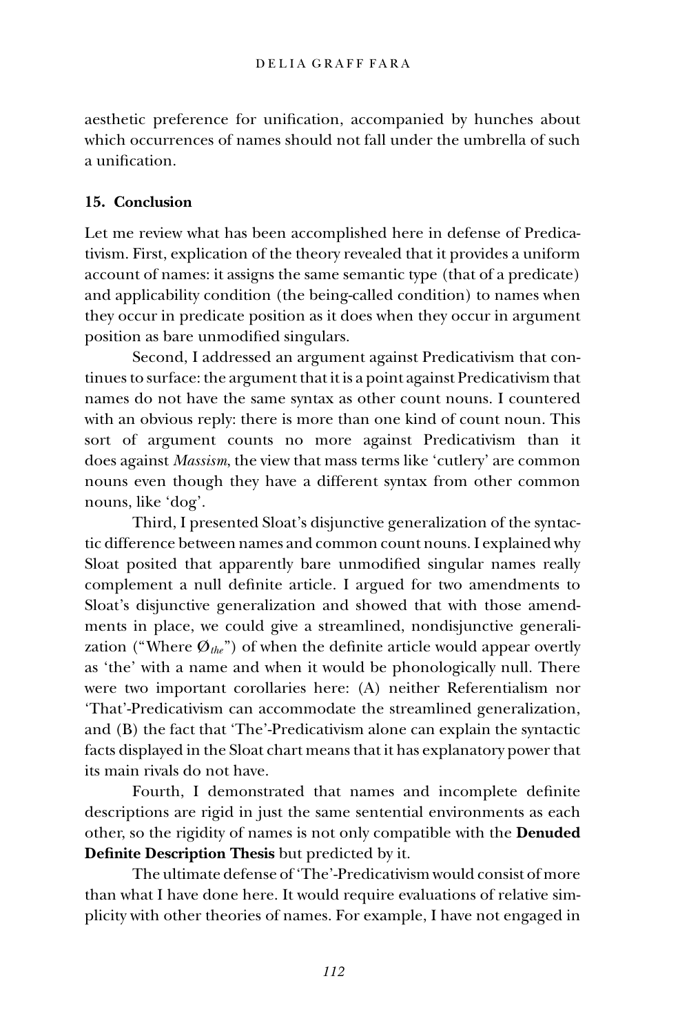aesthetic preference for unification, accompanied by hunches about which occurrences of names should not fall under the umbrella of such a unification.

### 15. Conclusion

Let me review what has been accomplished here in defense of Predicativism. First, explication of the theory revealed that it provides a uniform account of names: it assigns the same semantic type (that of a predicate) and applicability condition (the being-called condition) to names when they occur in predicate position as it does when they occur in argument position as bare unmodified singulars.

Second, I addressed an argument against Predicativism that continues to surface: the argument that it is a point against Predicativism that names do not have the same syntax as other count nouns. I countered with an obvious reply: there is more than one kind of count noun. This sort of argument counts no more against Predicativism than it does against *Massism*, the view that mass terms like 'cutlery' are common nouns even though they have a different syntax from other common nouns, like 'dog'.

Third, I presented Sloat's disjunctive generalization of the syntactic difference between names and common count nouns. I explained why Sloat posited that apparently bare unmodified singular names really complement a null definite article. I argued for two amendments to Sloat's disjunctive generalization and showed that with those amendments in place, we could give a streamlined, nondisjunctive generalization ("Where $\emptyset_{the}$") of when the definite article would appear overtly as 'the' with a name and when it would be phonologically null. There were two important corollaries here: (A) neither Referentialism nor 'That'-Predicativism can accommodate the streamlined generalization, and (B) the fact that 'The'-Predicativism alone can explain the syntactic facts displayed in the Sloat chart means that it has explanatory power that its main rivals do not have.

Fourth, I demonstrated that names and incomplete definite descriptions are rigid in just the same sentential environments as each other, so the rigidity of names is not only compatible with the **Denuded Definite Description Thesis** but predicted by it.

The ultimate defense of 'The'-Predicativism would consist of more than what I have done here. It would require evaluations of relative simplicity with other theories of names. For example, I have not engaged in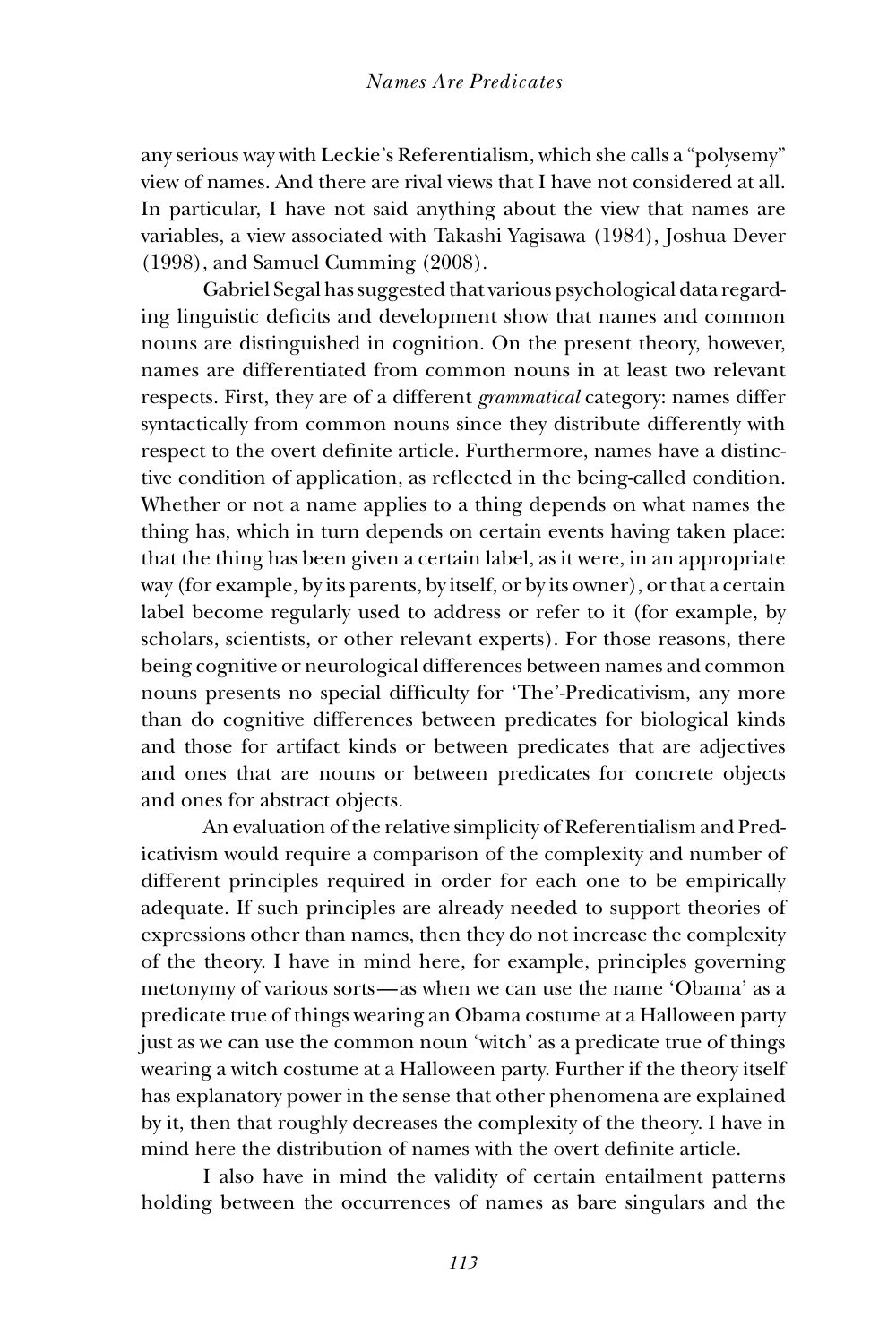any serious way with Leckie's Referentialism, which she calls a "polysemy" view of names. And there are rival views that I have not considered at all. In particular, I have not said anything about the view that names are variables, a view associated with Takashi Yagisawa (1984), Joshua Dever (1998), and Samuel Cumming (2008).

Gabriel Segal has suggested that various psychological data regarding linguistic deficits and development show that names and common nouns are distinguished in cognition. On the present theory, however, names are differentiated from common nouns in at least two relevant respects. First, they are of a different *grammatical* category: names differ syntactically from common nouns since they distribute differently with respect to the overt definite article. Furthermore, names have a distinctive condition of application, as reflected in the being-called condition. Whether or not a name applies to a thing depends on what names the thing has, which in turn depends on certain events having taken place: that the thing has been given a certain label, as it were, in an appropriate way (for example, by its parents, by itself, or by its owner), or that a certain label become regularly used to address or refer to it (for example, by scholars, scientists, or other relevant experts). For those reasons, there being cognitive or neurological differences between names and common nouns presents no special difficulty for 'The'-Predicativism, any more than do cognitive differences between predicates for biological kinds and those for artifact kinds or between predicates that are adjectives and ones that are nouns or between predicates for concrete objects and ones for abstract objects.

An evaluation of the relative simplicity of Referentialism and Predicativism would require a comparison of the complexity and number of different principles required in order for each one to be empirically adequate. If such principles are already needed to support theories of expressions other than names, then they do not increase the complexity of the theory. I have in mind here, for example, principles governing metonymy of various sorts—as when we can use the name 'Obama' as a predicate true of things wearing an Obama costume at a Halloween party just as we can use the common noun 'witch' as a predicate true of things wearing a witch costume at a Halloween party. Further if the theory itself has explanatory power in the sense that other phenomena are explained by it, then that roughly decreases the complexity of the theory. I have in mind here the distribution of names with the overt definite article.

I also have in mind the validity of certain entailment patterns holding between the occurrences of names as bare singulars and the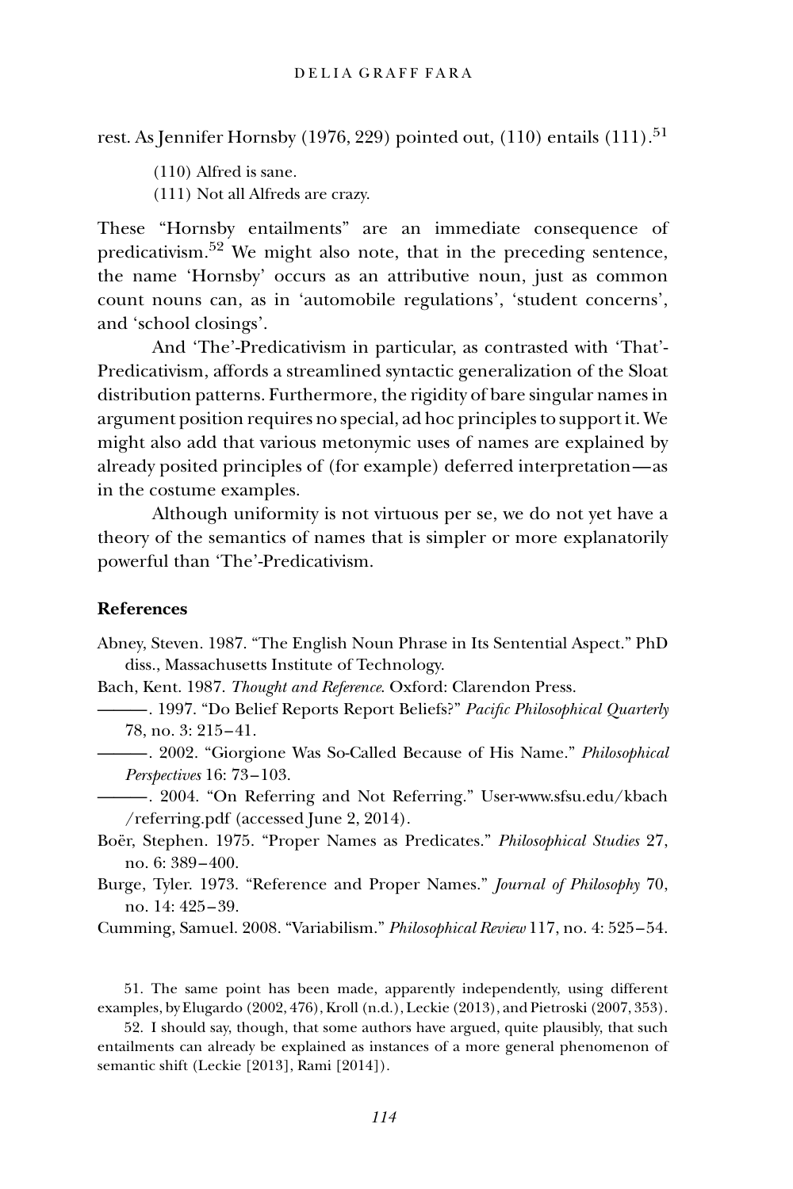rest. As Jennifer Hornsby (1976, 229) pointed out, (110) entails (111).[51]

(110) Alfred is sane.
(111) Not all Alfreds are crazy.

These "Hornsby entailments" are an immediate consequence of predicativism.[52] We might also note, that in the preceding sentence, the name 'Hornsby' occurs as an attributive noun, just as common count nouns can, as in 'automobile regulations', 'student concerns', and 'school closings'.

And 'The'-Predicativism in particular, as contrasted with 'That'-Predicativism, affords a streamlined syntactic generalization of the Sloat distribution patterns. Furthermore, the rigidity of bare singular names in argument position requires no special, ad hoc principles to support it. We might also add that various metonymic uses of names are explained by already posited principles of (for example) deferred interpretation—as in the costume examples.

Although uniformity is not virtuous per se, we do not yet have a theory of the semantics of names that is simpler or more explanatorily powerful than 'The'-Predicativism.

## References

Abney, Steven. 1987. "The English Noun Phrase in Its Sentential Aspect." PhD diss., Massachusetts Institute of Technology.

Bach, Kent. 1987. *Thought and Reference*. Oxford: Clarendon Press.

———. 1997. "Do Belief Reports Report Beliefs?" *Pacific Philosophical Quarterly* 78, no. 3: 215–41.

———. 2002. "Giorgione Was So-Called Because of His Name." *Philosophical Perspectives* 16: 73–103.

———. 2004. "On Referring and Not Referring." User-www.sfsu.edu/kbach/referring.pdf (accessed June 2, 2014).

Boër, Stephen. 1975. "Proper Names as Predicates." *Philosophical Studies* 27, no. 6: 389–400.

Burge, Tyler. 1973. "Reference and Proper Names." *Journal of Philosophy* 70, no. 14: 425–39.

Cumming, Samuel. 2008. "Variabilism." *Philosophical Review* 117, no. 4: 525–54.

51. The same point has been made, apparently independently, using different examples, by Elugardo (2002, 476), Kroll (n.d.), Leckie (2013), and Pietroski (2007, 353).

52. I should say, though, that some authors have argued, quite plausibly, that such entailments can already be explained as instances of a more general phenomenon of semantic shift (Leckie [2013], Rami [2014]).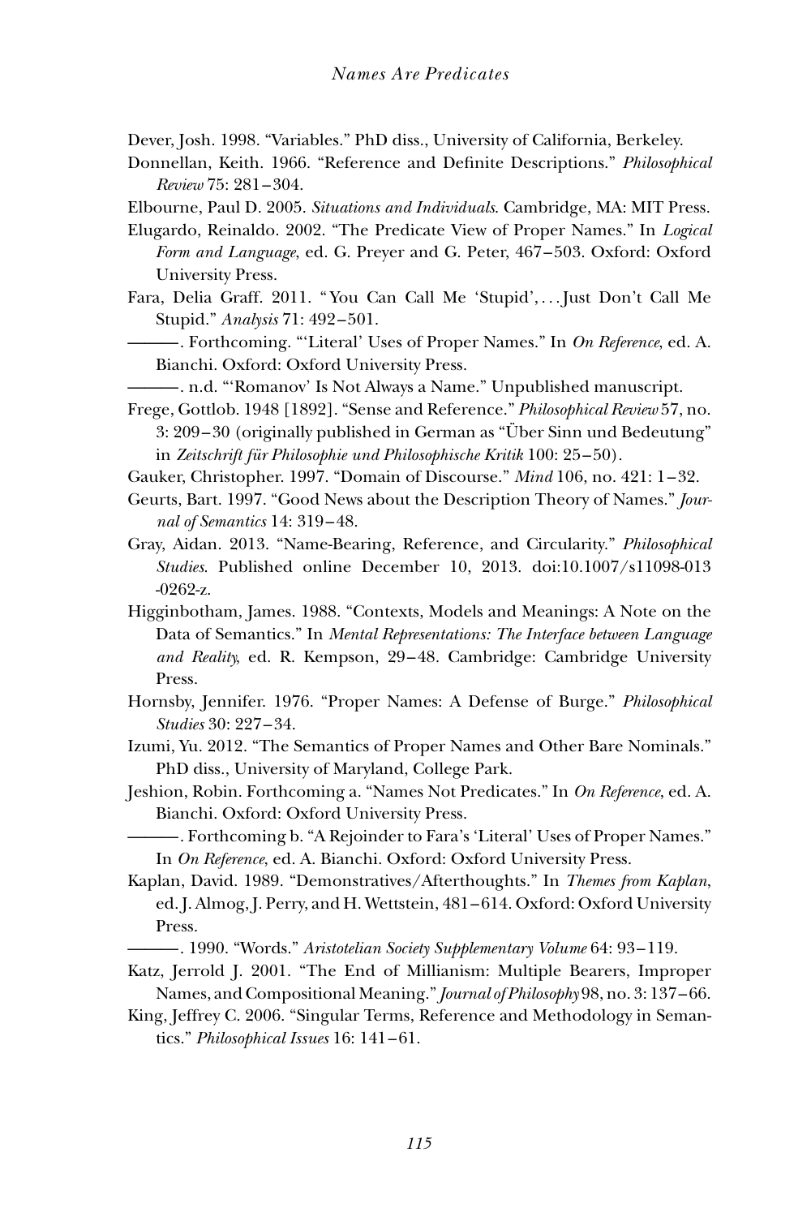Dever, Josh. 1998. "Variables." PhD diss., University of California, Berkeley.

Donnellan, Keith. 1966. "Reference and Definite Descriptions." *Philosophical Review* 75: 281–304.

Elbourne, Paul D. 2005. *Situations and Individuals*. Cambridge, MA: MIT Press.

Elugardo, Reinaldo. 2002. "The Predicate View of Proper Names." In *Logical Form and Language*, ed. G. Preyer and G. Peter, 467–503. Oxford: Oxford University Press.

Fara, Delia Graff. 2011. "You Can Call Me 'Stupid', . . . Just Don't Call Me Stupid." *Analysis* 71: 492–501.

———. Forthcoming. "'Literal' Uses of Proper Names." In *On Reference*, ed. A. Bianchi. Oxford: Oxford University Press.

———. n.d. "'Romanov' Is Not Always a Name." Unpublished manuscript.

Frege, Gottlob. 1948 [1892]. "Sense and Reference." *Philosophical Review* 57, no. 3: 209–30 (originally published in German as "Über Sinn und Bedeutung" in *Zeitschrift für Philosophie und Philosophische Kritik* 100: 25–50).

Gauker, Christopher. 1997. "Domain of Discourse." *Mind* 106, no. 421: 1–32.

Geurts, Bart. 1997. "Good News about the Description Theory of Names." *Journal of Semantics* 14: 319–48.

Gray, Aidan. 2013. "Name-Bearing, Reference, and Circularity." *Philosophical Studies*. Published online December 10, 2013. doi:10.1007/s11098-013-0262-z.

Higginbotham, James. 1988. "Contexts, Models and Meanings: A Note on the Data of Semantics." In *Mental Representations: The Interface between Language and Reality*, ed. R. Kempson, 29–48. Cambridge: Cambridge University Press.

Hornsby, Jennifer. 1976. "Proper Names: A Defense of Burge." *Philosophical Studies* 30: 227–34.

Izumi, Yu. 2012. "The Semantics of Proper Names and Other Bare Nominals." PhD diss., University of Maryland, College Park.

Jeshion, Robin. Forthcoming a. "Names Not Predicates." In *On Reference*, ed. A. Bianchi. Oxford: Oxford University Press.

———. Forthcoming b. "A Rejoinder to Fara's 'Literal' Uses of Proper Names." In *On Reference*, ed. A. Bianchi. Oxford: Oxford University Press.

Kaplan, David. 1989. "Demonstratives/Afterthoughts." In *Themes from Kaplan*, ed. J. Almog, J. Perry, and H. Wettstein, 481–614. Oxford: Oxford University Press.

———. 1990. "Words." *Aristotelian Society Supplementary Volume* 64: 93–119.

Katz, Jerrold J. 2001. "The End of Millianism: Multiple Bearers, Improper Names, and Compositional Meaning." *Journal of Philosophy* 98, no. 3: 137–66.

King, Jeffrey C. 2006. "Singular Terms, Reference and Methodology in Semantics." *Philosophical Issues* 16: 141–61.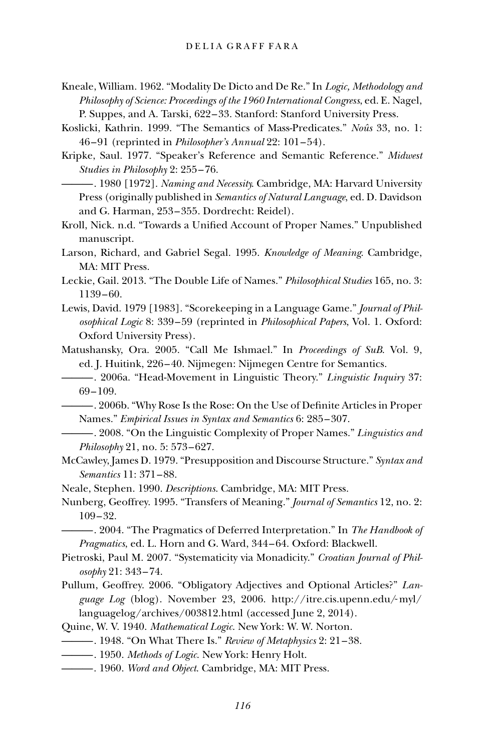Kneale, William. 1962. "Modality De Dicto and De Re." In *Logic, Methodology and Philosophy of Science: Proceedings of the 1960 International Congress*, ed. E. Nagel, P. Suppes, and A. Tarski, 622–33. Stanford: Stanford University Press.

Koslicki, Kathrin. 1999. "The Semantics of Mass-Predicates." *Noûs* 33, no. 1: 46–91 (reprinted in *Philosopher's Annual* 22: 101–54).

Kripke, Saul. 1977. "Speaker's Reference and Semantic Reference." *Midwest Studies in Philosophy* 2: 255–76.

———. 1980 [1972]. *Naming and Necessity*. Cambridge, MA: Harvard University Press (originally published in *Semantics of Natural Language*, ed. D. Davidson and G. Harman, 253–355. Dordrecht: Reidel).

Kroll, Nick. n.d. "Towards a Unified Account of Proper Names." Unpublished manuscript.

Larson, Richard, and Gabriel Segal. 1995. *Knowledge of Meaning*. Cambridge, MA: MIT Press.

Leckie, Gail. 2013. "The Double Life of Names." *Philosophical Studies* 165, no. 3: 1139–60.

Lewis, David. 1979 [1983]. "Scorekeeping in a Language Game." *Journal of Philosophical Logic* 8: 339–59 (reprinted in *Philosophical Papers*, Vol. 1. Oxford: Oxford University Press).

Matushansky, Ora. 2005. "Call Me Ishmael." In *Proceedings of SuB*. Vol. 9, ed. J. Huitink, 226–40. Nijmegen: Nijmegen Centre for Semantics.

———. 2006a. "Head-Movement in Linguistic Theory." *Linguistic Inquiry* 37: 69–109.

———. 2006b. "Why Rose Is the Rose: On the Use of Definite Articles in Proper Names." *Empirical Issues in Syntax and Semantics* 6: 285–307.

———. 2008. "On the Linguistic Complexity of Proper Names." *Linguistics and Philosophy* 21, no. 5: 573–627.

McCawley, James D. 1979. "Presupposition and Discourse Structure." *Syntax and Semantics* 11: 371–88.

Neale, Stephen. 1990. *Descriptions*. Cambridge, MA: MIT Press.

Nunberg, Geoffrey. 1995. "Transfers of Meaning." *Journal of Semantics* 12, no. 2: 109–32.

———. 2004. "The Pragmatics of Deferred Interpretation." In *The Handbook of Pragmatics*, ed. L. Horn and G. Ward, 344–64. Oxford: Blackwell.

Pietroski, Paul M. 2007. "Systematicity via Monadicity." *Croatian Journal of Philosophy* 21: 343–74.

Pullum, Geoffrey. 2006. "Obligatory Adjectives and Optional Articles?" *Language Log* (blog). November 23, 2006. http://itre.cis.upenn.edu/~myl/languagelog/archives/003812.html (accessed June 2, 2014).

Quine, W. V. 1940. *Mathematical Logic*. New York: W. W. Norton.

———. 1948. "On What There Is." *Review of Metaphysics* 2: 21–38.

———. 1950. *Methods of Logic*. New York: Henry Holt.

———. 1960. *Word and Object*. Cambridge, MA: MIT Press.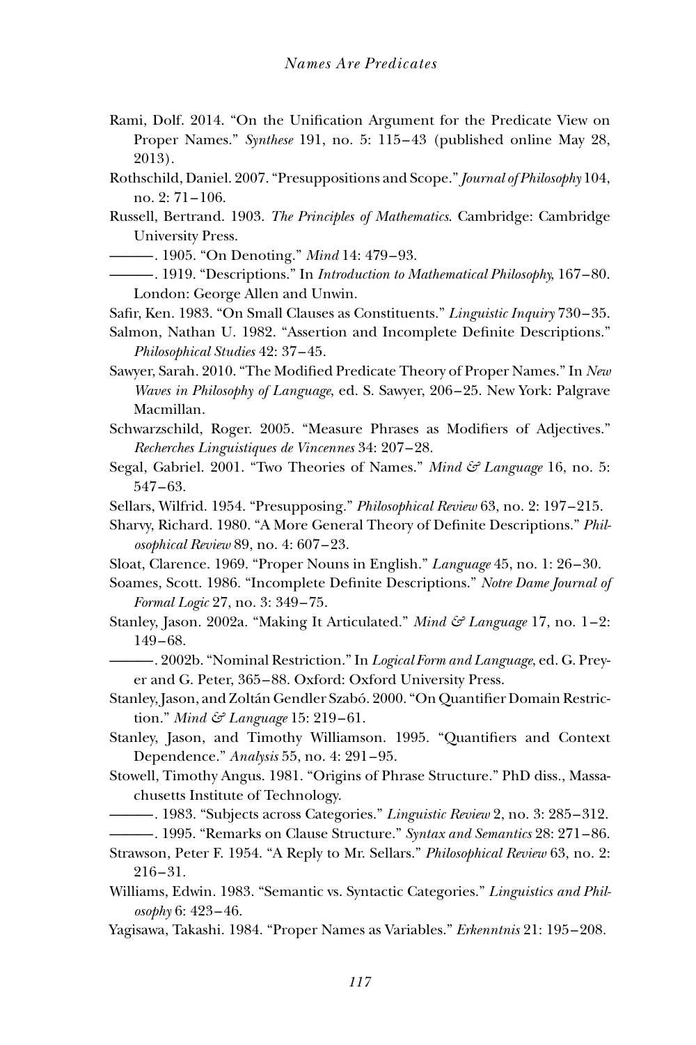Rami, Dolf. 2014. "On the Unification Argument for the Predicate View on Proper Names." *Synthese* 191, no. 5: 115–43 (published online May 28, 2013).

Rothschild, Daniel. 2007. "Presuppositions and Scope." *Journal of Philosophy* 104, no. 2: 71–106.

Russell, Bertrand. 1903. *The Principles of Mathematics*. Cambridge: Cambridge University Press.

———. 1905. "On Denoting." *Mind* 14: 479–93.

———. 1919. "Descriptions." In *Introduction to Mathematical Philosophy*, 167–80. London: George Allen and Unwin.

Safir, Ken. 1983. "On Small Clauses as Constituents." *Linguistic Inquiry* 730–35.

Salmon, Nathan U. 1982. "Assertion and Incomplete Definite Descriptions." *Philosophical Studies* 42: 37–45.

Sawyer, Sarah. 2010. "The Modified Predicate Theory of Proper Names." In *New Waves in Philosophy of Language*, ed. S. Sawyer, 206–25. New York: Palgrave Macmillan.

Schwarzschild, Roger. 2005. "Measure Phrases as Modifiers of Adjectives." *Recherches Linguistiques de Vincennes* 34: 207–28.

Segal, Gabriel. 2001. "Two Theories of Names." *Mind & Language* 16, no. 5: 547–63.

Sellars, Wilfrid. 1954. "Presupposing." *Philosophical Review* 63, no. 2: 197–215.

Sharvy, Richard. 1980. "A More General Theory of Definite Descriptions." *Philosophical Review* 89, no. 4: 607–23.

Sloat, Clarence. 1969. "Proper Nouns in English." *Language* 45, no. 1: 26–30.

Soames, Scott. 1986. "Incomplete Definite Descriptions." *Notre Dame Journal of Formal Logic* 27, no. 3: 349–75.

Stanley, Jason. 2002a. "Making It Articulated." *Mind & Language* 17, no. 1–2: 149–68.

———. 2002b. "Nominal Restriction." In *Logical Form and Language*, ed. G. Preyer and G. Peter, 365–88. Oxford: Oxford University Press.

Stanley, Jason, and Zoltán Gendler Szabó. 2000. "On Quantifier Domain Restriction." *Mind & Language* 15: 219–61.

Stanley, Jason, and Timothy Williamson. 1995. "Quantifiers and Context Dependence." *Analysis* 55, no. 4: 291–95.

Stowell, Timothy Angus. 1981. "Origins of Phrase Structure." PhD diss., Massachusetts Institute of Technology.

———. 1983. "Subjects across Categories." *Linguistic Review* 2, no. 3: 285–312.

———. 1995. "Remarks on Clause Structure." *Syntax and Semantics* 28: 271–86.

Strawson, Peter F. 1954. "A Reply to Mr. Sellars." *Philosophical Review* 63, no. 2: 216–31.

Williams, Edwin. 1983. "Semantic vs. Syntactic Categories." *Linguistics and Philosophy* 6: 423–46.

Yagisawa, Takashi. 1984. "Proper Names as Variables." *Erkenntnis* 21: 195–208.